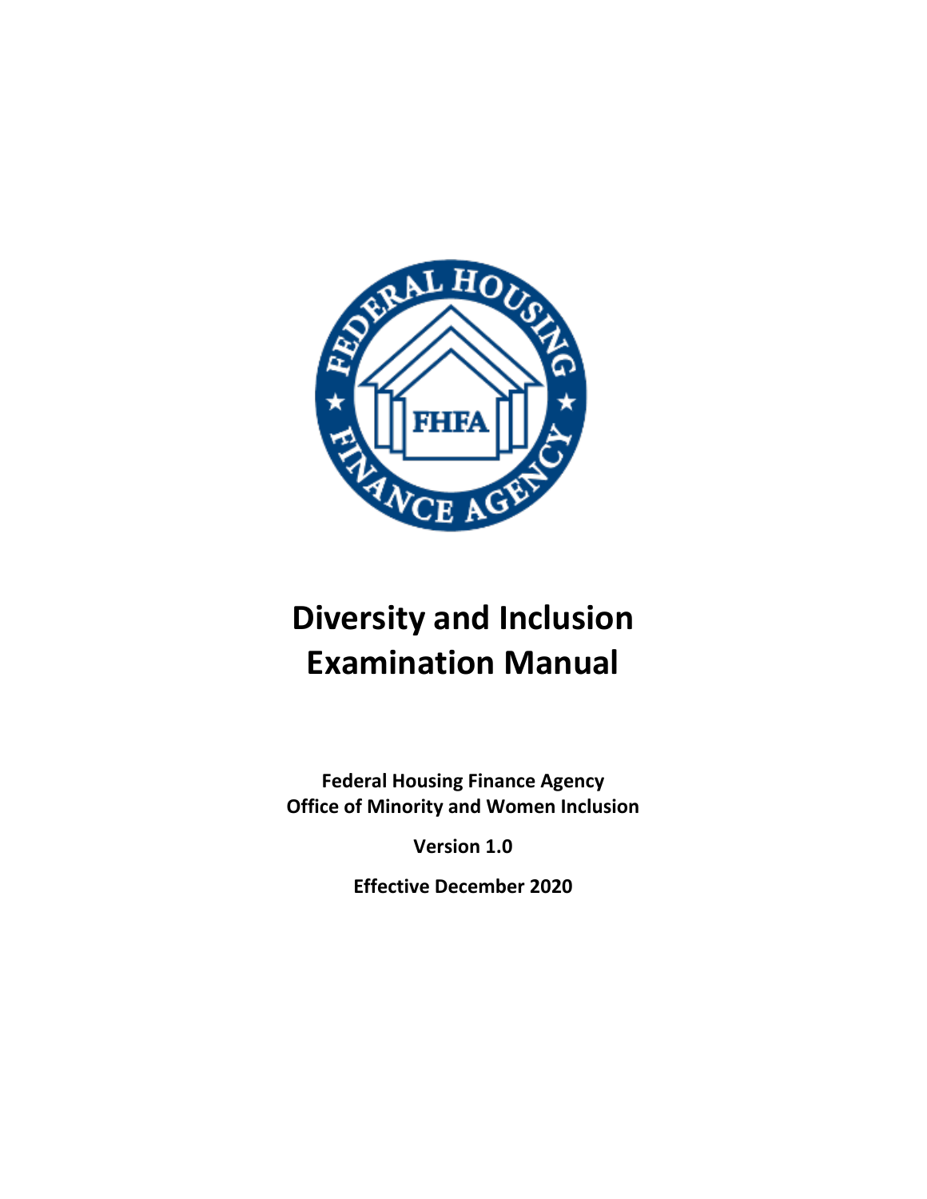# Diversity and Inclusion Examination Manual

**Federal Housing Finance Agency**
**Office of Minority and Women Inclusion**

**Version 1.0**

**Effective December 2020**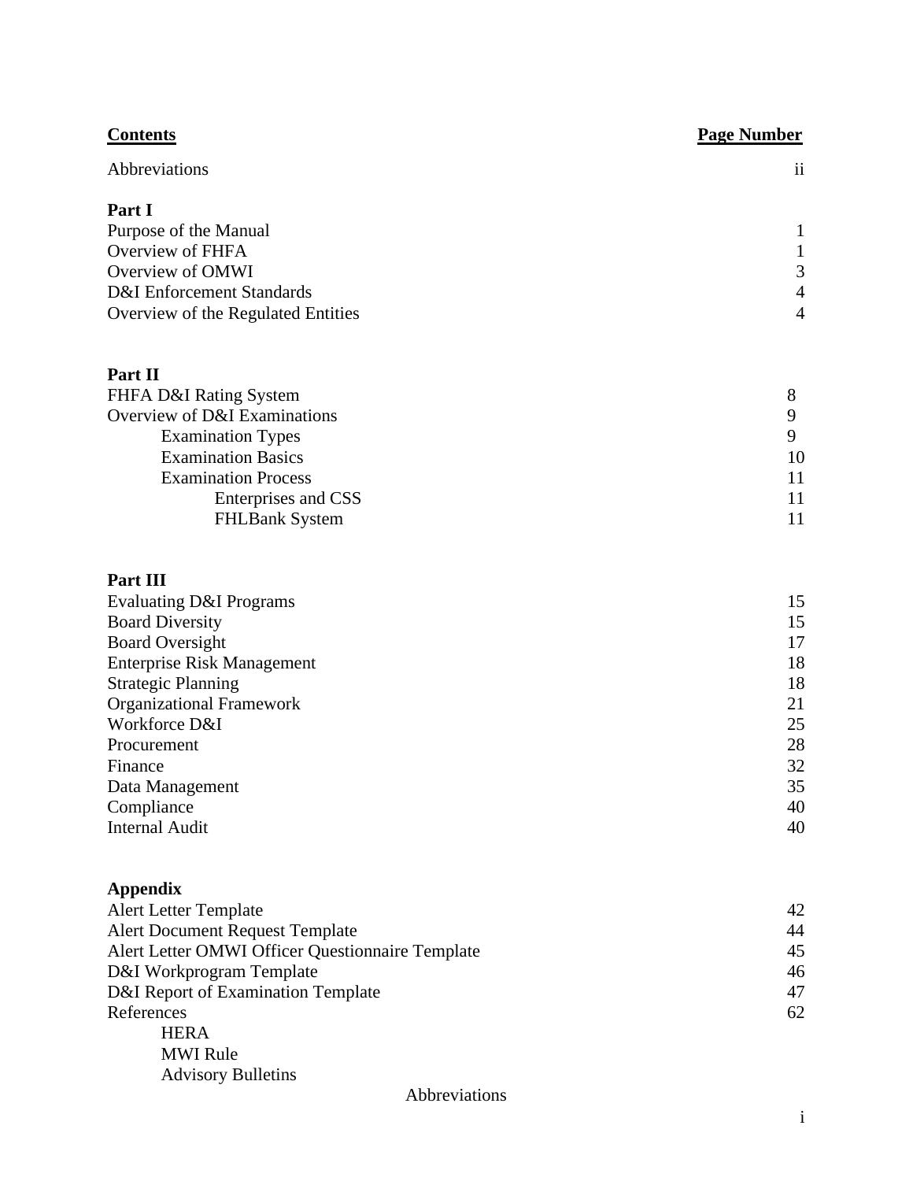| **Contents** | **Page Number** |
|---|---|
| Abbreviations | ii |
| **Part I** | |
| Purpose of the Manual | 1 |
| Overview of FHFA | 1 |
| Overview of OMWI | 3 |
| D&I Enforcement Standards | 4 |
| Overview of the Regulated Entities | 4 |
| **Part II** | |
| FHFA D&I Rating System | 8 |
| Overview of D&I Examinations | 9 |
| Examination Types | 9 |
| Examination Basics | 10 |
| Examination Process | 11 |
| Enterprises and CSS | 11 |
| FHLBank System | 11 |
| **Part III** | |
| Evaluating D&I Programs | 15 |
| Board Diversity | 15 |
| Board Oversight | 17 |
| Enterprise Risk Management | 18 |
| Strategic Planning | 18 |
| Organizational Framework | 21 |
| Workforce D&I | 25 |
| Procurement | 28 |
| Finance | 32 |
| Data Management | 35 |
| Compliance | 40 |
| Internal Audit | 40 |
| **Appendix** | |
| Alert Letter Template | 42 |
| Alert Document Request Template | 44 |
| Alert Letter OMWI Officer Questionnaire Template | 45 |
| D&I Workprogram Template | 46 |
| D&I Report of Examination Template | 47 |
| References | 62 |
| HERA | |
| MWI Rule | |
| Advisory Bulletins | |

Abbreviations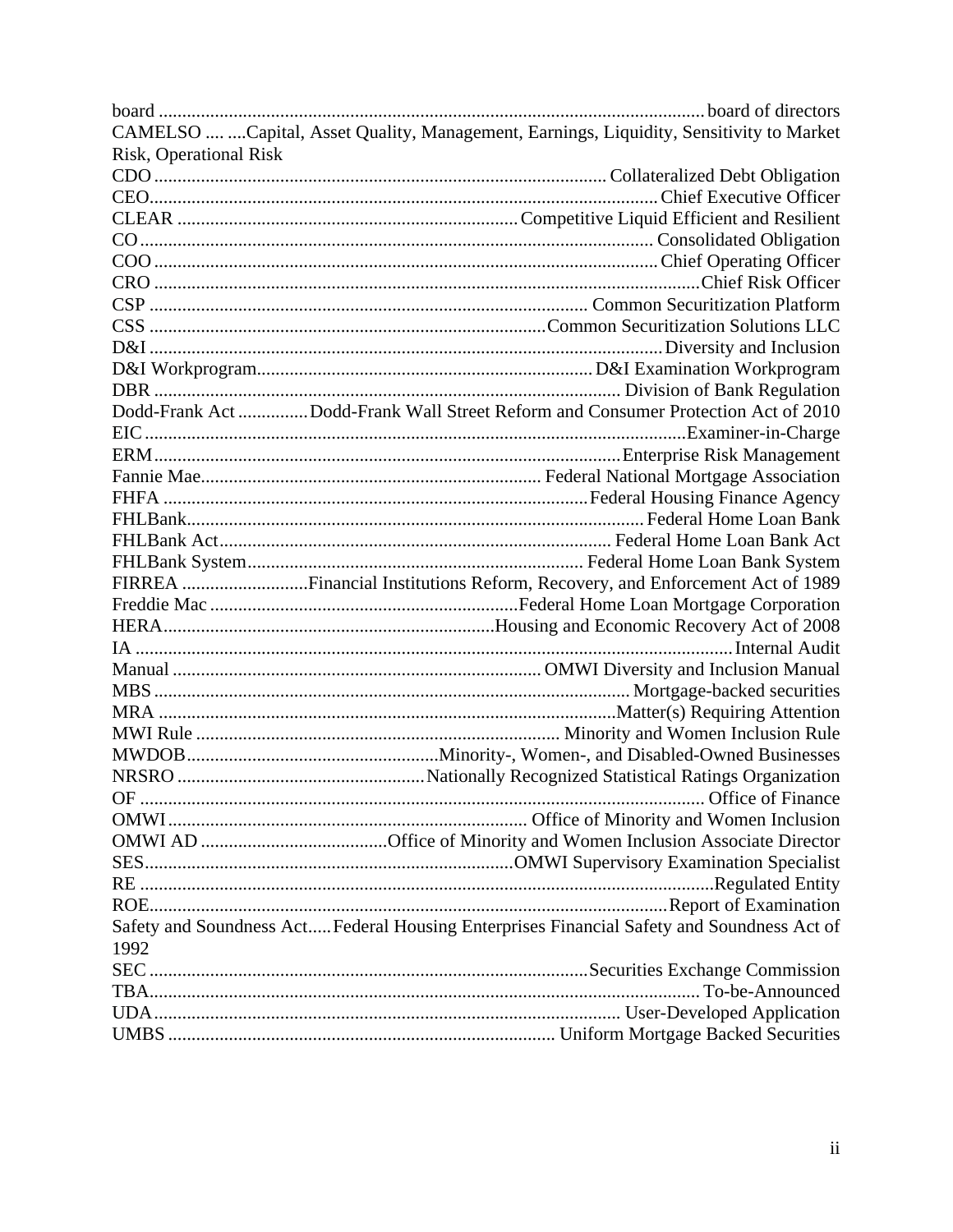| | |
|---|---|
| board | board of directors |
| CAMELSO | Capital, Asset Quality, Management, Earnings, Liquidity, Sensitivity to Market Risk, Operational Risk |
| CDO | Collateralized Debt Obligation |
| CEO | Chief Executive Officer |
| CLEAR | Competitive Liquid Efficient and Resilient |
| CO | Consolidated Obligation |
| COO | Chief Operating Officer |
| CRO | Chief Risk Officer |
| CSP | Common Securitization Platform |
| CSS | Common Securitization Solutions LLC |
| D&I | Diversity and Inclusion |
| D&I Workprogram | D&I Examination Workprogram |
| DBR | Division of Bank Regulation |
| Dodd-Frank Act | Dodd-Frank Wall Street Reform and Consumer Protection Act of 2010 |
| EIC | Examiner-in-Charge |
| ERM | Enterprise Risk Management |
| Fannie Mae | Federal National Mortgage Association |
| FHFA | Federal Housing Finance Agency |
| FHLBank | Federal Home Loan Bank |
| FHLBank Act | Federal Home Loan Bank Act |
| FHLBank System | Federal Home Loan Bank System |
| FIRREA | Financial Institutions Reform, Recovery, and Enforcement Act of 1989 |
| Freddie Mac | Federal Home Loan Mortgage Corporation |
| HERA | Housing and Economic Recovery Act of 2008 |
| IA | Internal Audit |
| Manual | OMWI Diversity and Inclusion Manual |
| MBS | Mortgage-backed securities |
| MRA | Matter(s) Requiring Attention |
| MWI Rule | Minority and Women Inclusion Rule |
| MWDOB | Minority-, Women-, and Disabled-Owned Businesses |
| NRSRO | Nationally Recognized Statistical Ratings Organization |
| OF | Office of Finance |
| OMWI | Office of Minority and Women Inclusion |
| OMWI AD | Office of Minority and Women Inclusion Associate Director |
| SES | OMWI Supervisory Examination Specialist |
| RE | Regulated Entity |
| ROE | Report of Examination |
| Safety and Soundness Act | Federal Housing Enterprises Financial Safety and Soundness Act of 1992 |
| SEC | Securities Exchange Commission |
| TBA | To-be-Announced |
| UDA | User-Developed Application |
| UMBS | Uniform Mortgage Backed Securities |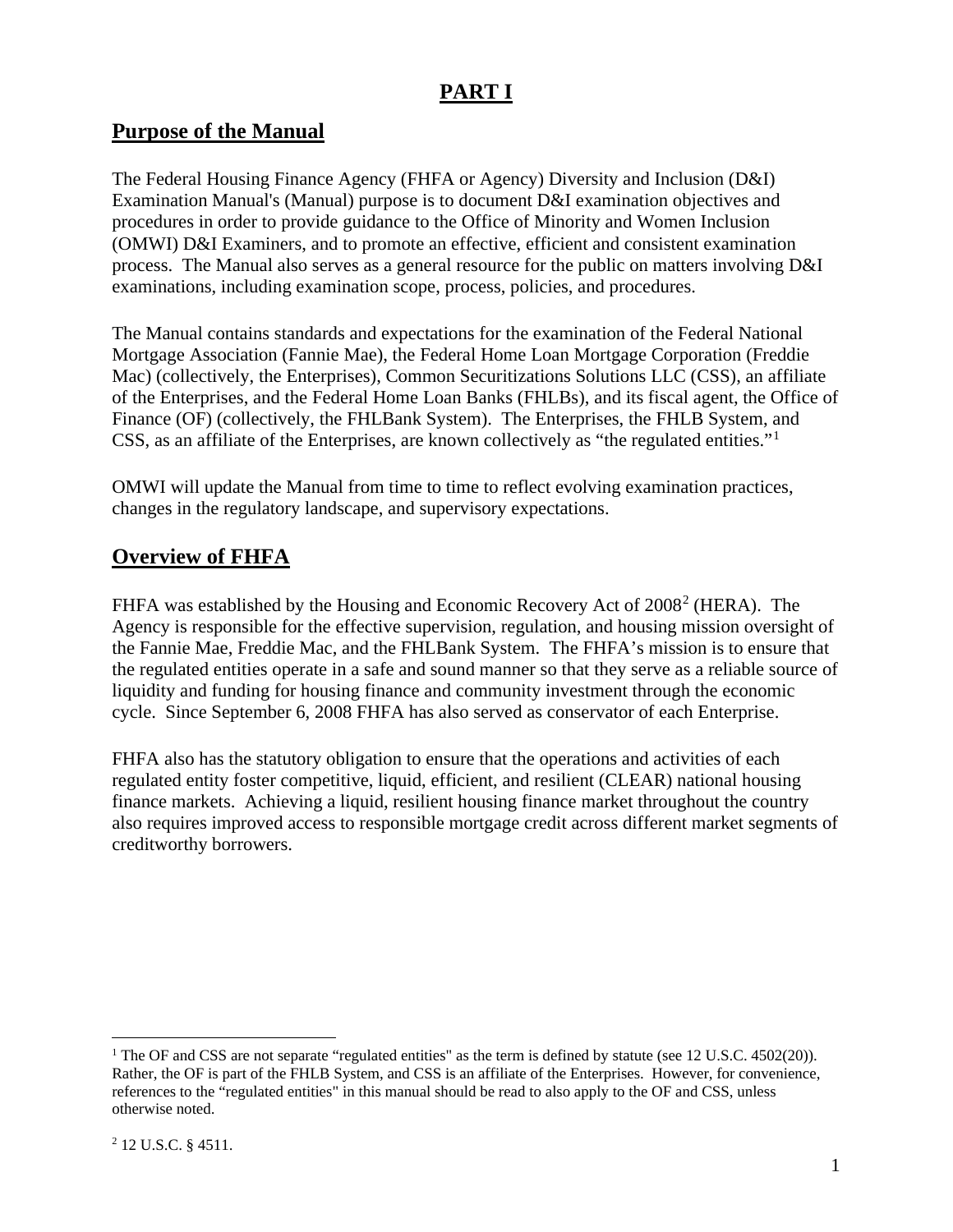# PART I

## Purpose of the Manual

The Federal Housing Finance Agency (FHFA or Agency) Diversity and Inclusion (D&I) Examination Manual's (Manual) purpose is to document D&I examination objectives and procedures in order to provide guidance to the Office of Minority and Women Inclusion (OMWI) D&I Examiners, and to promote an effective, efficient and consistent examination process. The Manual also serves as a general resource for the public on matters involving D&I examinations, including examination scope, process, policies, and procedures.

The Manual contains standards and expectations for the examination of the Federal National Mortgage Association (Fannie Mae), the Federal Home Loan Mortgage Corporation (Freddie Mac) (collectively, the Enterprises), Common Securitizations Solutions LLC (CSS), an affiliate of the Enterprises, and the Federal Home Loan Banks (FHLBs), and its fiscal agent, the Office of Finance (OF) (collectively, the FHLBank System). The Enterprises, the FHLB System, and CSS, as an affiliate of the Enterprises, are known collectively as "the regulated entities."[1]

OMWI will update the Manual from time to time to reflect evolving examination practices, changes in the regulatory landscape, and supervisory expectations.

## Overview of FHFA

FHFA was established by the Housing and Economic Recovery Act of 2008[2] (HERA). The Agency is responsible for the effective supervision, regulation, and housing mission oversight of the Fannie Mae, Freddie Mac, and the FHLBank System. The FHFA's mission is to ensure that the regulated entities operate in a safe and sound manner so that they serve as a reliable source of liquidity and funding for housing finance and community investment through the economic cycle. Since September 6, 2008 FHFA has also served as conservator of each Enterprise.

FHFA also has the statutory obligation to ensure that the operations and activities of each regulated entity foster competitive, liquid, efficient, and resilient (CLEAR) national housing finance markets. Achieving a liquid, resilient housing finance market throughout the country also requires improved access to responsible mortgage credit across different market segments of creditworthy borrowers.

---

[1] The OF and CSS are not separate "regulated entities" as the term is defined by statute (see 12 U.S.C. 4502(20)). Rather, the OF is part of the FHLB System, and CSS is an affiliate of the Enterprises. However, for convenience, references to the "regulated entities" in this manual should be read to also apply to the OF and CSS, unless otherwise noted.

[2] 12 U.S.C. § 4511.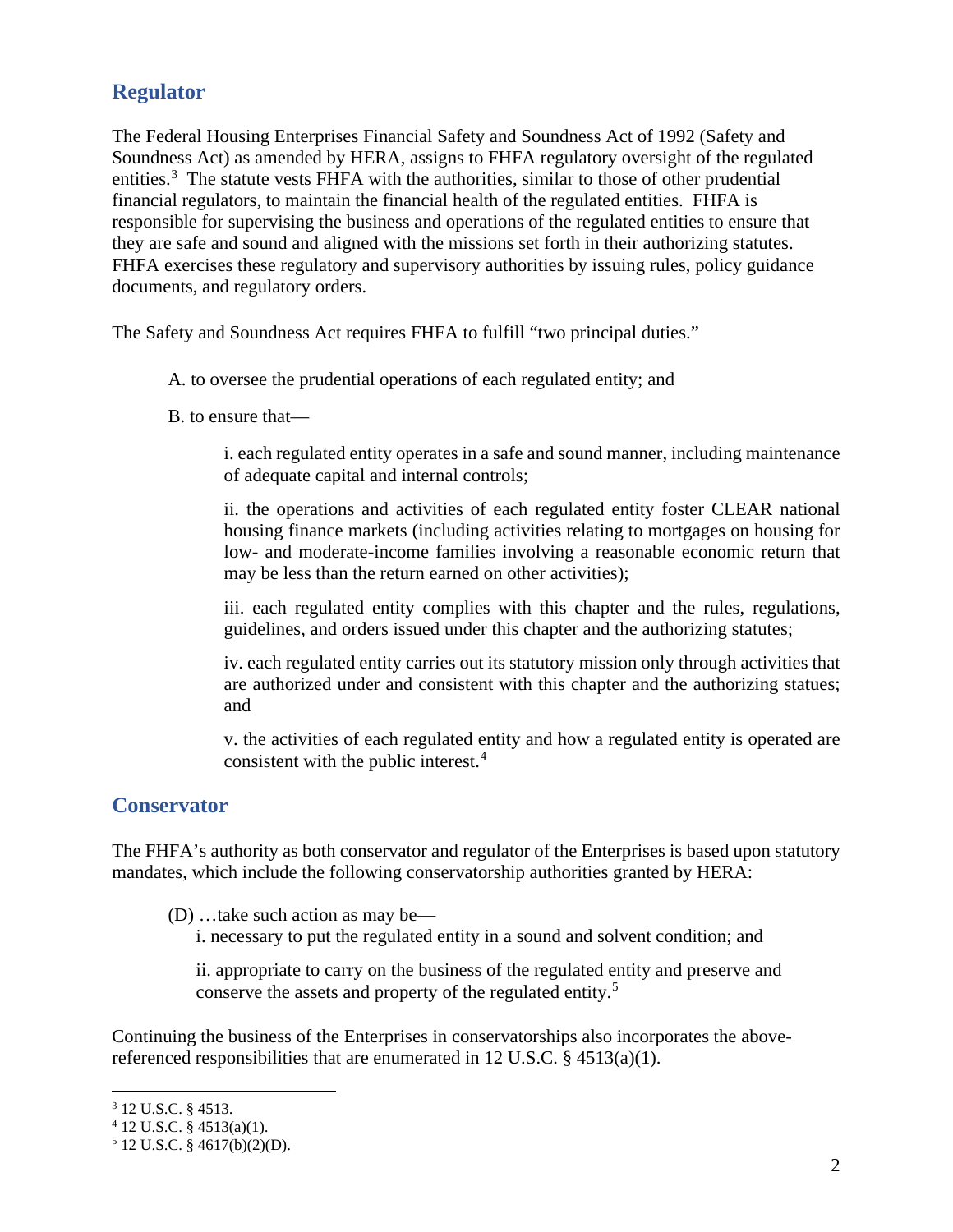## Regulator

The Federal Housing Enterprises Financial Safety and Soundness Act of 1992 (Safety and Soundness Act) as amended by HERA, assigns to FHFA regulatory oversight of the regulated entities.[3] The statute vests FHFA with the authorities, similar to those of other prudential financial regulators, to maintain the financial health of the regulated entities. FHFA is responsible for supervising the business and operations of the regulated entities to ensure that they are safe and sound and aligned with the missions set forth in their authorizing statutes. FHFA exercises these regulatory and supervisory authorities by issuing rules, policy guidance documents, and regulatory orders.

The Safety and Soundness Act requires FHFA to fulfill "two principal duties."

A. to oversee the prudential operations of each regulated entity; and

B. to ensure that—

> i. each regulated entity operates in a safe and sound manner, including maintenance of adequate capital and internal controls;
>
> ii. the operations and activities of each regulated entity foster CLEAR national housing finance markets (including activities relating to mortgages on housing for low- and moderate-income families involving a reasonable economic return that may be less than the return earned on other activities);
>
> iii. each regulated entity complies with this chapter and the rules, regulations, guidelines, and orders issued under this chapter and the authorizing statutes;
>
> iv. each regulated entity carries out its statutory mission only through activities that are authorized under and consistent with this chapter and the authorizing statues; and
>
> v. the activities of each regulated entity and how a regulated entity is operated are consistent with the public interest.[4]

## Conservator

The FHFA's authority as both conservator and regulator of the Enterprises is based upon statutory mandates, which include the following conservatorship authorities granted by HERA:

(D) …take such action as may be—

> i. necessary to put the regulated entity in a sound and solvent condition; and
>
> ii. appropriate to carry on the business of the regulated entity and preserve and conserve the assets and property of the regulated entity.[5]

Continuing the business of the Enterprises in conservatorships also incorporates the above-referenced responsibilities that are enumerated in 12 U.S.C. § 4513(a)(1).

---

[3] 12 U.S.C. § 4513.

[4] 12 U.S.C. § 4513(a)(1).

[5] 12 U.S.C. § 4617(b)(2)(D).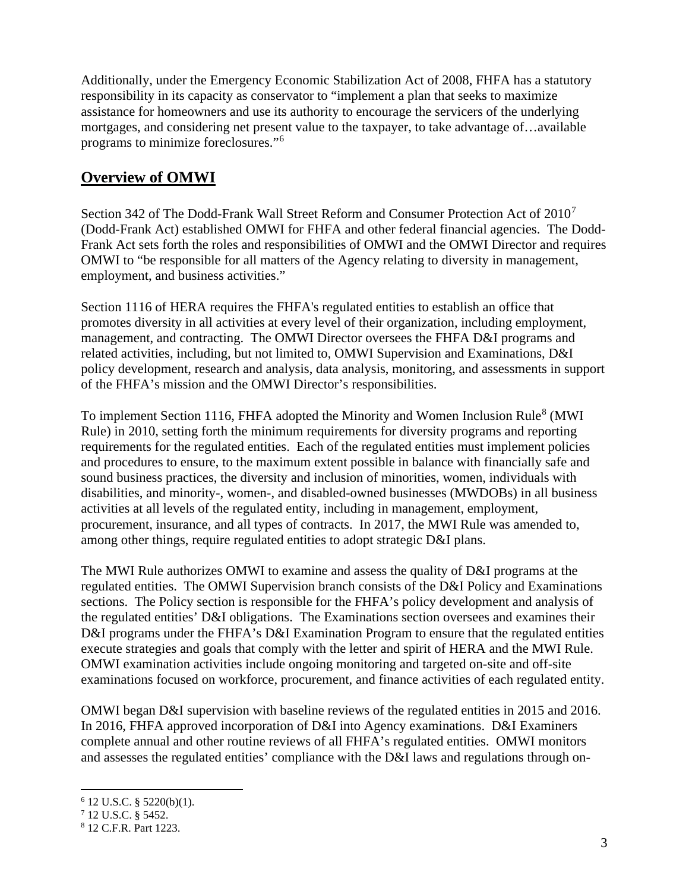Additionally, under the Emergency Economic Stabilization Act of 2008, FHFA has a statutory responsibility in its capacity as conservator to "implement a plan that seeks to maximize assistance for homeowners and use its authority to encourage the servicers of the underlying mortgages, and considering net present value to the taxpayer, to take advantage of…available programs to minimize foreclosures."[6]

## Overview of OMWI

Section 342 of The Dodd-Frank Wall Street Reform and Consumer Protection Act of 2010[7] (Dodd-Frank Act) established OMWI for FHFA and other federal financial agencies. The Dodd-Frank Act sets forth the roles and responsibilities of OMWI and the OMWI Director and requires OMWI to "be responsible for all matters of the Agency relating to diversity in management, employment, and business activities."

Section 1116 of HERA requires the FHFA's regulated entities to establish an office that promotes diversity in all activities at every level of their organization, including employment, management, and contracting. The OMWI Director oversees the FHFA D&I programs and related activities, including, but not limited to, OMWI Supervision and Examinations, D&I policy development, research and analysis, data analysis, monitoring, and assessments in support of the FHFA's mission and the OMWI Director's responsibilities.

To implement Section 1116, FHFA adopted the Minority and Women Inclusion Rule[8] (MWI Rule) in 2010, setting forth the minimum requirements for diversity programs and reporting requirements for the regulated entities. Each of the regulated entities must implement policies and procedures to ensure, to the maximum extent possible in balance with financially safe and sound business practices, the diversity and inclusion of minorities, women, individuals with disabilities, and minority-, women-, and disabled-owned businesses (MWDOBs) in all business activities at all levels of the regulated entity, including in management, employment, procurement, insurance, and all types of contracts. In 2017, the MWI Rule was amended to, among other things, require regulated entities to adopt strategic D&I plans.

The MWI Rule authorizes OMWI to examine and assess the quality of D&I programs at the regulated entities. The OMWI Supervision branch consists of the D&I Policy and Examinations sections. The Policy section is responsible for the FHFA's policy development and analysis of the regulated entities' D&I obligations. The Examinations section oversees and examines their D&I programs under the FHFA's D&I Examination Program to ensure that the regulated entities execute strategies and goals that comply with the letter and spirit of HERA and the MWI Rule. OMWI examination activities include ongoing monitoring and targeted on-site and off-site examinations focused on workforce, procurement, and finance activities of each regulated entity.

OMWI began D&I supervision with baseline reviews of the regulated entities in 2015 and 2016. In 2016, FHFA approved incorporation of D&I into Agency examinations. D&I Examiners complete annual and other routine reviews of all FHFA's regulated entities. OMWI monitors and assesses the regulated entities' compliance with the D&I laws and regulations through on-

---

[6] 12 U.S.C. § 5220(b)(1).

[7] 12 U.S.C. § 5452.

[8] 12 C.F.R. Part 1223.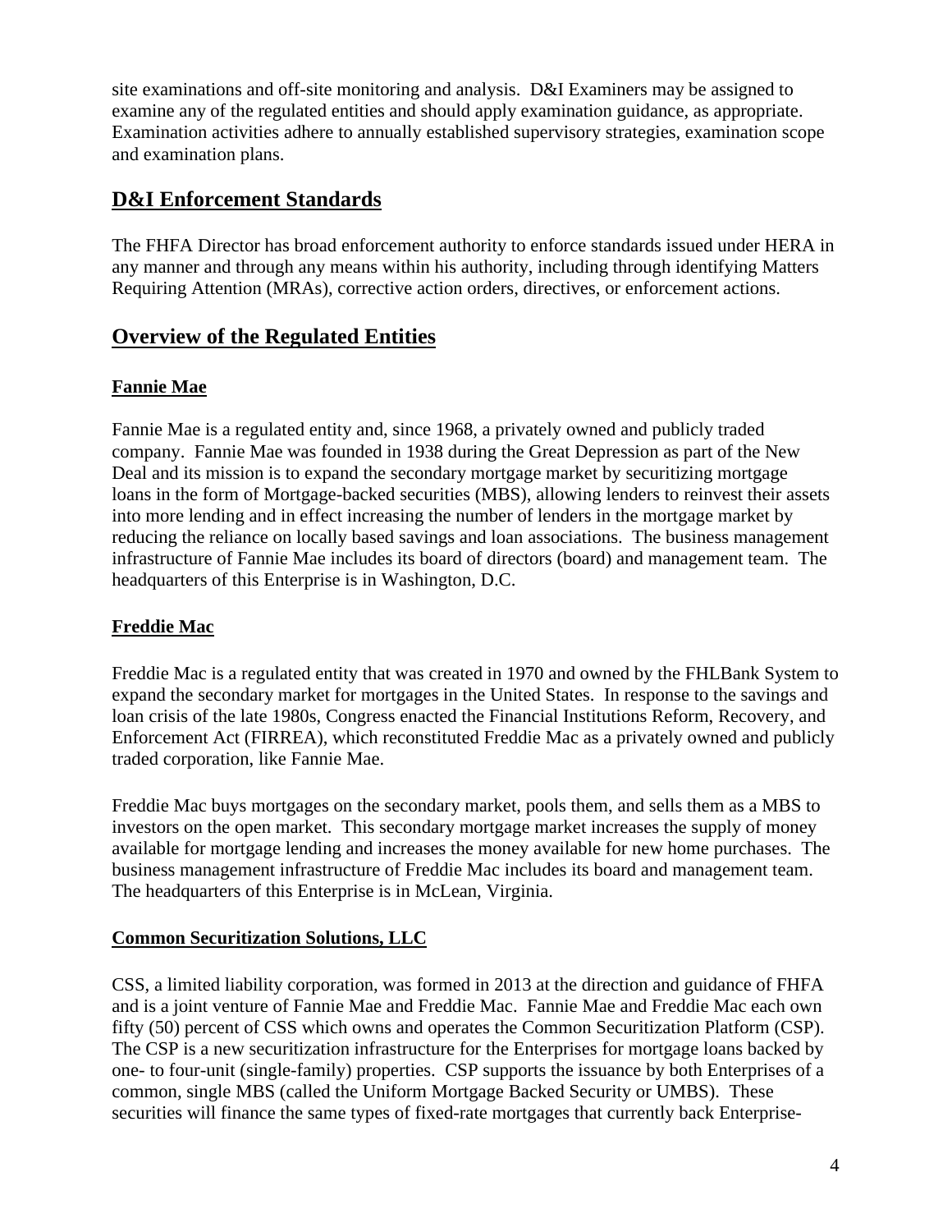site examinations and off-site monitoring and analysis. D&I Examiners may be assigned to examine any of the regulated entities and should apply examination guidance, as appropriate. Examination activities adhere to annually established supervisory strategies, examination scope and examination plans.

## D&I Enforcement Standards

The FHFA Director has broad enforcement authority to enforce standards issued under HERA in any manner and through any means within his authority, including through identifying Matters Requiring Attention (MRAs), corrective action orders, directives, or enforcement actions.

## Overview of the Regulated Entities

### Fannie Mae

Fannie Mae is a regulated entity and, since 1968, a privately owned and publicly traded company. Fannie Mae was founded in 1938 during the Great Depression as part of the New Deal and its mission is to expand the secondary mortgage market by securitizing mortgage loans in the form of Mortgage-backed securities (MBS), allowing lenders to reinvest their assets into more lending and in effect increasing the number of lenders in the mortgage market by reducing the reliance on locally based savings and loan associations. The business management infrastructure of Fannie Mae includes its board of directors (board) and management team. The headquarters of this Enterprise is in Washington, D.C.

### Freddie Mac

Freddie Mac is a regulated entity that was created in 1970 and owned by the FHLBank System to expand the secondary market for mortgages in the United States. In response to the savings and loan crisis of the late 1980s, Congress enacted the Financial Institutions Reform, Recovery, and Enforcement Act (FIRREA), which reconstituted Freddie Mac as a privately owned and publicly traded corporation, like Fannie Mae.

Freddie Mac buys mortgages on the secondary market, pools them, and sells them as a MBS to investors on the open market. This secondary mortgage market increases the supply of money available for mortgage lending and increases the money available for new home purchases. The business management infrastructure of Freddie Mac includes its board and management team. The headquarters of this Enterprise is in McLean, Virginia.

### Common Securitization Solutions, LLC

CSS, a limited liability corporation, was formed in 2013 at the direction and guidance of FHFA and is a joint venture of Fannie Mae and Freddie Mac. Fannie Mae and Freddie Mac each own fifty (50) percent of CSS which owns and operates the Common Securitization Platform (CSP). The CSP is a new securitization infrastructure for the Enterprises for mortgage loans backed by one- to four-unit (single-family) properties. CSP supports the issuance by both Enterprises of a common, single MBS (called the Uniform Mortgage Backed Security or UMBS). These securities will finance the same types of fixed-rate mortgages that currently back Enterprise-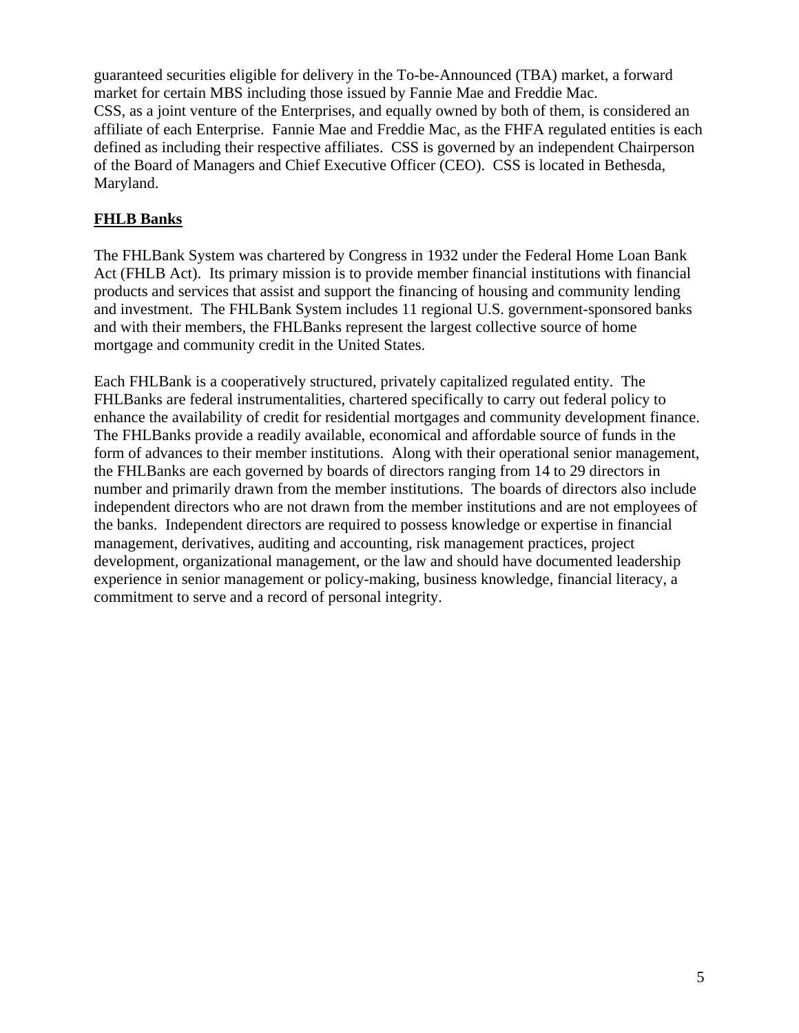guaranteed securities eligible for delivery in the To-be-Announced (TBA) market, a forward market for certain MBS including those issued by Fannie Mae and Freddie Mac.
CSS, as a joint venture of the Enterprises, and equally owned by both of them, is considered an affiliate of each Enterprise. Fannie Mae and Freddie Mac, as the FHFA regulated entities is each defined as including their respective affiliates. CSS is governed by an independent Chairperson of the Board of Managers and Chief Executive Officer (CEO). CSS is located in Bethesda, Maryland.

## FHLB Banks

The FHLBank System was chartered by Congress in 1932 under the Federal Home Loan Bank Act (FHLB Act). Its primary mission is to provide member financial institutions with financial products and services that assist and support the financing of housing and community lending and investment. The FHLBank System includes 11 regional U.S. government-sponsored banks and with their members, the FHLBanks represent the largest collective source of home mortgage and community credit in the United States.

Each FHLBank is a cooperatively structured, privately capitalized regulated entity. The FHLBanks are federal instrumentalities, chartered specifically to carry out federal policy to enhance the availability of credit for residential mortgages and community development finance. The FHLBanks provide a readily available, economical and affordable source of funds in the form of advances to their member institutions. Along with their operational senior management, the FHLBanks are each governed by boards of directors ranging from 14 to 29 directors in number and primarily drawn from the member institutions. The boards of directors also include independent directors who are not drawn from the member institutions and are not employees of the banks. Independent directors are required to possess knowledge or expertise in financial management, derivatives, auditing and accounting, risk management practices, project development, organizational management, or the law and should have documented leadership experience in senior management or policy-making, business knowledge, financial literacy, a commitment to serve and a record of personal integrity.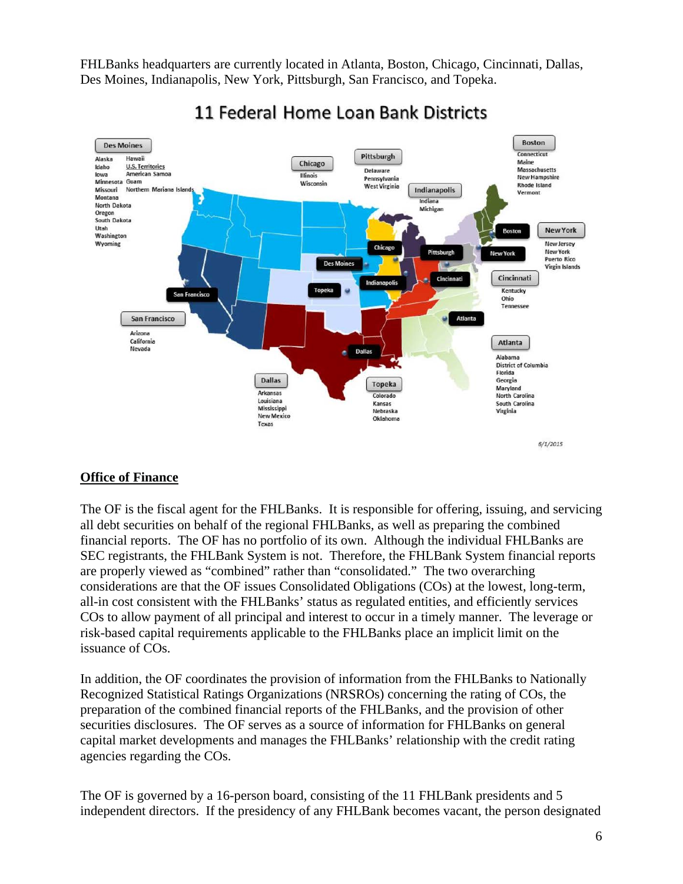FHLBanks headquarters are currently located in Atlanta, Boston, Chicago, Cincinnati, Dallas, Des Moines, Indianapolis, New York, Pittsburgh, San Francisco, and Topeka.

11 Federal Home Loan Bank Districts

| District | States/Territories |
|---|---|
| Des Moines | Alaska, Idaho, Iowa, Minnesota, Missouri, Montana, North Dakota, Oregon, South Dakota, Utah, Washington, Wyoming, Hawaii, U.S. Territories: American Samoa, Guam, Northern Mariana Islands |
| Chicago | Illinois, Wisconsin |
| Pittsburgh | Delaware, Pennsylvania, West Virginia |
| Indianapolis | Indiana, Michigan |
| Boston | Connecticut, Maine, Massachusetts, New Hampshire, Rhode Island, Vermont |
| New York | New Jersey, New York, Puerto Rico, Virgin Islands |
| Cincinnati | Kentucky, Ohio, Tennessee |
| Atlanta | Alabama, District of Columbia, Florida, Georgia, Maryland, North Carolina, South Carolina, Virginia |
| San Francisco | Arizona, California, Nevada |
| Dallas | Arkansas, Louisiana, Mississippi, New Mexico, Texas |
| Topeka | Colorado, Kansas, Nebraska, Oklahoma |

6/1/2015

## Office of Finance

The OF is the fiscal agent for the FHLBanks. It is responsible for offering, issuing, and servicing all debt securities on behalf of the regional FHLBanks, as well as preparing the combined financial reports. The OF has no portfolio of its own. Although the individual FHLBanks are SEC registrants, the FHLBank System is not. Therefore, the FHLBank System financial reports are properly viewed as "combined" rather than "consolidated." The two overarching considerations are that the OF issues Consolidated Obligations (COs) at the lowest, long-term, all-in cost consistent with the FHLBanks' status as regulated entities, and efficiently services COs to allow payment of all principal and interest to occur in a timely manner. The leverage or risk-based capital requirements applicable to the FHLBanks place an implicit limit on the issuance of COs.

In addition, the OF coordinates the provision of information from the FHLBanks to Nationally Recognized Statistical Ratings Organizations (NRSROs) concerning the rating of COs, the preparation of the combined financial reports of the FHLBanks, and the provision of other securities disclosures. The OF serves as a source of information for FHLBanks on general capital market developments and manages the FHLBanks' relationship with the credit rating agencies regarding the COs.

The OF is governed by a 16-person board, consisting of the 11 FHLBank presidents and 5 independent directors. If the presidency of any FHLBank becomes vacant, the person designated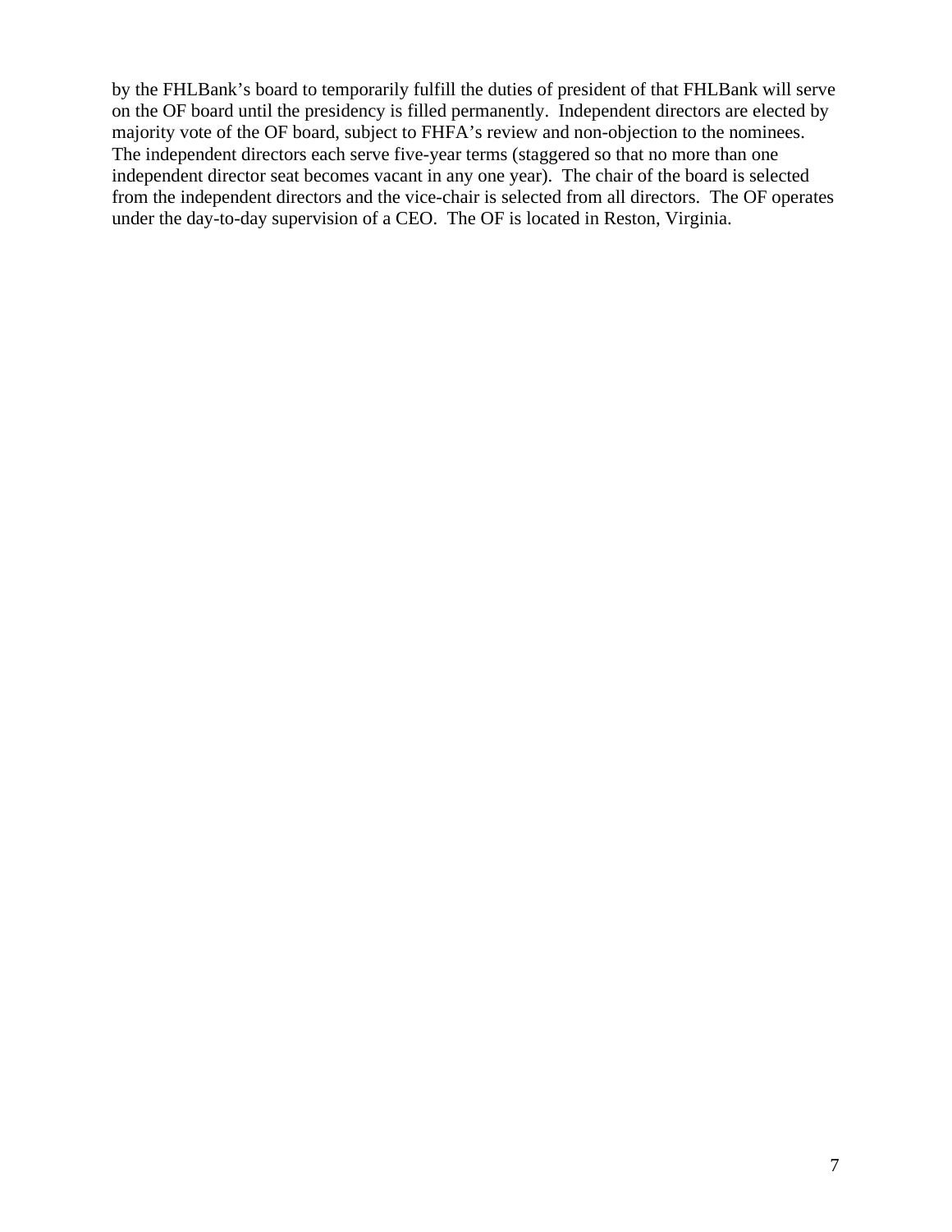by the FHLBank's board to temporarily fulfill the duties of president of that FHLBank will serve on the OF board until the presidency is filled permanently. Independent directors are elected by majority vote of the OF board, subject to FHFA's review and non-objection to the nominees. The independent directors each serve five-year terms (staggered so that no more than one independent director seat becomes vacant in any one year). The chair of the board is selected from the independent directors and the vice-chair is selected from all directors. The OF operates under the day-to-day supervision of a CEO. The OF is located in Reston, Virginia.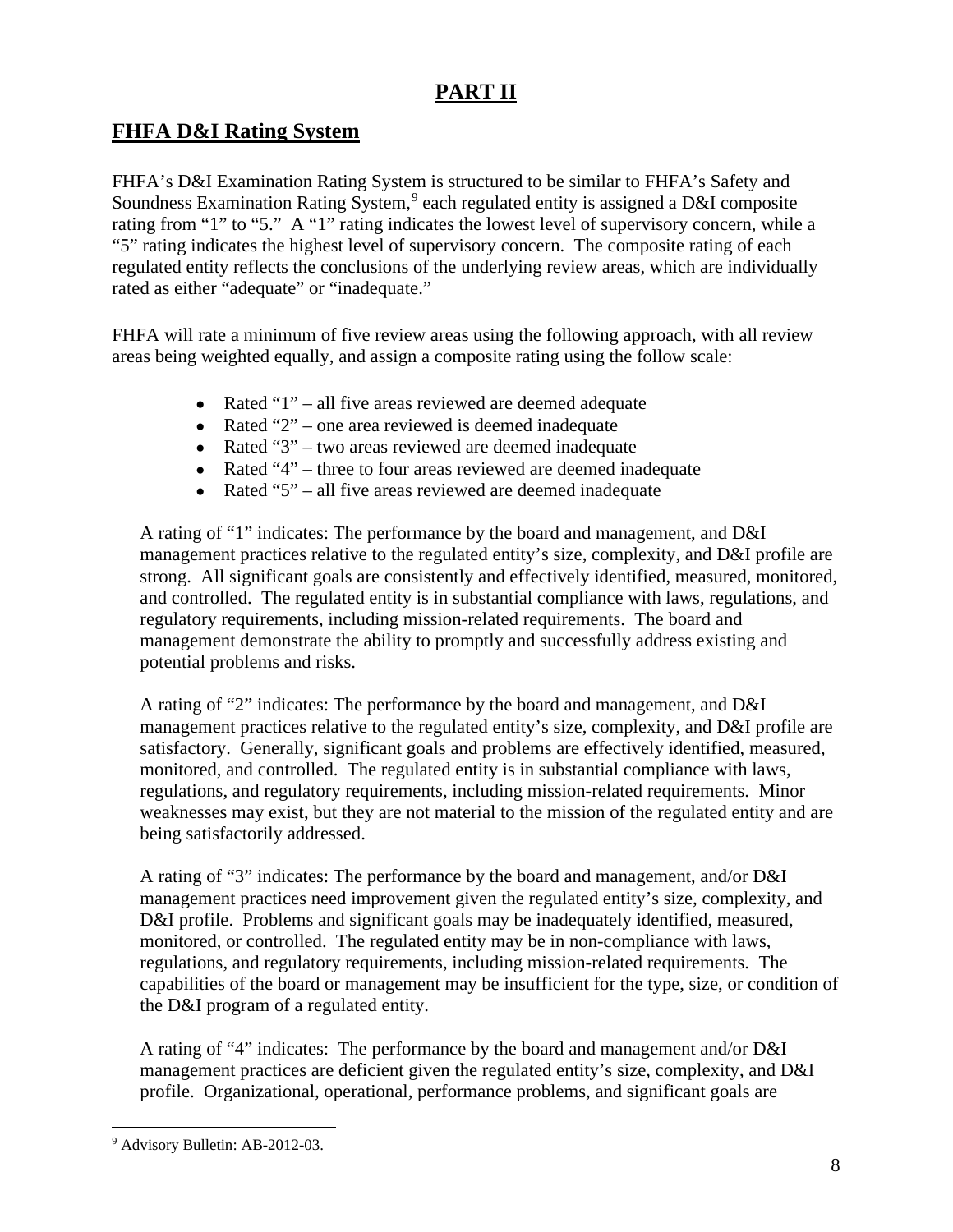# PART II

## FHFA D&I Rating System

FHFA's D&I Examination Rating System is structured to be similar to FHFA's Safety and Soundness Examination Rating System,[9] each regulated entity is assigned a D&I composite rating from "1" to "5." A "1" rating indicates the lowest level of supervisory concern, while a "5" rating indicates the highest level of supervisory concern. The composite rating of each regulated entity reflects the conclusions of the underlying review areas, which are individually rated as either "adequate" or "inadequate."

FHFA will rate a minimum of five review areas using the following approach, with all review areas being weighted equally, and assign a composite rating using the follow scale:

- Rated "1" – all five areas reviewed are deemed adequate
- Rated "2" – one area reviewed is deemed inadequate
- Rated "3" – two areas reviewed are deemed inadequate
- Rated "4" – three to four areas reviewed are deemed inadequate
- Rated "5" – all five areas reviewed are deemed inadequate

A rating of "1" indicates: The performance by the board and management, and D&I management practices relative to the regulated entity's size, complexity, and D&I profile are strong. All significant goals are consistently and effectively identified, measured, monitored, and controlled. The regulated entity is in substantial compliance with laws, regulations, and regulatory requirements, including mission-related requirements. The board and management demonstrate the ability to promptly and successfully address existing and potential problems and risks.

A rating of "2" indicates: The performance by the board and management, and D&I management practices relative to the regulated entity's size, complexity, and D&I profile are satisfactory. Generally, significant goals and problems are effectively identified, measured, monitored, and controlled. The regulated entity is in substantial compliance with laws, regulations, and regulatory requirements, including mission-related requirements. Minor weaknesses may exist, but they are not material to the mission of the regulated entity and are being satisfactorily addressed.

A rating of "3" indicates: The performance by the board and management, and/or D&I management practices need improvement given the regulated entity's size, complexity, and D&I profile. Problems and significant goals may be inadequately identified, measured, monitored, or controlled. The regulated entity may be in non-compliance with laws, regulations, and regulatory requirements, including mission-related requirements. The capabilities of the board or management may be insufficient for the type, size, or condition of the D&I program of a regulated entity.

A rating of "4" indicates: The performance by the board and management and/or D&I management practices are deficient given the regulated entity's size, complexity, and D&I profile. Organizational, operational, performance problems, and significant goals are

[9] Advisory Bulletin: AB-2012-03.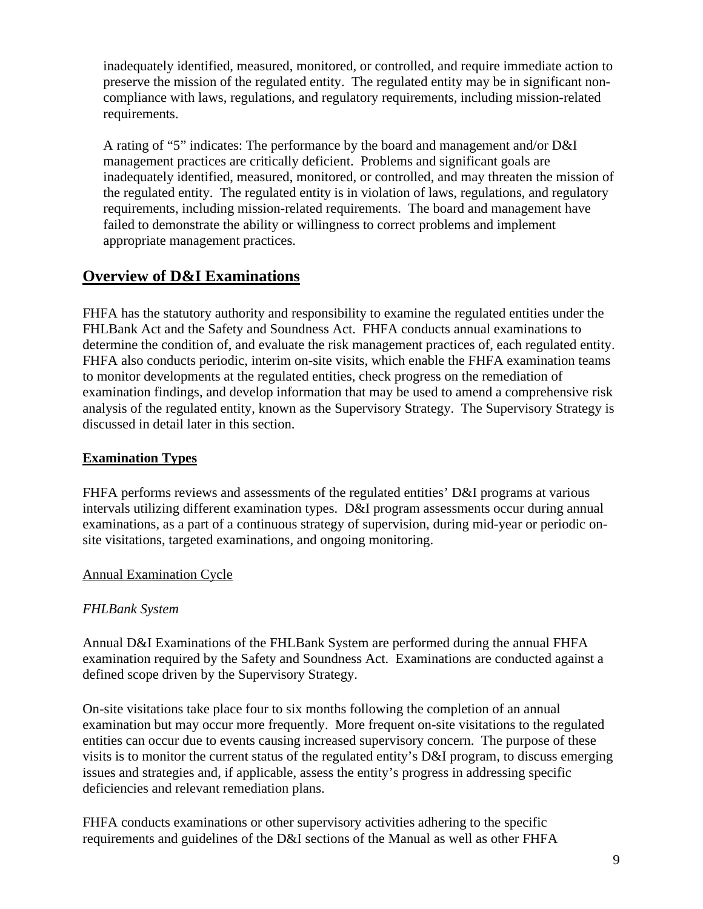inadequately identified, measured, monitored, or controlled, and require immediate action to preserve the mission of the regulated entity. The regulated entity may be in significant non-compliance with laws, regulations, and regulatory requirements, including mission-related requirements.

A rating of "5" indicates: The performance by the board and management and/or D&I management practices are critically deficient. Problems and significant goals are inadequately identified, measured, monitored, or controlled, and may threaten the mission of the regulated entity. The regulated entity is in violation of laws, regulations, and regulatory requirements, including mission-related requirements. The board and management have failed to demonstrate the ability or willingness to correct problems and implement appropriate management practices.

## Overview of D&I Examinations

FHFA has the statutory authority and responsibility to examine the regulated entities under the FHLBank Act and the Safety and Soundness Act. FHFA conducts annual examinations to determine the condition of, and evaluate the risk management practices of, each regulated entity. FHFA also conducts periodic, interim on-site visits, which enable the FHFA examination teams to monitor developments at the regulated entities, check progress on the remediation of examination findings, and develop information that may be used to amend a comprehensive risk analysis of the regulated entity, known as the Supervisory Strategy. The Supervisory Strategy is discussed in detail later in this section.

### Examination Types

FHFA performs reviews and assessments of the regulated entities' D&I programs at various intervals utilizing different examination types. D&I program assessments occur during annual examinations, as a part of a continuous strategy of supervision, during mid-year or periodic on-site visitations, targeted examinations, and ongoing monitoring.

#### Annual Examination Cycle

*FHLBank System*

Annual D&I Examinations of the FHLBank System are performed during the annual FHFA examination required by the Safety and Soundness Act. Examinations are conducted against a defined scope driven by the Supervisory Strategy.

On-site visitations take place four to six months following the completion of an annual examination but may occur more frequently. More frequent on-site visitations to the regulated entities can occur due to events causing increased supervisory concern. The purpose of these visits is to monitor the current status of the regulated entity's D&I program, to discuss emerging issues and strategies and, if applicable, assess the entity's progress in addressing specific deficiencies and relevant remediation plans.

FHFA conducts examinations or other supervisory activities adhering to the specific requirements and guidelines of the D&I sections of the Manual as well as other FHFA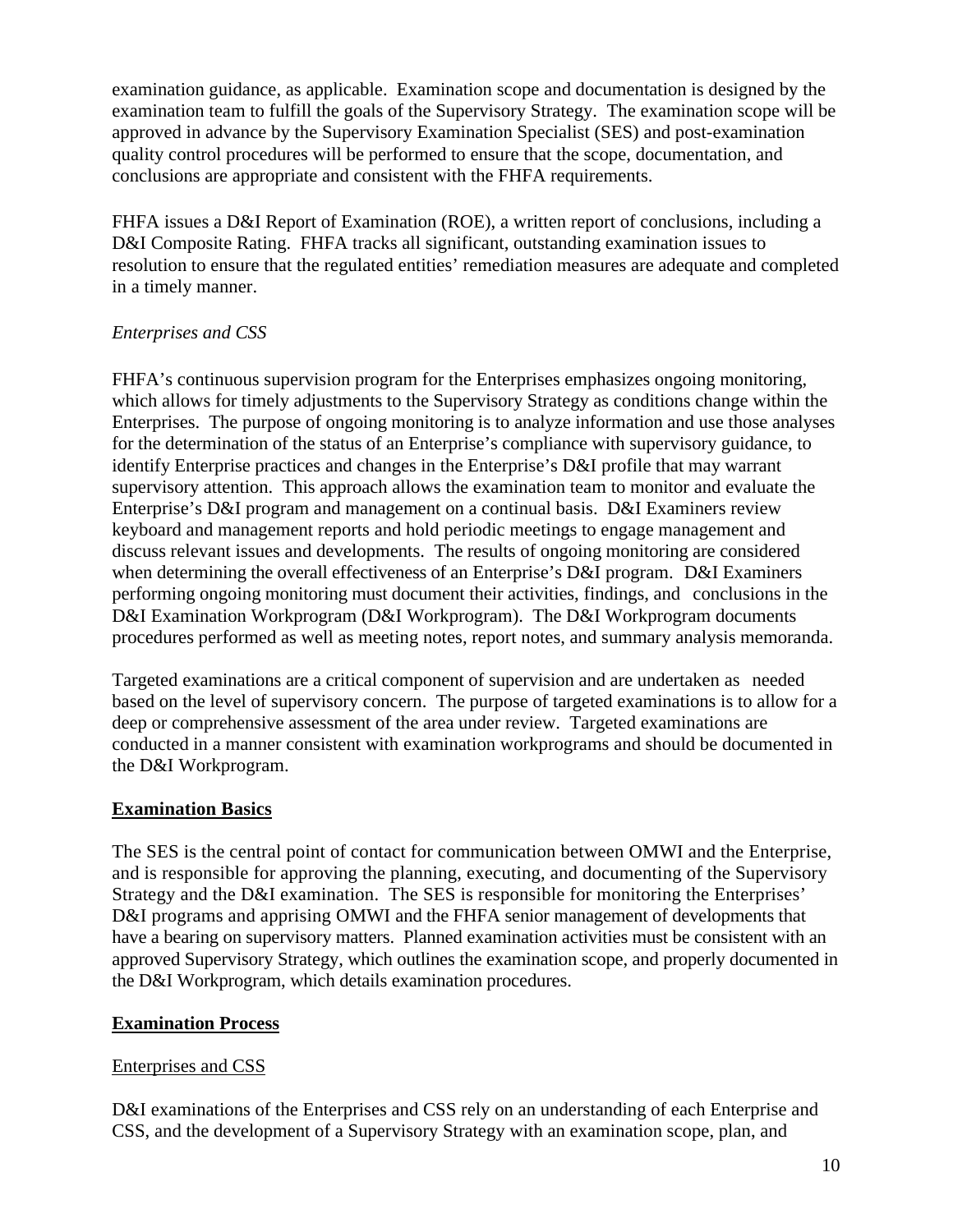examination guidance, as applicable. Examination scope and documentation is designed by the examination team to fulfill the goals of the Supervisory Strategy. The examination scope will be approved in advance by the Supervisory Examination Specialist (SES) and post-examination quality control procedures will be performed to ensure that the scope, documentation, and conclusions are appropriate and consistent with the FHFA requirements.

FHFA issues a D&I Report of Examination (ROE), a written report of conclusions, including a D&I Composite Rating. FHFA tracks all significant, outstanding examination issues to resolution to ensure that the regulated entities' remediation measures are adequate and completed in a timely manner.

*Enterprises and CSS*

FHFA's continuous supervision program for the Enterprises emphasizes ongoing monitoring, which allows for timely adjustments to the Supervisory Strategy as conditions change within the Enterprises. The purpose of ongoing monitoring is to analyze information and use those analyses for the determination of the status of an Enterprise's compliance with supervisory guidance, to identify Enterprise practices and changes in the Enterprise's D&I profile that may warrant supervisory attention. This approach allows the examination team to monitor and evaluate the Enterprise's D&I program and management on a continual basis. D&I Examiners review keyboard and management reports and hold periodic meetings to engage management and discuss relevant issues and developments. The results of ongoing monitoring are considered when determining the overall effectiveness of an Enterprise's D&I program. D&I Examiners performing ongoing monitoring must document their activities, findings, and conclusions in the D&I Examination Workprogram (D&I Workprogram). The D&I Workprogram documents procedures performed as well as meeting notes, report notes, and summary analysis memoranda.

Targeted examinations are a critical component of supervision and are undertaken as needed based on the level of supervisory concern. The purpose of targeted examinations is to allow for a deep or comprehensive assessment of the area under review. Targeted examinations are conducted in a manner consistent with examination workprograms and should be documented in the D&I Workprogram.

## Examination Basics

The SES is the central point of contact for communication between OMWI and the Enterprise, and is responsible for approving the planning, executing, and documenting of the Supervisory Strategy and the D&I examination. The SES is responsible for monitoring the Enterprises' D&I programs and apprising OMWI and the FHFA senior management of developments that have a bearing on supervisory matters. Planned examination activities must be consistent with an approved Supervisory Strategy, which outlines the examination scope, and properly documented in the D&I Workprogram, which details examination procedures.

## Examination Process

### Enterprises and CSS

D&I examinations of the Enterprises and CSS rely on an understanding of each Enterprise and CSS, and the development of a Supervisory Strategy with an examination scope, plan, and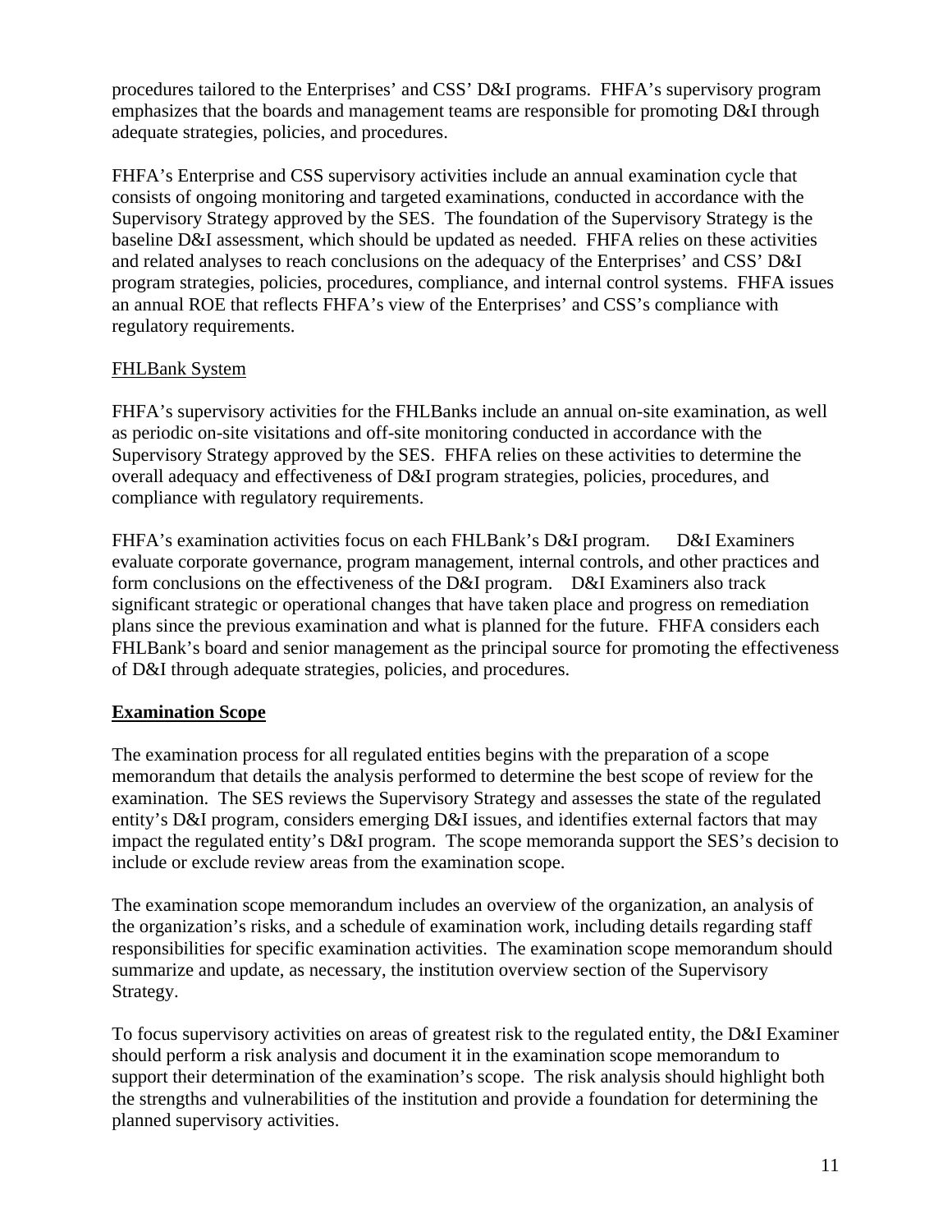procedures tailored to the Enterprises' and CSS' D&I programs. FHFA's supervisory program emphasizes that the boards and management teams are responsible for promoting D&I through adequate strategies, policies, and procedures.

FHFA's Enterprise and CSS supervisory activities include an annual examination cycle that consists of ongoing monitoring and targeted examinations, conducted in accordance with the Supervisory Strategy approved by the SES. The foundation of the Supervisory Strategy is the baseline D&I assessment, which should be updated as needed. FHFA relies on these activities and related analyses to reach conclusions on the adequacy of the Enterprises' and CSS' D&I program strategies, policies, procedures, compliance, and internal control systems. FHFA issues an annual ROE that reflects FHFA's view of the Enterprises' and CSS's compliance with regulatory requirements.

FHLBank System

FHFA's supervisory activities for the FHLBanks include an annual on-site examination, as well as periodic on-site visitations and off-site monitoring conducted in accordance with the Supervisory Strategy approved by the SES. FHFA relies on these activities to determine the overall adequacy and effectiveness of D&I program strategies, policies, procedures, and compliance with regulatory requirements.

FHFA's examination activities focus on each FHLBank's D&I program. D&I Examiners evaluate corporate governance, program management, internal controls, and other practices and form conclusions on the effectiveness of the D&I program. D&I Examiners also track significant strategic or operational changes that have taken place and progress on remediation plans since the previous examination and what is planned for the future. FHFA considers each FHLBank's board and senior management as the principal source for promoting the effectiveness of D&I through adequate strategies, policies, and procedures.

## Examination Scope

The examination process for all regulated entities begins with the preparation of a scope memorandum that details the analysis performed to determine the best scope of review for the examination. The SES reviews the Supervisory Strategy and assesses the state of the regulated entity's D&I program, considers emerging D&I issues, and identifies external factors that may impact the regulated entity's D&I program. The scope memoranda support the SES's decision to include or exclude review areas from the examination scope.

The examination scope memorandum includes an overview of the organization, an analysis of the organization's risks, and a schedule of examination work, including details regarding staff responsibilities for specific examination activities. The examination scope memorandum should summarize and update, as necessary, the institution overview section of the Supervisory Strategy.

To focus supervisory activities on areas of greatest risk to the regulated entity, the D&I Examiner should perform a risk analysis and document it in the examination scope memorandum to support their determination of the examination's scope. The risk analysis should highlight both the strengths and vulnerabilities of the institution and provide a foundation for determining the planned supervisory activities.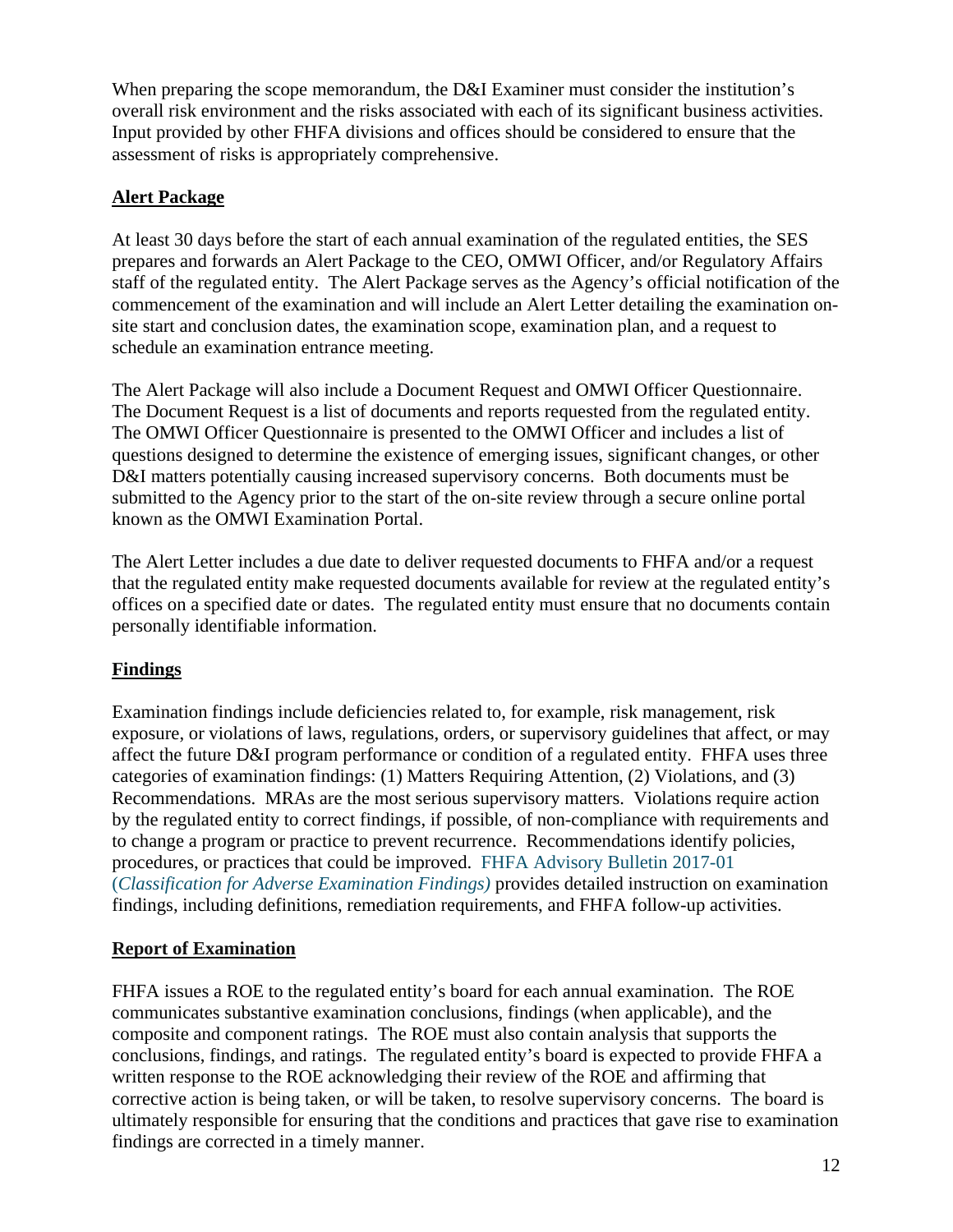When preparing the scope memorandum, the D&I Examiner must consider the institution's overall risk environment and the risks associated with each of its significant business activities. Input provided by other FHFA divisions and offices should be considered to ensure that the assessment of risks is appropriately comprehensive.

## Alert Package

At least 30 days before the start of each annual examination of the regulated entities, the SES prepares and forwards an Alert Package to the CEO, OMWI Officer, and/or Regulatory Affairs staff of the regulated entity. The Alert Package serves as the Agency's official notification of the commencement of the examination and will include an Alert Letter detailing the examination on-site start and conclusion dates, the examination scope, examination plan, and a request to schedule an examination entrance meeting.

The Alert Package will also include a Document Request and OMWI Officer Questionnaire. The Document Request is a list of documents and reports requested from the regulated entity. The OMWI Officer Questionnaire is presented to the OMWI Officer and includes a list of questions designed to determine the existence of emerging issues, significant changes, or other D&I matters potentially causing increased supervisory concerns. Both documents must be submitted to the Agency prior to the start of the on-site review through a secure online portal known as the OMWI Examination Portal.

The Alert Letter includes a due date to deliver requested documents to FHFA and/or a request that the regulated entity make requested documents available for review at the regulated entity's offices on a specified date or dates. The regulated entity must ensure that no documents contain personally identifiable information.

## Findings

Examination findings include deficiencies related to, for example, risk management, risk exposure, or violations of laws, regulations, orders, or supervisory guidelines that affect, or may affect the future D&I program performance or condition of a regulated entity. FHFA uses three categories of examination findings: (1) Matters Requiring Attention, (2) Violations, and (3) Recommendations. MRAs are the most serious supervisory matters. Violations require action by the regulated entity to correct findings, if possible, of non-compliance with requirements and to change a program or practice to prevent recurrence. Recommendations identify policies, procedures, or practices that could be improved. FHFA Advisory Bulletin 2017-01 (*Classification for Adverse Examination Findings)* provides detailed instruction on examination findings, including definitions, remediation requirements, and FHFA follow-up activities.

## Report of Examination

FHFA issues a ROE to the regulated entity's board for each annual examination. The ROE communicates substantive examination conclusions, findings (when applicable), and the composite and component ratings. The ROE must also contain analysis that supports the conclusions, findings, and ratings. The regulated entity's board is expected to provide FHFA a written response to the ROE acknowledging their review of the ROE and affirming that corrective action is being taken, or will be taken, to resolve supervisory concerns. The board is ultimately responsible for ensuring that the conditions and practices that gave rise to examination findings are corrected in a timely manner.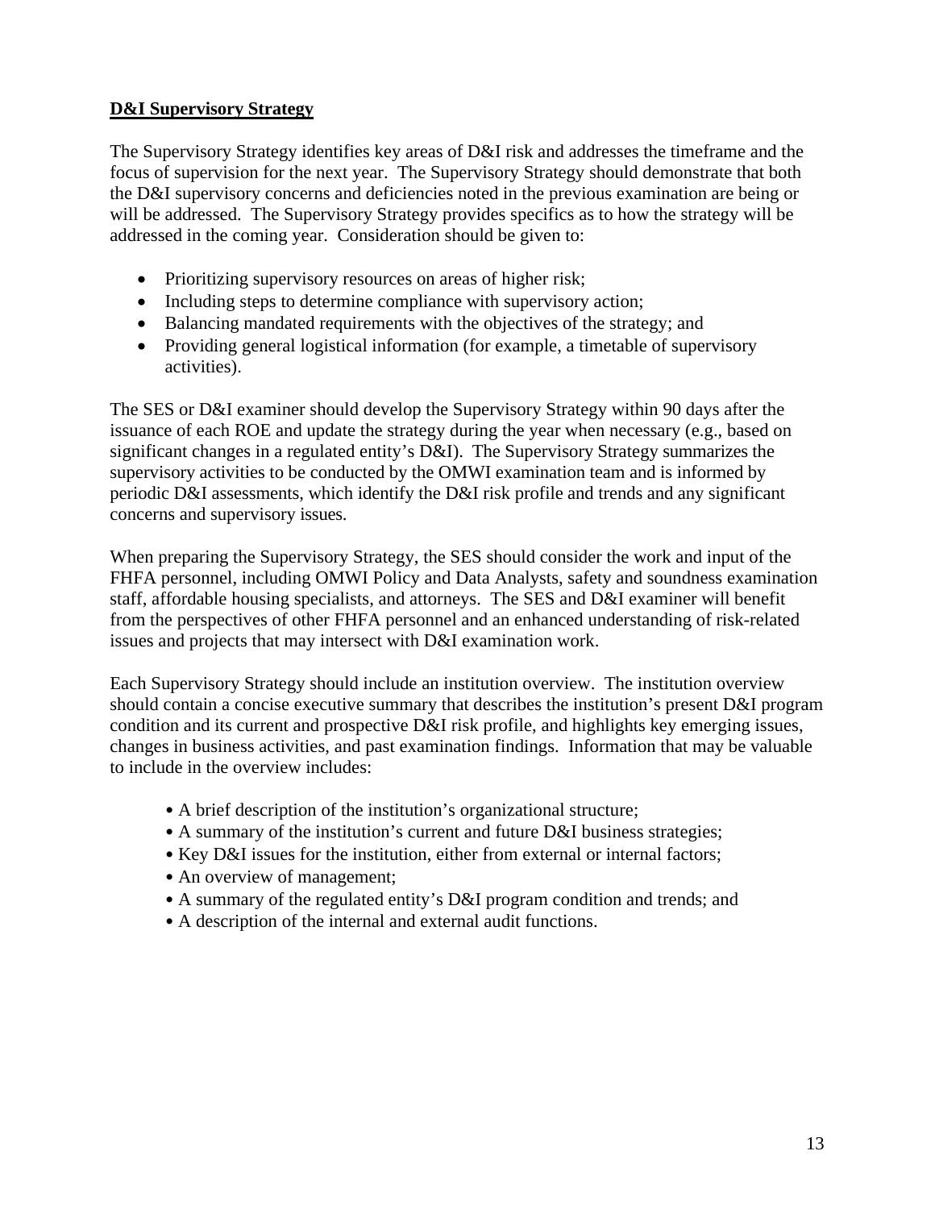**D&I Supervisory Strategy**

The Supervisory Strategy identifies key areas of D&I risk and addresses the timeframe and the focus of supervision for the next year. The Supervisory Strategy should demonstrate that both the D&I supervisory concerns and deficiencies noted in the previous examination are being or will be addressed. The Supervisory Strategy provides specifics as to how the strategy will be addressed in the coming year. Consideration should be given to:

- Prioritizing supervisory resources on areas of higher risk;
- Including steps to determine compliance with supervisory action;
- Balancing mandated requirements with the objectives of the strategy; and
- Providing general logistical information (for example, a timetable of supervisory activities).

The SES or D&I examiner should develop the Supervisory Strategy within 90 days after the issuance of each ROE and update the strategy during the year when necessary (e.g., based on significant changes in a regulated entity's D&I). The Supervisory Strategy summarizes the supervisory activities to be conducted by the OMWI examination team and is informed by periodic D&I assessments, which identify the D&I risk profile and trends and any significant concerns and supervisory issues.

When preparing the Supervisory Strategy, the SES should consider the work and input of the FHFA personnel, including OMWI Policy and Data Analysts, safety and soundness examination staff, affordable housing specialists, and attorneys. The SES and D&I examiner will benefit from the perspectives of other FHFA personnel and an enhanced understanding of risk-related issues and projects that may intersect with D&I examination work.

Each Supervisory Strategy should include an institution overview. The institution overview should contain a concise executive summary that describes the institution's present D&I program condition and its current and prospective D&I risk profile, and highlights key emerging issues, changes in business activities, and past examination findings. Information that may be valuable to include in the overview includes:

- A brief description of the institution's organizational structure;
- A summary of the institution's current and future D&I business strategies;
- Key D&I issues for the institution, either from external or internal factors;
- An overview of management;
- A summary of the regulated entity's D&I program condition and trends; and
- A description of the internal and external audit functions.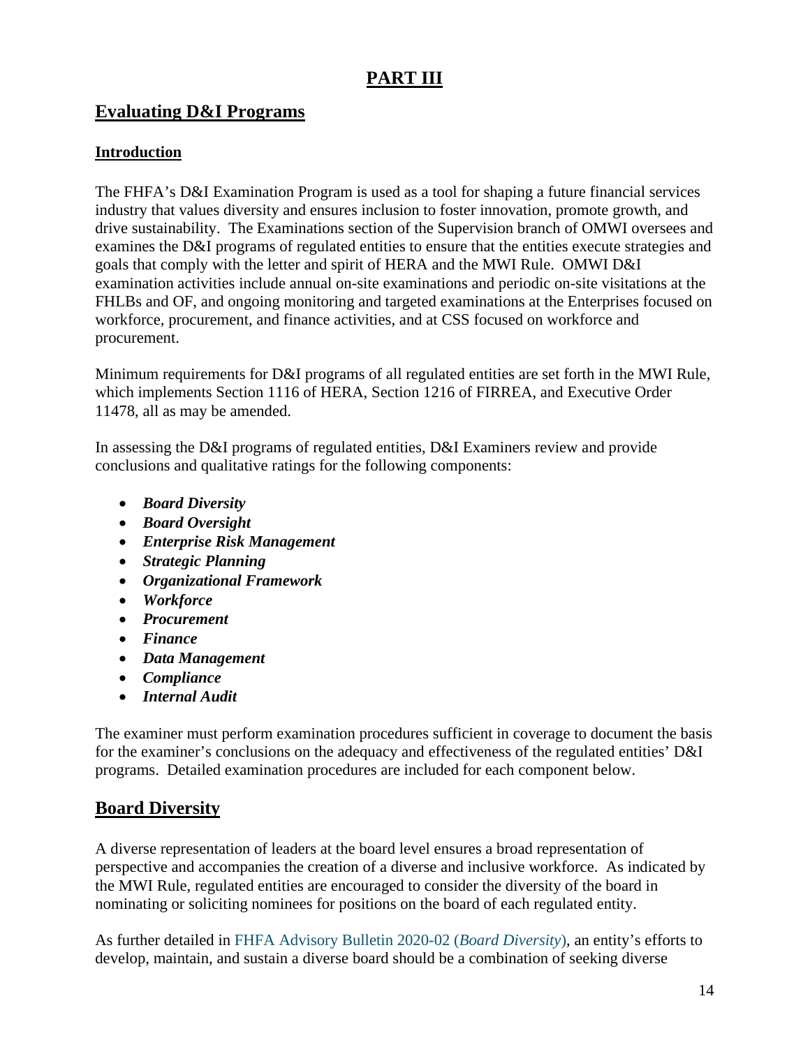# PART III

## Evaluating D&I Programs

### Introduction

The FHFA's D&I Examination Program is used as a tool for shaping a future financial services industry that values diversity and ensures inclusion to foster innovation, promote growth, and drive sustainability. The Examinations section of the Supervision branch of OMWI oversees and examines the D&I programs of regulated entities to ensure that the entities execute strategies and goals that comply with the letter and spirit of HERA and the MWI Rule. OMWI D&I examination activities include annual on-site examinations and periodic on-site visitations at the FHLBs and OF, and ongoing monitoring and targeted examinations at the Enterprises focused on workforce, procurement, and finance activities, and at CSS focused on workforce and procurement.

Minimum requirements for D&I programs of all regulated entities are set forth in the MWI Rule, which implements Section 1116 of HERA, Section 1216 of FIRREA, and Executive Order 11478, all as may be amended.

In assessing the D&I programs of regulated entities, D&I Examiners review and provide conclusions and qualitative ratings for the following components:

- ***Board Diversity***
- ***Board Oversight***
- ***Enterprise Risk Management***
- ***Strategic Planning***
- ***Organizational Framework***
- ***Workforce***
- ***Procurement***
- ***Finance***
- ***Data Management***
- ***Compliance***
- ***Internal Audit***

The examiner must perform examination procedures sufficient in coverage to document the basis for the examiner's conclusions on the adequacy and effectiveness of the regulated entities' D&I programs. Detailed examination procedures are included for each component below.

## Board Diversity

A diverse representation of leaders at the board level ensures a broad representation of perspective and accompanies the creation of a diverse and inclusive workforce. As indicated by the MWI Rule, regulated entities are encouraged to consider the diversity of the board in nominating or soliciting nominees for positions on the board of each regulated entity.

As further detailed in FHFA Advisory Bulletin 2020-02 (*Board Diversity*), an entity's efforts to develop, maintain, and sustain a diverse board should be a combination of seeking diverse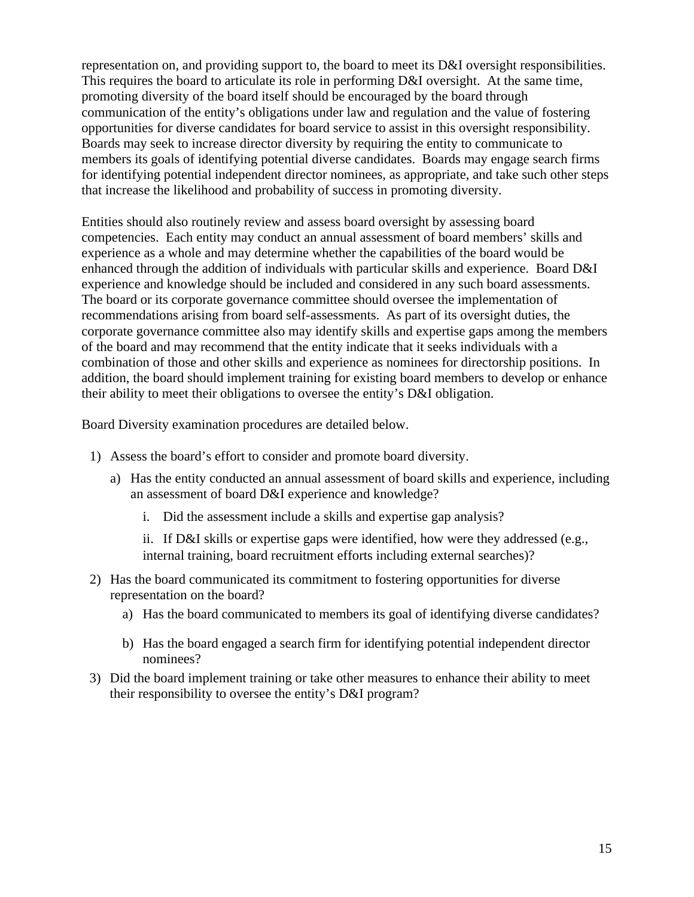representation on, and providing support to, the board to meet its D&I oversight responsibilities. This requires the board to articulate its role in performing D&I oversight. At the same time, promoting diversity of the board itself should be encouraged by the board through communication of the entity's obligations under law and regulation and the value of fostering opportunities for diverse candidates for board service to assist in this oversight responsibility. Boards may seek to increase director diversity by requiring the entity to communicate to members its goals of identifying potential diverse candidates. Boards may engage search firms for identifying potential independent director nominees, as appropriate, and take such other steps that increase the likelihood and probability of success in promoting diversity.

Entities should also routinely review and assess board oversight by assessing board competencies. Each entity may conduct an annual assessment of board members' skills and experience as a whole and may determine whether the capabilities of the board would be enhanced through the addition of individuals with particular skills and experience. Board D&I experience and knowledge should be included and considered in any such board assessments. The board or its corporate governance committee should oversee the implementation of recommendations arising from board self-assessments. As part of its oversight duties, the corporate governance committee also may identify skills and expertise gaps among the members of the board and may recommend that the entity indicate that it seeks individuals with a combination of those and other skills and experience as nominees for directorship positions. In addition, the board should implement training for existing board members to develop or enhance their ability to meet their obligations to oversee the entity's D&I obligation.

Board Diversity examination procedures are detailed below.

1) Assess the board's effort to consider and promote board diversity.
   a) Has the entity conducted an annual assessment of board skills and experience, including an assessment of board D&I experience and knowledge?
      i. Did the assessment include a skills and expertise gap analysis?
      ii. If D&I skills or expertise gaps were identified, how were they addressed (e.g., internal training, board recruitment efforts including external searches)?
2) Has the board communicated its commitment to fostering opportunities for diverse representation on the board?
   a) Has the board communicated to members its goal of identifying diverse candidates?
   b) Has the board engaged a search firm for identifying potential independent director nominees?
3) Did the board implement training or take other measures to enhance their ability to meet their responsibility to oversee the entity's D&I program?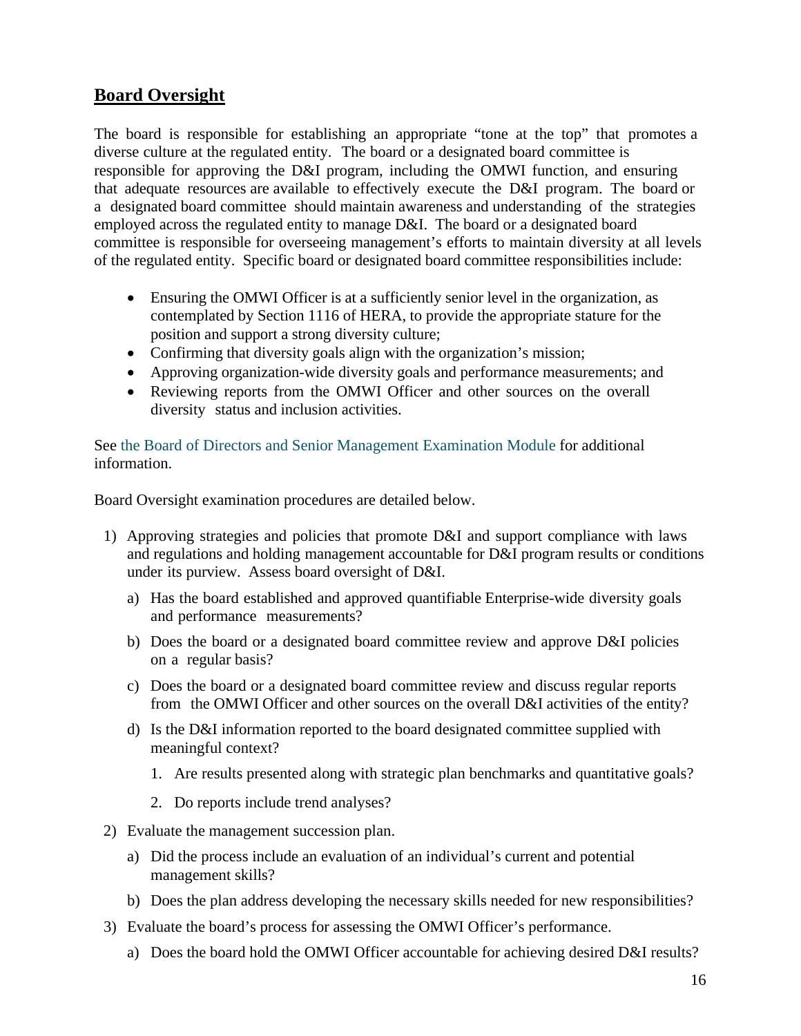## Board Oversight

The board is responsible for establishing an appropriate "tone at the top" that promotes a diverse culture at the regulated entity. The board or a designated board committee is responsible for approving the D&I program, including the OMWI function, and ensuring that adequate resources are available to effectively execute the D&I program. The board or a designated board committee should maintain awareness and understanding of the strategies employed across the regulated entity to manage D&I. The board or a designated board committee is responsible for overseeing management's efforts to maintain diversity at all levels of the regulated entity. Specific board or designated board committee responsibilities include:

- Ensuring the OMWI Officer is at a sufficiently senior level in the organization, as contemplated by Section 1116 of HERA, to provide the appropriate stature for the position and support a strong diversity culture;
- Confirming that diversity goals align with the organization's mission;
- Approving organization-wide diversity goals and performance measurements; and
- Reviewing reports from the OMWI Officer and other sources on the overall diversity status and inclusion activities.

See the Board of Directors and Senior Management Examination Module for additional information.

Board Oversight examination procedures are detailed below.

1) Approving strategies and policies that promote D&I and support compliance with laws and regulations and holding management accountable for D&I program results or conditions under its purview. Assess board oversight of D&I.

   a) Has the board established and approved quantifiable Enterprise-wide diversity goals and performance measurements?

   b) Does the board or a designated board committee review and approve D&I policies on a regular basis?

   c) Does the board or a designated board committee review and discuss regular reports from the OMWI Officer and other sources on the overall D&I activities of the entity?

   d) Is the D&I information reported to the board designated committee supplied with meaningful context?

      1. Are results presented along with strategic plan benchmarks and quantitative goals?

      2. Do reports include trend analyses?

2) Evaluate the management succession plan.

   a) Did the process include an evaluation of an individual's current and potential management skills?

   b) Does the plan address developing the necessary skills needed for new responsibilities?

3) Evaluate the board's process for assessing the OMWI Officer's performance.

   a) Does the board hold the OMWI Officer accountable for achieving desired D&I results?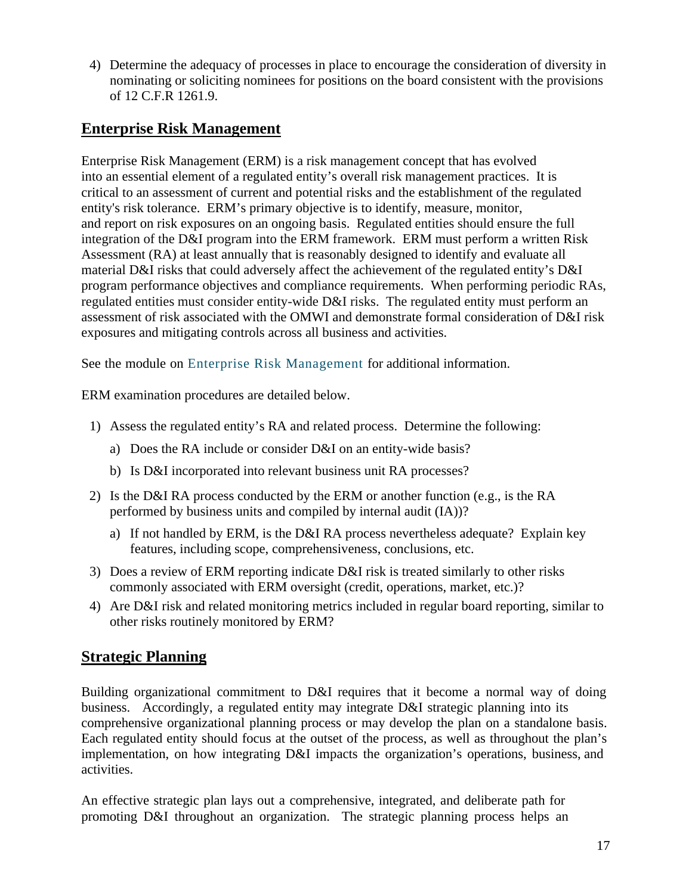4) Determine the adequacy of processes in place to encourage the consideration of diversity in nominating or soliciting nominees for positions on the board consistent with the provisions of 12 C.F.R 1261.9.

## Enterprise Risk Management

Enterprise Risk Management (ERM) is a risk management concept that has evolved into an essential element of a regulated entity's overall risk management practices. It is critical to an assessment of current and potential risks and the establishment of the regulated entity's risk tolerance. ERM's primary objective is to identify, measure, monitor, and report on risk exposures on an ongoing basis. Regulated entities should ensure the full integration of the D&I program into the ERM framework. ERM must perform a written Risk Assessment (RA) at least annually that is reasonably designed to identify and evaluate all material D&I risks that could adversely affect the achievement of the regulated entity's D&I program performance objectives and compliance requirements. When performing periodic RAs, regulated entities must consider entity-wide D&I risks. The regulated entity must perform an assessment of risk associated with the OMWI and demonstrate formal consideration of D&I risk exposures and mitigating controls across all business and activities.

See the module on Enterprise Risk Management for additional information.

ERM examination procedures are detailed below.

1) Assess the regulated entity's RA and related process. Determine the following:
   a) Does the RA include or consider D&I on an entity-wide basis?
   b) Is D&I incorporated into relevant business unit RA processes?
2) Is the D&I RA process conducted by the ERM or another function (e.g., is the RA performed by business units and compiled by internal audit (IA))?
   a) If not handled by ERM, is the D&I RA process nevertheless adequate? Explain key features, including scope, comprehensiveness, conclusions, etc.
3) Does a review of ERM reporting indicate D&I risk is treated similarly to other risks commonly associated with ERM oversight (credit, operations, market, etc.)?
4) Are D&I risk and related monitoring metrics included in regular board reporting, similar to other risks routinely monitored by ERM?

## Strategic Planning

Building organizational commitment to D&I requires that it become a normal way of doing business. Accordingly, a regulated entity may integrate D&I strategic planning into its comprehensive organizational planning process or may develop the plan on a standalone basis. Each regulated entity should focus at the outset of the process, as well as throughout the plan's implementation, on how integrating D&I impacts the organization's operations, business, and activities.

An effective strategic plan lays out a comprehensive, integrated, and deliberate path for promoting D&I throughout an organization. The strategic planning process helps an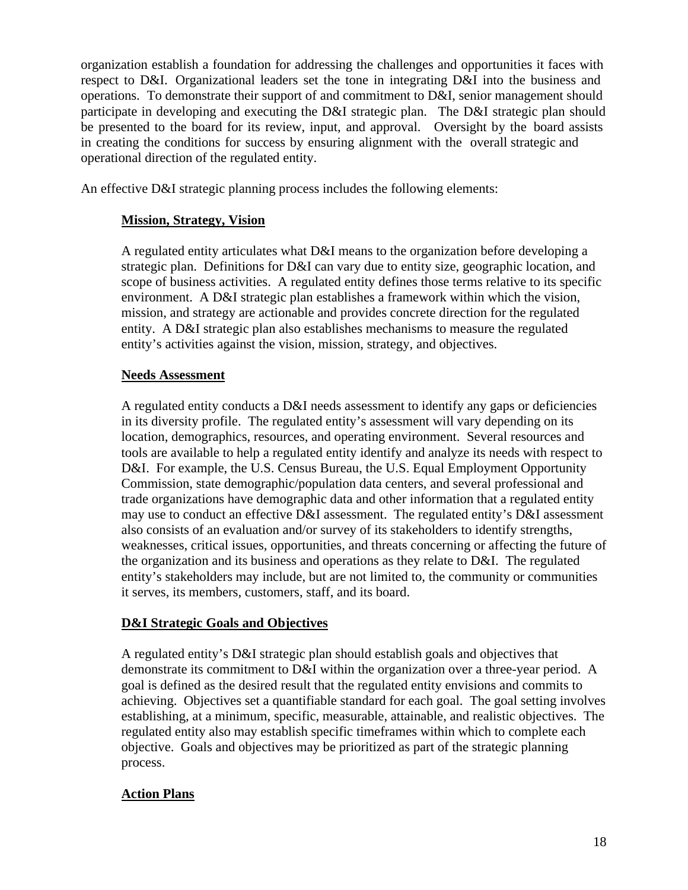organization establish a foundation for addressing the challenges and opportunities it faces with respect to D&I. Organizational leaders set the tone in integrating D&I into the business and operations. To demonstrate their support of and commitment to D&I, senior management should participate in developing and executing the D&I strategic plan. The D&I strategic plan should be presented to the board for its review, input, and approval. Oversight by the board assists in creating the conditions for success by ensuring alignment with the overall strategic and operational direction of the regulated entity.

An effective D&I strategic planning process includes the following elements:

**Mission, Strategy, Vision**

A regulated entity articulates what D&I means to the organization before developing a strategic plan. Definitions for D&I can vary due to entity size, geographic location, and scope of business activities. A regulated entity defines those terms relative to its specific environment. A D&I strategic plan establishes a framework within which the vision, mission, and strategy are actionable and provides concrete direction for the regulated entity. A D&I strategic plan also establishes mechanisms to measure the regulated entity's activities against the vision, mission, strategy, and objectives.

**Needs Assessment**

A regulated entity conducts a D&I needs assessment to identify any gaps or deficiencies in its diversity profile. The regulated entity's assessment will vary depending on its location, demographics, resources, and operating environment. Several resources and tools are available to help a regulated entity identify and analyze its needs with respect to D&I. For example, the U.S. Census Bureau, the U.S. Equal Employment Opportunity Commission, state demographic/population data centers, and several professional and trade organizations have demographic data and other information that a regulated entity may use to conduct an effective D&I assessment. The regulated entity's D&I assessment also consists of an evaluation and/or survey of its stakeholders to identify strengths, weaknesses, critical issues, opportunities, and threats concerning or affecting the future of the organization and its business and operations as they relate to D&I. The regulated entity's stakeholders may include, but are not limited to, the community or communities it serves, its members, customers, staff, and its board.

**D&I Strategic Goals and Objectives**

A regulated entity's D&I strategic plan should establish goals and objectives that demonstrate its commitment to D&I within the organization over a three-year period. A goal is defined as the desired result that the regulated entity envisions and commits to achieving. Objectives set a quantifiable standard for each goal. The goal setting involves establishing, at a minimum, specific, measurable, attainable, and realistic objectives. The regulated entity also may establish specific timeframes within which to complete each objective. Goals and objectives may be prioritized as part of the strategic planning process.

**Action Plans**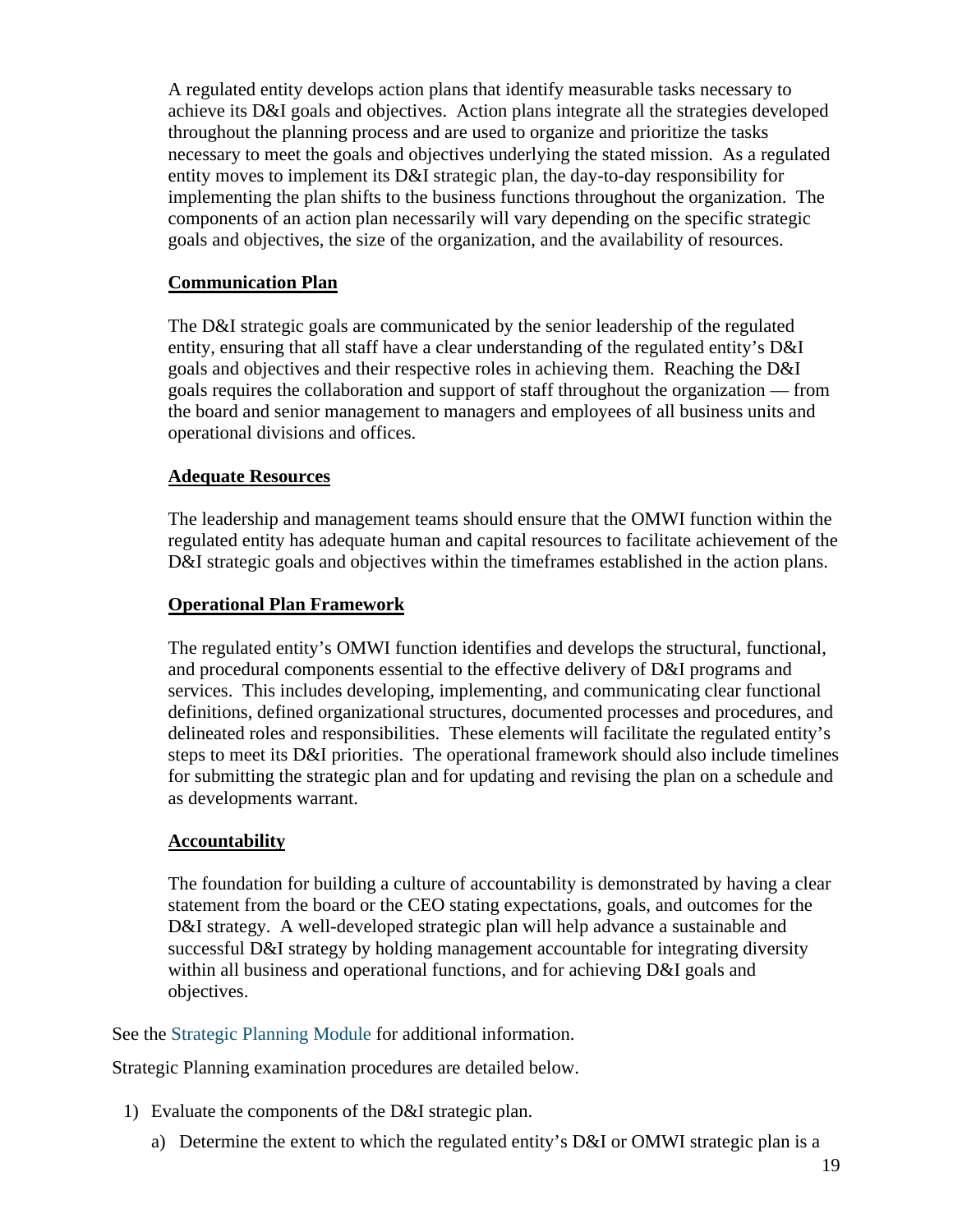A regulated entity develops action plans that identify measurable tasks necessary to achieve its D&I goals and objectives. Action plans integrate all the strategies developed throughout the planning process and are used to organize and prioritize the tasks necessary to meet the goals and objectives underlying the stated mission. As a regulated entity moves to implement its D&I strategic plan, the day-to-day responsibility for implementing the plan shifts to the business functions throughout the organization. The components of an action plan necessarily will vary depending on the specific strategic goals and objectives, the size of the organization, and the availability of resources.

**Communication Plan**

The D&I strategic goals are communicated by the senior leadership of the regulated entity, ensuring that all staff have a clear understanding of the regulated entity's D&I goals and objectives and their respective roles in achieving them. Reaching the D&I goals requires the collaboration and support of staff throughout the organization — from the board and senior management to managers and employees of all business units and operational divisions and offices.

**Adequate Resources**

The leadership and management teams should ensure that the OMWI function within the regulated entity has adequate human and capital resources to facilitate achievement of the D&I strategic goals and objectives within the timeframes established in the action plans.

**Operational Plan Framework**

The regulated entity's OMWI function identifies and develops the structural, functional, and procedural components essential to the effective delivery of D&I programs and services. This includes developing, implementing, and communicating clear functional definitions, defined organizational structures, documented processes and procedures, and delineated roles and responsibilities. These elements will facilitate the regulated entity's steps to meet its D&I priorities. The operational framework should also include timelines for submitting the strategic plan and for updating and revising the plan on a schedule and as developments warrant.

**Accountability**

The foundation for building a culture of accountability is demonstrated by having a clear statement from the board or the CEO stating expectations, goals, and outcomes for the D&I strategy. A well-developed strategic plan will help advance a sustainable and successful D&I strategy by holding management accountable for integrating diversity within all business and operational functions, and for achieving D&I goals and objectives.

See the Strategic Planning Module for additional information.

Strategic Planning examination procedures are detailed below.

1) Evaluate the components of the D&I strategic plan.

   a) Determine the extent to which the regulated entity's D&I or OMWI strategic plan is a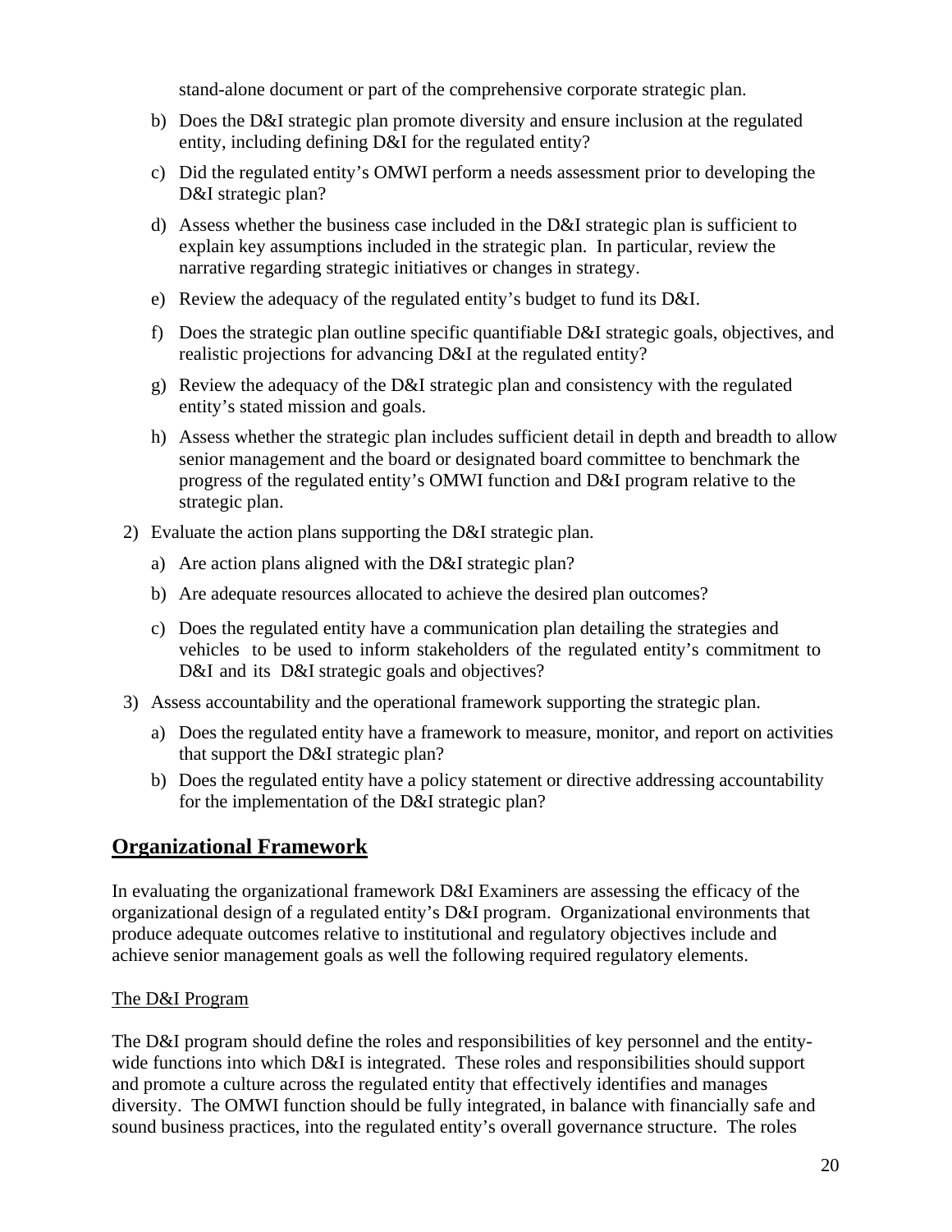stand-alone document or part of the comprehensive corporate strategic plan.

   b) Does the D&I strategic plan promote diversity and ensure inclusion at the regulated entity, including defining D&I for the regulated entity?

   c) Did the regulated entity's OMWI perform a needs assessment prior to developing the D&I strategic plan?

   d) Assess whether the business case included in the D&I strategic plan is sufficient to explain key assumptions included in the strategic plan. In particular, review the narrative regarding strategic initiatives or changes in strategy.

   e) Review the adequacy of the regulated entity's budget to fund its D&I.

   f) Does the strategic plan outline specific quantifiable D&I strategic goals, objectives, and realistic projections for advancing D&I at the regulated entity?

   g) Review the adequacy of the D&I strategic plan and consistency with the regulated entity's stated mission and goals.

   h) Assess whether the strategic plan includes sufficient detail in depth and breadth to allow senior management and the board or designated board committee to benchmark the progress of the regulated entity's OMWI function and D&I program relative to the strategic plan.

2) Evaluate the action plans supporting the D&I strategic plan.

   a) Are action plans aligned with the D&I strategic plan?

   b) Are adequate resources allocated to achieve the desired plan outcomes?

   c) Does the regulated entity have a communication plan detailing the strategies and vehicles to be used to inform stakeholders of the regulated entity's commitment to D&I and its D&I strategic goals and objectives?

3) Assess accountability and the operational framework supporting the strategic plan.

   a) Does the regulated entity have a framework to measure, monitor, and report on activities that support the D&I strategic plan?

   b) Does the regulated entity have a policy statement or directive addressing accountability for the implementation of the D&I strategic plan?

## Organizational Framework

In evaluating the organizational framework D&I Examiners are assessing the efficacy of the organizational design of a regulated entity's D&I program. Organizational environments that produce adequate outcomes relative to institutional and regulatory objectives include and achieve senior management goals as well the following required regulatory elements.

### The D&I Program

The D&I program should define the roles and responsibilities of key personnel and the entity-wide functions into which D&I is integrated. These roles and responsibilities should support and promote a culture across the regulated entity that effectively identifies and manages diversity. The OMWI function should be fully integrated, in balance with financially safe and sound business practices, into the regulated entity's overall governance structure. The roles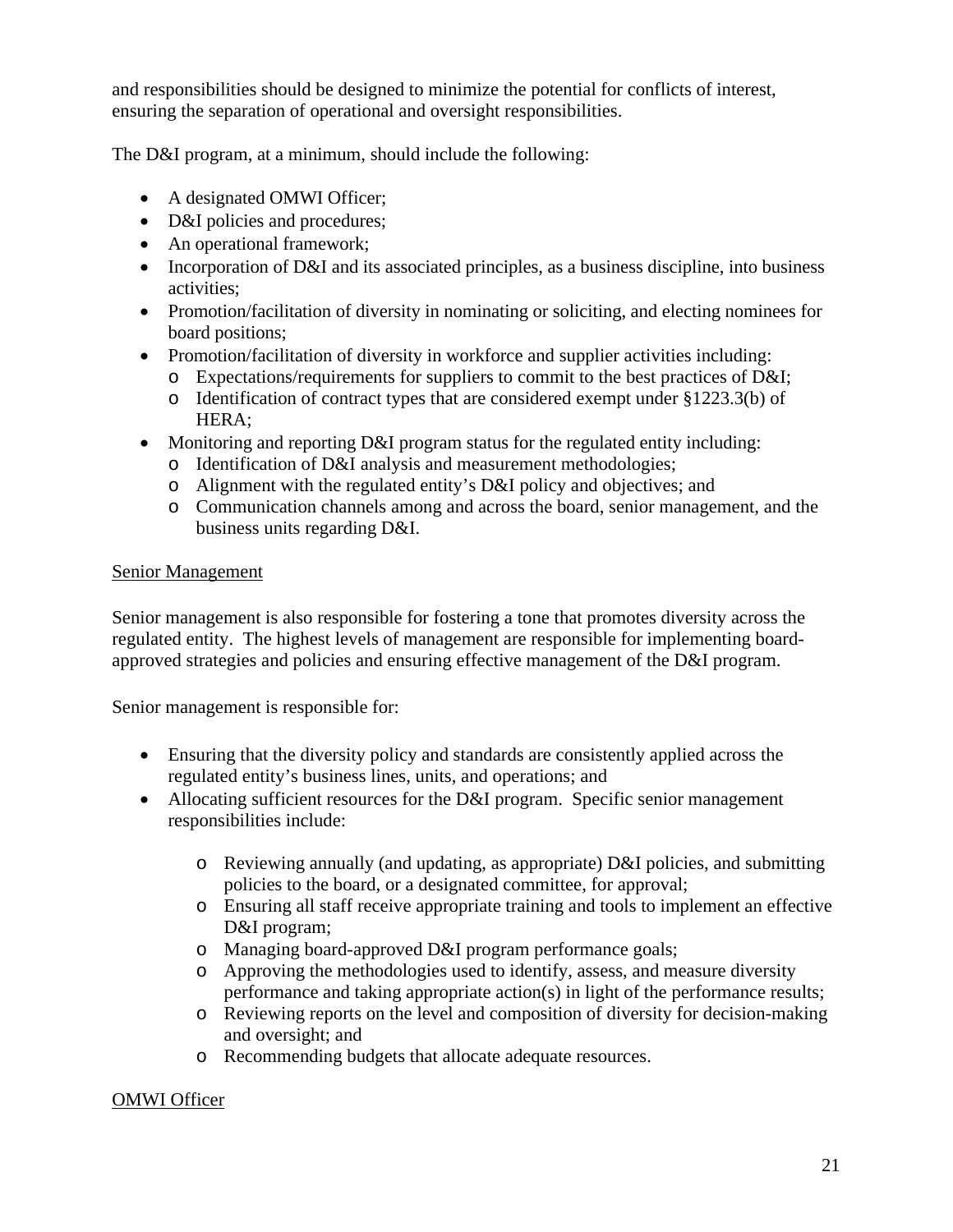and responsibilities should be designed to minimize the potential for conflicts of interest, ensuring the separation of operational and oversight responsibilities.

The D&I program, at a minimum, should include the following:

- A designated OMWI Officer;
- D&I policies and procedures;
- An operational framework;
- Incorporation of D&I and its associated principles, as a business discipline, into business activities;
- Promotion/facilitation of diversity in nominating or soliciting, and electing nominees for board positions;
- Promotion/facilitation of diversity in workforce and supplier activities including:
  - Expectations/requirements for suppliers to commit to the best practices of D&I;
  - Identification of contract types that are considered exempt under §1223.3(b) of HERA;
- Monitoring and reporting D&I program status for the regulated entity including:
  - Identification of D&I analysis and measurement methodologies;
  - Alignment with the regulated entity's D&I policy and objectives; and
  - Communication channels among and across the board, senior management, and the business units regarding D&I.

<u>Senior Management</u>

Senior management is also responsible for fostering a tone that promotes diversity across the regulated entity. The highest levels of management are responsible for implementing board-approved strategies and policies and ensuring effective management of the D&I program.

Senior management is responsible for:

- Ensuring that the diversity policy and standards are consistently applied across the regulated entity's business lines, units, and operations; and
- Allocating sufficient resources for the D&I program. Specific senior management responsibilities include:
  - Reviewing annually (and updating, as appropriate) D&I policies, and submitting policies to the board, or a designated committee, for approval;
  - Ensuring all staff receive appropriate training and tools to implement an effective D&I program;
  - Managing board-approved D&I program performance goals;
  - Approving the methodologies used to identify, assess, and measure diversity performance and taking appropriate action(s) in light of the performance results;
  - Reviewing reports on the level and composition of diversity for decision-making and oversight; and
  - Recommending budgets that allocate adequate resources.

<u>OMWI Officer</u>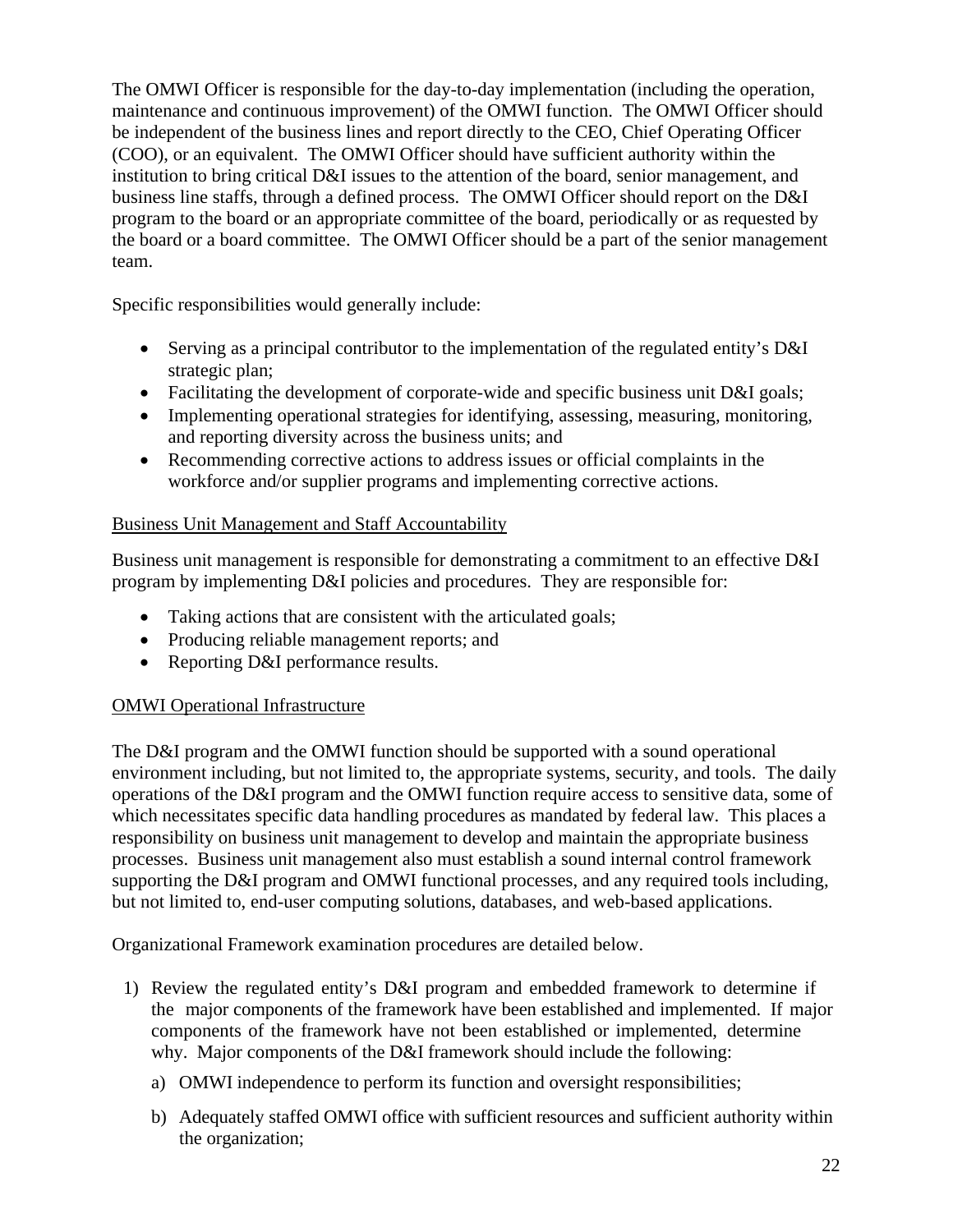The OMWI Officer is responsible for the day-to-day implementation (including the operation, maintenance and continuous improvement) of the OMWI function. The OMWI Officer should be independent of the business lines and report directly to the CEO, Chief Operating Officer (COO), or an equivalent. The OMWI Officer should have sufficient authority within the institution to bring critical D&I issues to the attention of the board, senior management, and business line staffs, through a defined process. The OMWI Officer should report on the D&I program to the board or an appropriate committee of the board, periodically or as requested by the board or a board committee. The OMWI Officer should be a part of the senior management team.

Specific responsibilities would generally include:

- Serving as a principal contributor to the implementation of the regulated entity's D&I strategic plan;
- Facilitating the development of corporate-wide and specific business unit D&I goals;
- Implementing operational strategies for identifying, assessing, measuring, monitoring, and reporting diversity across the business units; and
- Recommending corrective actions to address issues or official complaints in the workforce and/or supplier programs and implementing corrective actions.

<u>Business Unit Management and Staff Accountability</u>

Business unit management is responsible for demonstrating a commitment to an effective D&I program by implementing D&I policies and procedures. They are responsible for:

- Taking actions that are consistent with the articulated goals;
- Producing reliable management reports; and
- Reporting D&I performance results.

<u>OMWI Operational Infrastructure</u>

The D&I program and the OMWI function should be supported with a sound operational environment including, but not limited to, the appropriate systems, security, and tools. The daily operations of the D&I program and the OMWI function require access to sensitive data, some of which necessitates specific data handling procedures as mandated by federal law. This places a responsibility on business unit management to develop and maintain the appropriate business processes. Business unit management also must establish a sound internal control framework supporting the D&I program and OMWI functional processes, and any required tools including, but not limited to, end-user computing solutions, databases, and web-based applications.

Organizational Framework examination procedures are detailed below.

1) Review the regulated entity's D&I program and embedded framework to determine if the major components of the framework have been established and implemented. If major components of the framework have not been established or implemented, determine why. Major components of the D&I framework should include the following:

   a) OMWI independence to perform its function and oversight responsibilities;

   b) Adequately staffed OMWI office with sufficient resources and sufficient authority within the organization;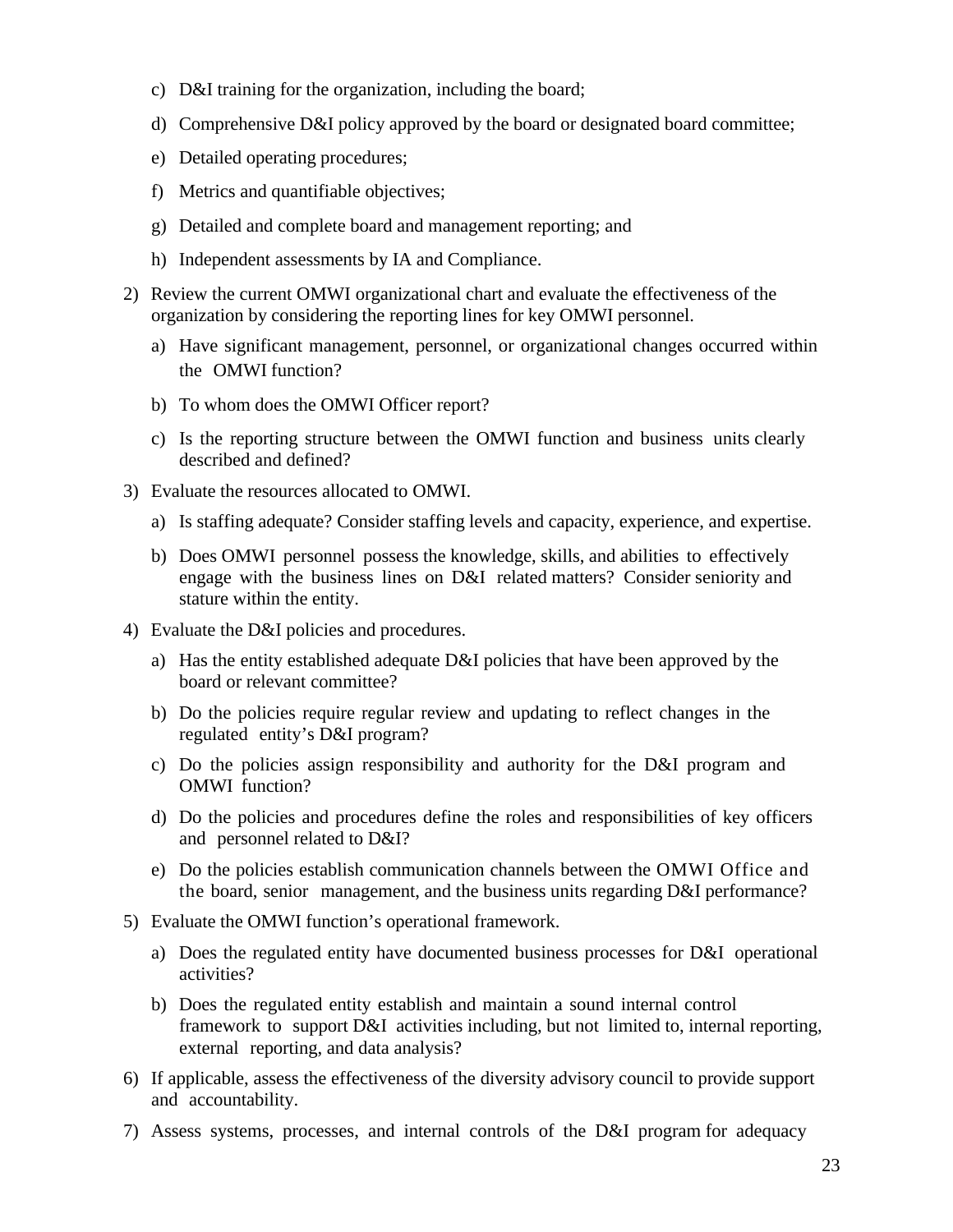c) D&I training for the organization, including the board;

d) Comprehensive D&I policy approved by the board or designated board committee;

e) Detailed operating procedures;

f) Metrics and quantifiable objectives;

g) Detailed and complete board and management reporting; and

h) Independent assessments by IA and Compliance.

2) Review the current OMWI organizational chart and evaluate the effectiveness of the organization by considering the reporting lines for key OMWI personnel.

   a) Have significant management, personnel, or organizational changes occurred within the OMWI function?

   b) To whom does the OMWI Officer report?

   c) Is the reporting structure between the OMWI function and business units clearly described and defined?

3) Evaluate the resources allocated to OMWI.

   a) Is staffing adequate? Consider staffing levels and capacity, experience, and expertise.

   b) Does OMWI personnel possess the knowledge, skills, and abilities to effectively engage with the business lines on D&I related matters? Consider seniority and stature within the entity.

4) Evaluate the D&I policies and procedures.

   a) Has the entity established adequate D&I policies that have been approved by the board or relevant committee?

   b) Do the policies require regular review and updating to reflect changes in the regulated entity's D&I program?

   c) Do the policies assign responsibility and authority for the D&I program and OMWI function?

   d) Do the policies and procedures define the roles and responsibilities of key officers and personnel related to D&I?

   e) Do the policies establish communication channels between the OMWI Office and the board, senior management, and the business units regarding D&I performance?

5) Evaluate the OMWI function's operational framework.

   a) Does the regulated entity have documented business processes for D&I operational activities?

   b) Does the regulated entity establish and maintain a sound internal control framework to support D&I activities including, but not limited to, internal reporting, external reporting, and data analysis?

6) If applicable, assess the effectiveness of the diversity advisory council to provide support and accountability.

7) Assess systems, processes, and internal controls of the D&I program for adequacy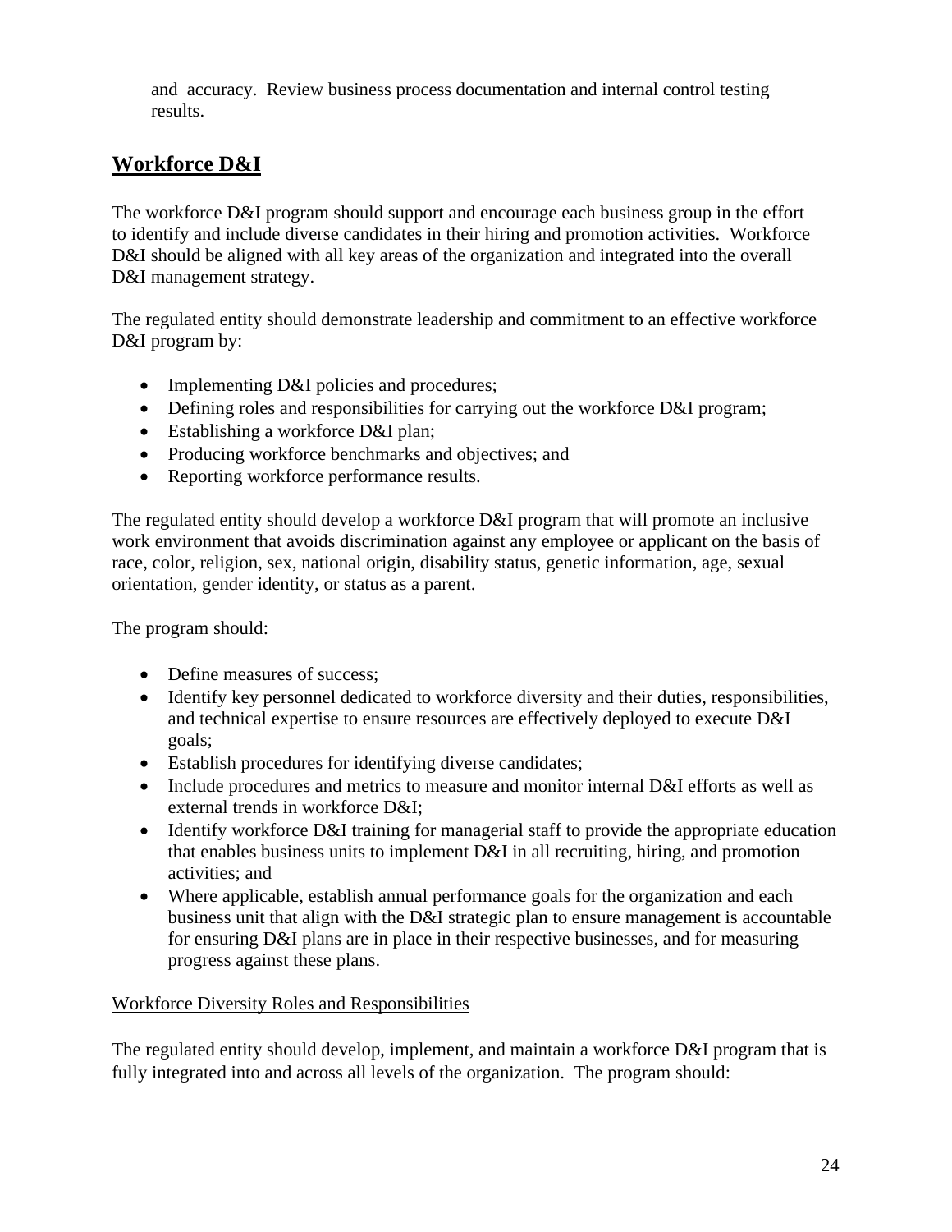and accuracy. Review business process documentation and internal control testing results.

## Workforce D&I

The workforce D&I program should support and encourage each business group in the effort to identify and include diverse candidates in their hiring and promotion activities. Workforce D&I should be aligned with all key areas of the organization and integrated into the overall D&I management strategy.

The regulated entity should demonstrate leadership and commitment to an effective workforce D&I program by:

- Implementing D&I policies and procedures;
- Defining roles and responsibilities for carrying out the workforce D&I program;
- Establishing a workforce D&I plan;
- Producing workforce benchmarks and objectives; and
- Reporting workforce performance results.

The regulated entity should develop a workforce D&I program that will promote an inclusive work environment that avoids discrimination against any employee or applicant on the basis of race, color, religion, sex, national origin, disability status, genetic information, age, sexual orientation, gender identity, or status as a parent.

The program should:

- Define measures of success;
- Identify key personnel dedicated to workforce diversity and their duties, responsibilities, and technical expertise to ensure resources are effectively deployed to execute D&I goals;
- Establish procedures for identifying diverse candidates;
- Include procedures and metrics to measure and monitor internal D&I efforts as well as external trends in workforce D&I;
- Identify workforce D&I training for managerial staff to provide the appropriate education that enables business units to implement D&I in all recruiting, hiring, and promotion activities; and
- Where applicable, establish annual performance goals for the organization and each business unit that align with the D&I strategic plan to ensure management is accountable for ensuring D&I plans are in place in their respective businesses, and for measuring progress against these plans.

<u>Workforce Diversity Roles and Responsibilities</u>

The regulated entity should develop, implement, and maintain a workforce D&I program that is fully integrated into and across all levels of the organization. The program should: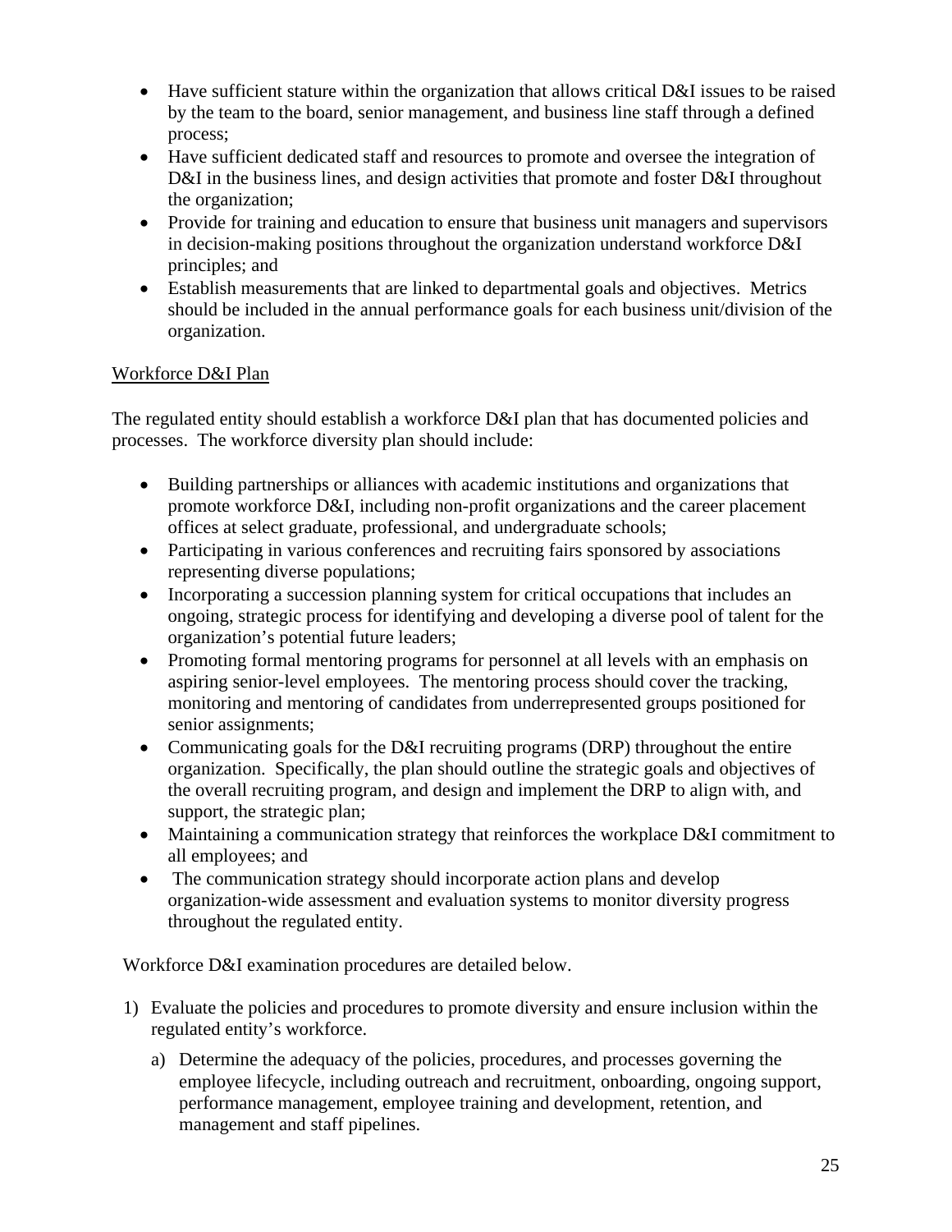- Have sufficient stature within the organization that allows critical D&I issues to be raised by the team to the board, senior management, and business line staff through a defined process;
- Have sufficient dedicated staff and resources to promote and oversee the integration of D&I in the business lines, and design activities that promote and foster D&I throughout the organization;
- Provide for training and education to ensure that business unit managers and supervisors in decision-making positions throughout the organization understand workforce D&I principles; and
- Establish measurements that are linked to departmental goals and objectives. Metrics should be included in the annual performance goals for each business unit/division of the organization.

<u>Workforce D&I Plan</u>

The regulated entity should establish a workforce D&I plan that has documented policies and processes. The workforce diversity plan should include:

- Building partnerships or alliances with academic institutions and organizations that promote workforce D&I, including non-profit organizations and the career placement offices at select graduate, professional, and undergraduate schools;
- Participating in various conferences and recruiting fairs sponsored by associations representing diverse populations;
- Incorporating a succession planning system for critical occupations that includes an ongoing, strategic process for identifying and developing a diverse pool of talent for the organization's potential future leaders;
- Promoting formal mentoring programs for personnel at all levels with an emphasis on aspiring senior-level employees. The mentoring process should cover the tracking, monitoring and mentoring of candidates from underrepresented groups positioned for senior assignments;
- Communicating goals for the D&I recruiting programs (DRP) throughout the entire organization. Specifically, the plan should outline the strategic goals and objectives of the overall recruiting program, and design and implement the DRP to align with, and support, the strategic plan;
- Maintaining a communication strategy that reinforces the workplace D&I commitment to all employees; and
- The communication strategy should incorporate action plans and develop organization-wide assessment and evaluation systems to monitor diversity progress throughout the regulated entity.

Workforce D&I examination procedures are detailed below.

1) Evaluate the policies and procedures to promote diversity and ensure inclusion within the regulated entity's workforce.

   a) Determine the adequacy of the policies, procedures, and processes governing the employee lifecycle, including outreach and recruitment, onboarding, ongoing support, performance management, employee training and development, retention, and management and staff pipelines.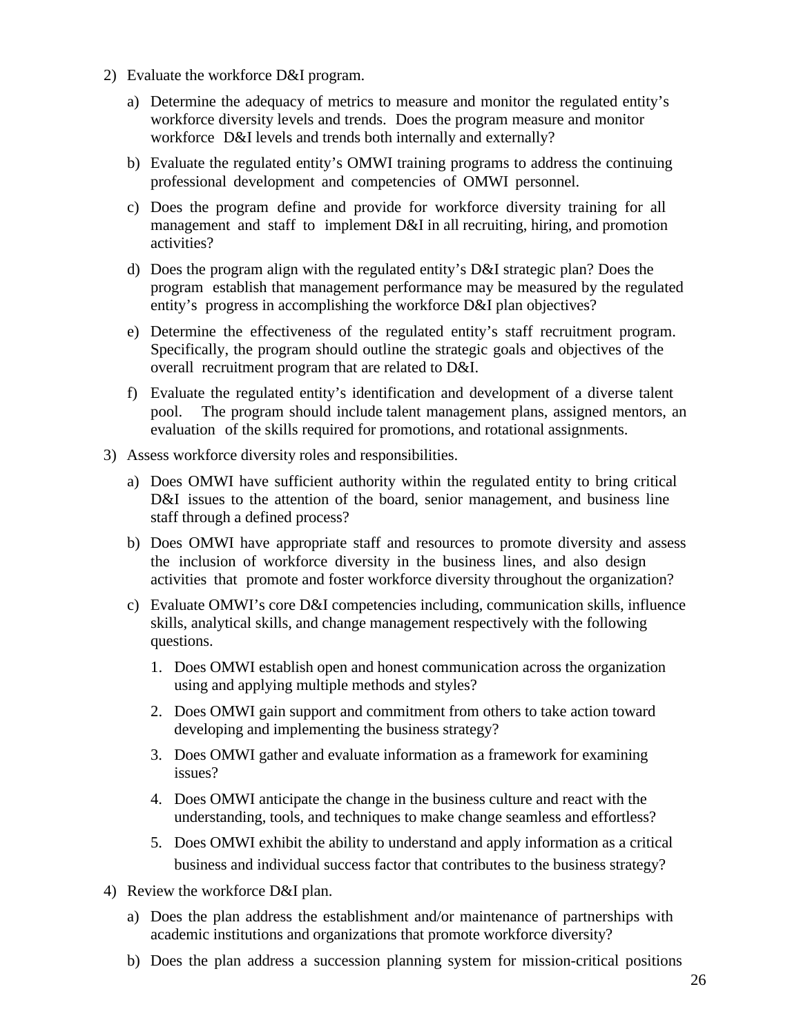2) Evaluate the workforce D&I program.

   a) Determine the adequacy of metrics to measure and monitor the regulated entity's workforce diversity levels and trends. Does the program measure and monitor workforce D&I levels and trends both internally and externally?

   b) Evaluate the regulated entity's OMWI training programs to address the continuing professional development and competencies of OMWI personnel.

   c) Does the program define and provide for workforce diversity training for all management and staff to implement D&I in all recruiting, hiring, and promotion activities?

   d) Does the program align with the regulated entity's D&I strategic plan? Does the program establish that management performance may be measured by the regulated entity's progress in accomplishing the workforce D&I plan objectives?

   e) Determine the effectiveness of the regulated entity's staff recruitment program. Specifically, the program should outline the strategic goals and objectives of the overall recruitment program that are related to D&I.

   f) Evaluate the regulated entity's identification and development of a diverse talent pool. The program should include talent management plans, assigned mentors, an evaluation of the skills required for promotions, and rotational assignments.

3) Assess workforce diversity roles and responsibilities.

   a) Does OMWI have sufficient authority within the regulated entity to bring critical D&I issues to the attention of the board, senior management, and business line staff through a defined process?

   b) Does OMWI have appropriate staff and resources to promote diversity and assess the inclusion of workforce diversity in the business lines, and also design activities that promote and foster workforce diversity throughout the organization?

   c) Evaluate OMWI's core D&I competencies including, communication skills, influence skills, analytical skills, and change management respectively with the following questions.

      1. Does OMWI establish open and honest communication across the organization using and applying multiple methods and styles?

      2. Does OMWI gain support and commitment from others to take action toward developing and implementing the business strategy?

      3. Does OMWI gather and evaluate information as a framework for examining issues?

      4. Does OMWI anticipate the change in the business culture and react with the understanding, tools, and techniques to make change seamless and effortless?

      5. Does OMWI exhibit the ability to understand and apply information as a critical business and individual success factor that contributes to the business strategy?

4) Review the workforce D&I plan.

   a) Does the plan address the establishment and/or maintenance of partnerships with academic institutions and organizations that promote workforce diversity?

   b) Does the plan address a succession planning system for mission-critical positions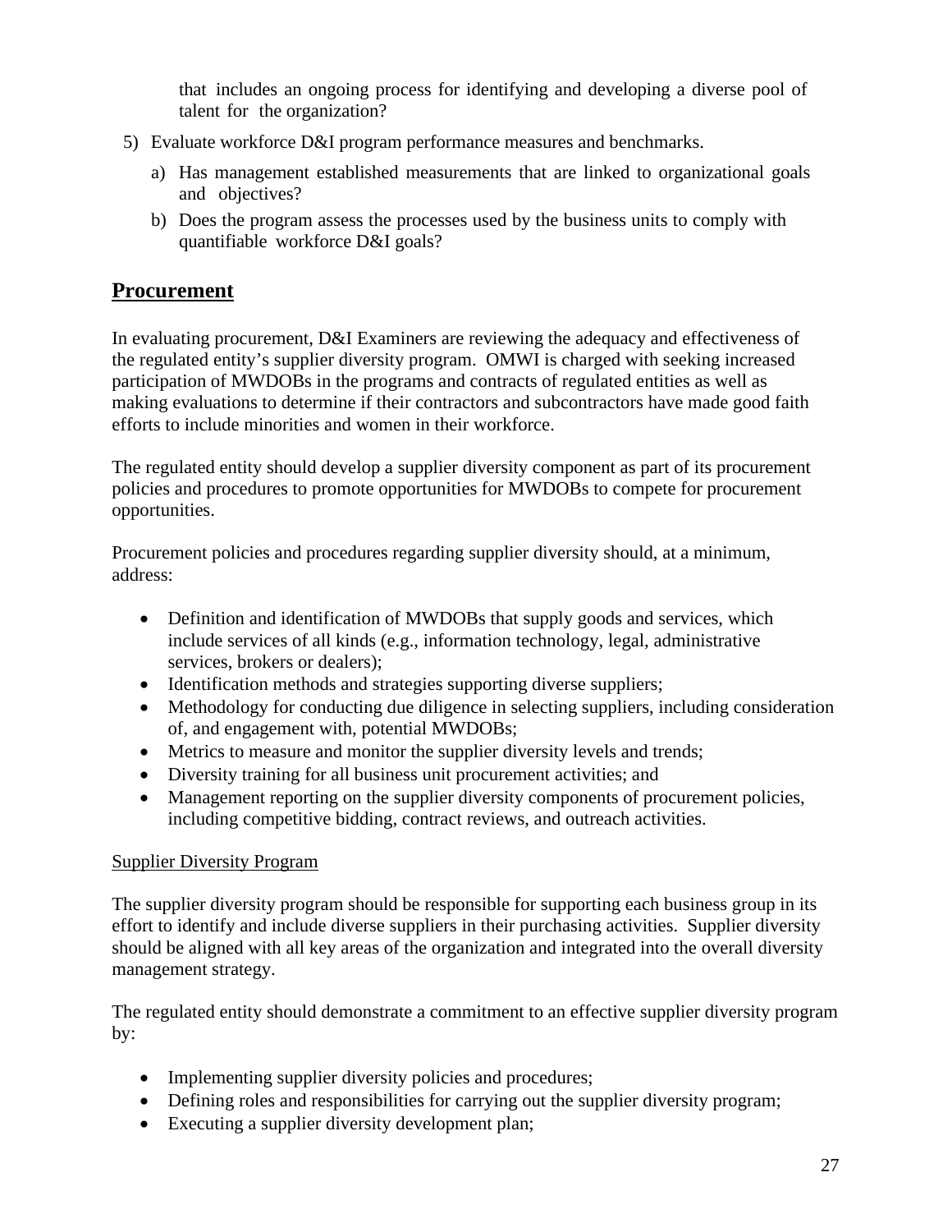that includes an ongoing process for identifying and developing a diverse pool of talent for the organization?

5) Evaluate workforce D&I program performance measures and benchmarks.

   a) Has management established measurements that are linked to organizational goals and objectives?

   b) Does the program assess the processes used by the business units to comply with quantifiable workforce D&I goals?

## Procurement

In evaluating procurement, D&I Examiners are reviewing the adequacy and effectiveness of the regulated entity's supplier diversity program. OMWI is charged with seeking increased participation of MWDOBs in the programs and contracts of regulated entities as well as making evaluations to determine if their contractors and subcontractors have made good faith efforts to include minorities and women in their workforce.

The regulated entity should develop a supplier diversity component as part of its procurement policies and procedures to promote opportunities for MWDOBs to compete for procurement opportunities.

Procurement policies and procedures regarding supplier diversity should, at a minimum, address:

- Definition and identification of MWDOBs that supply goods and services, which include services of all kinds (e.g., information technology, legal, administrative services, brokers or dealers);
- Identification methods and strategies supporting diverse suppliers;
- Methodology for conducting due diligence in selecting suppliers, including consideration of, and engagement with, potential MWDOBs;
- Metrics to measure and monitor the supplier diversity levels and trends;
- Diversity training for all business unit procurement activities; and
- Management reporting on the supplier diversity components of procurement policies, including competitive bidding, contract reviews, and outreach activities.

<u>Supplier Diversity Program</u>

The supplier diversity program should be responsible for supporting each business group in its effort to identify and include diverse suppliers in their purchasing activities. Supplier diversity should be aligned with all key areas of the organization and integrated into the overall diversity management strategy.

The regulated entity should demonstrate a commitment to an effective supplier diversity program by:

- Implementing supplier diversity policies and procedures;
- Defining roles and responsibilities for carrying out the supplier diversity program;
- Executing a supplier diversity development plan;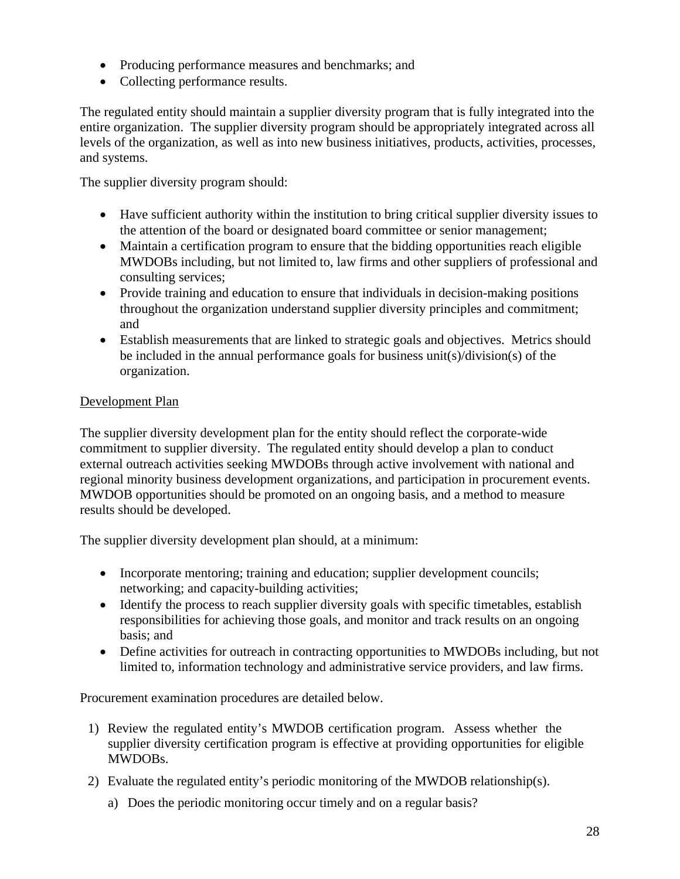- Producing performance measures and benchmarks; and
- Collecting performance results.

The regulated entity should maintain a supplier diversity program that is fully integrated into the entire organization. The supplier diversity program should be appropriately integrated across all levels of the organization, as well as into new business initiatives, products, activities, processes, and systems.

The supplier diversity program should:

- Have sufficient authority within the institution to bring critical supplier diversity issues to the attention of the board or designated board committee or senior management;
- Maintain a certification program to ensure that the bidding opportunities reach eligible MWDOBs including, but not limited to, law firms and other suppliers of professional and consulting services;
- Provide training and education to ensure that individuals in decision-making positions throughout the organization understand supplier diversity principles and commitment; and
- Establish measurements that are linked to strategic goals and objectives. Metrics should be included in the annual performance goals for business unit(s)/division(s) of the organization.

Development Plan

The supplier diversity development plan for the entity should reflect the corporate-wide commitment to supplier diversity. The regulated entity should develop a plan to conduct external outreach activities seeking MWDOBs through active involvement with national and regional minority business development organizations, and participation in procurement events. MWDOB opportunities should be promoted on an ongoing basis, and a method to measure results should be developed.

The supplier diversity development plan should, at a minimum:

- Incorporate mentoring; training and education; supplier development councils; networking; and capacity-building activities;
- Identify the process to reach supplier diversity goals with specific timetables, establish responsibilities for achieving those goals, and monitor and track results on an ongoing basis; and
- Define activities for outreach in contracting opportunities to MWDOBs including, but not limited to, information technology and administrative service providers, and law firms.

Procurement examination procedures are detailed below.

1) Review the regulated entity's MWDOB certification program. Assess whether the supplier diversity certification program is effective at providing opportunities for eligible MWDOBs.
2) Evaluate the regulated entity's periodic monitoring of the MWDOB relationship(s).
   a) Does the periodic monitoring occur timely and on a regular basis?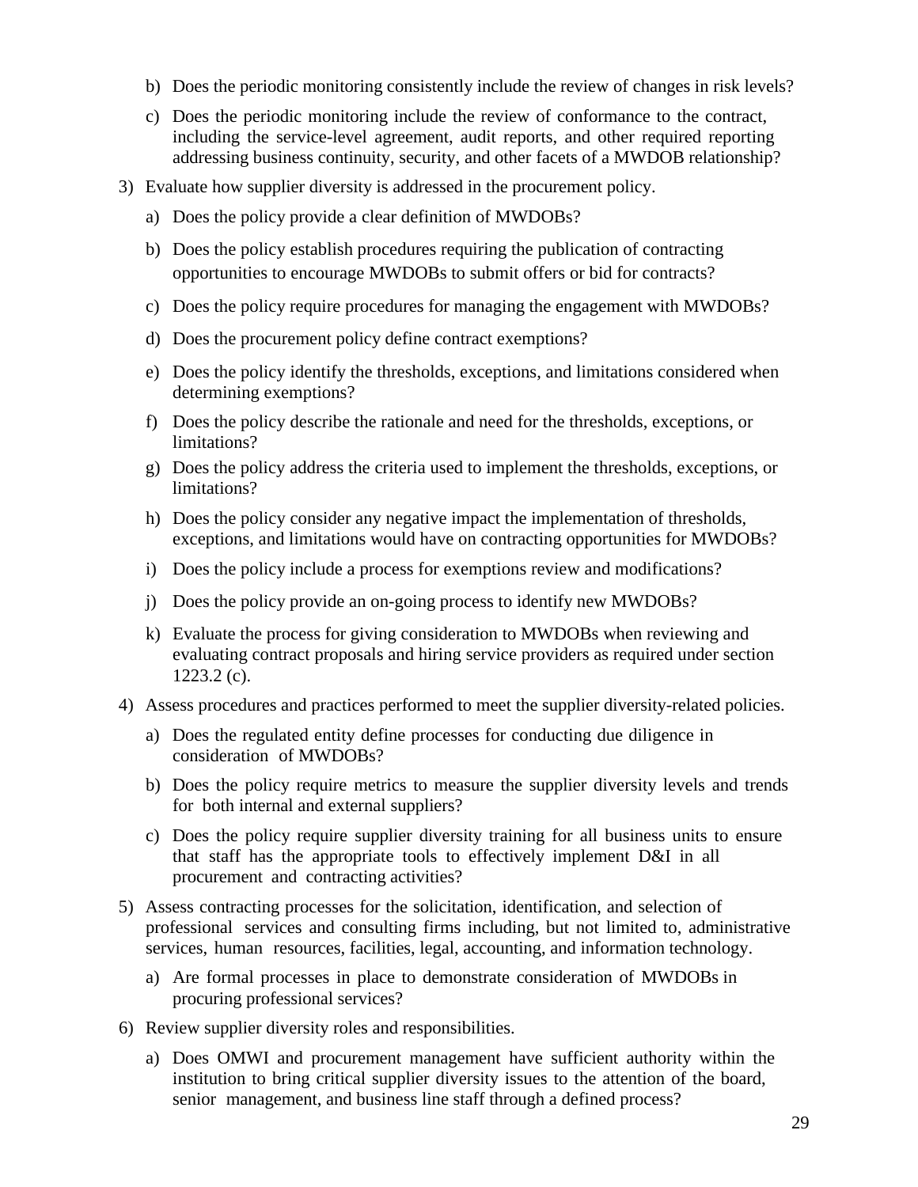b) Does the periodic monitoring consistently include the review of changes in risk levels?

c) Does the periodic monitoring include the review of conformance to the contract, including the service-level agreement, audit reports, and other required reporting addressing business continuity, security, and other facets of a MWDOB relationship?

3) Evaluate how supplier diversity is addressed in the procurement policy.

   a) Does the policy provide a clear definition of MWDOBs?

   b) Does the policy establish procedures requiring the publication of contracting opportunities to encourage MWDOBs to submit offers or bid for contracts?

   c) Does the policy require procedures for managing the engagement with MWDOBs?

   d) Does the procurement policy define contract exemptions?

   e) Does the policy identify the thresholds, exceptions, and limitations considered when determining exemptions?

   f) Does the policy describe the rationale and need for the thresholds, exceptions, or limitations?

   g) Does the policy address the criteria used to implement the thresholds, exceptions, or limitations?

   h) Does the policy consider any negative impact the implementation of thresholds, exceptions, and limitations would have on contracting opportunities for MWDOBs?

   i) Does the policy include a process for exemptions review and modifications?

   j) Does the policy provide an on-going process to identify new MWDOBs?

   k) Evaluate the process for giving consideration to MWDOBs when reviewing and evaluating contract proposals and hiring service providers as required under section 1223.2 (c).

4) Assess procedures and practices performed to meet the supplier diversity-related policies.

   a) Does the regulated entity define processes for conducting due diligence in consideration of MWDOBs?

   b) Does the policy require metrics to measure the supplier diversity levels and trends for both internal and external suppliers?

   c) Does the policy require supplier diversity training for all business units to ensure that staff has the appropriate tools to effectively implement D&I in all procurement and contracting activities?

5) Assess contracting processes for the solicitation, identification, and selection of professional services and consulting firms including, but not limited to, administrative services, human resources, facilities, legal, accounting, and information technology.

   a) Are formal processes in place to demonstrate consideration of MWDOBs in procuring professional services?

6) Review supplier diversity roles and responsibilities.

   a) Does OMWI and procurement management have sufficient authority within the institution to bring critical supplier diversity issues to the attention of the board, senior management, and business line staff through a defined process?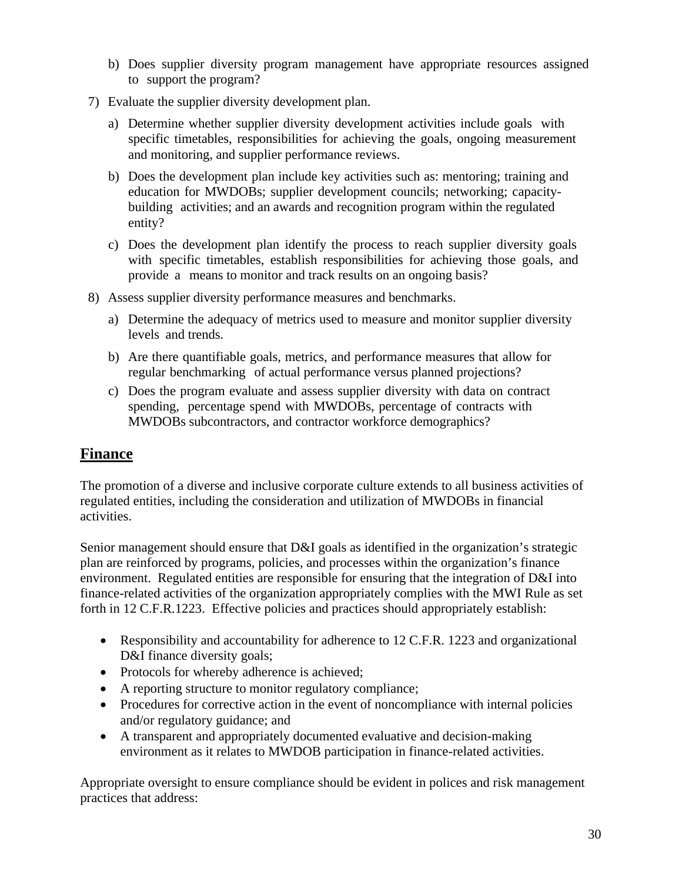b) Does supplier diversity program management have appropriate resources assigned to support the program?

7) Evaluate the supplier diversity development plan.

   a) Determine whether supplier diversity development activities include goals with specific timetables, responsibilities for achieving the goals, ongoing measurement and monitoring, and supplier performance reviews.

   b) Does the development plan include key activities such as: mentoring; training and education for MWDOBs; supplier development councils; networking; capacity-building activities; and an awards and recognition program within the regulated entity?

   c) Does the development plan identify the process to reach supplier diversity goals with specific timetables, establish responsibilities for achieving those goals, and provide a means to monitor and track results on an ongoing basis?

8) Assess supplier diversity performance measures and benchmarks.

   a) Determine the adequacy of metrics used to measure and monitor supplier diversity levels and trends.

   b) Are there quantifiable goals, metrics, and performance measures that allow for regular benchmarking of actual performance versus planned projections?

   c) Does the program evaluate and assess supplier diversity with data on contract spending, percentage spend with MWDOBs, percentage of contracts with MWDOBs subcontractors, and contractor workforce demographics?

## Finance

The promotion of a diverse and inclusive corporate culture extends to all business activities of regulated entities, including the consideration and utilization of MWDOBs in financial activities.

Senior management should ensure that D&I goals as identified in the organization's strategic plan are reinforced by programs, policies, and processes within the organization's finance environment. Regulated entities are responsible for ensuring that the integration of D&I into finance-related activities of the organization appropriately complies with the MWI Rule as set forth in 12 C.F.R.1223. Effective policies and practices should appropriately establish:

- Responsibility and accountability for adherence to 12 C.F.R. 1223 and organizational D&I finance diversity goals;
- Protocols for whereby adherence is achieved;
- A reporting structure to monitor regulatory compliance;
- Procedures for corrective action in the event of noncompliance with internal policies and/or regulatory guidance; and
- A transparent and appropriately documented evaluative and decision-making environment as it relates to MWDOB participation in finance-related activities.

Appropriate oversight to ensure compliance should be evident in polices and risk management practices that address: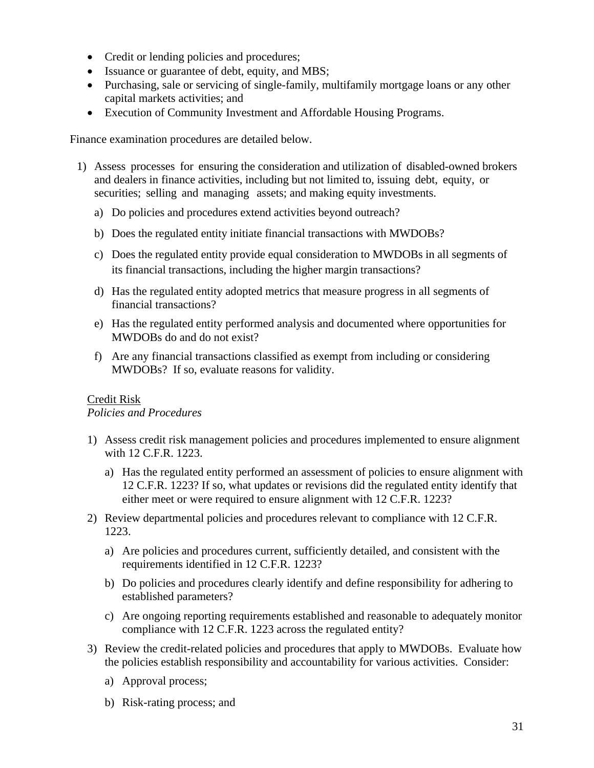- Credit or lending policies and procedures;
- Issuance or guarantee of debt, equity, and MBS;
- Purchasing, sale or servicing of single-family, multifamily mortgage loans or any other capital markets activities; and
- Execution of Community Investment and Affordable Housing Programs.

Finance examination procedures are detailed below.

1) Assess processes for ensuring the consideration and utilization of disabled-owned brokers and dealers in finance activities, including but not limited to, issuing debt, equity, or securities; selling and managing assets; and making equity investments.
   a) Do policies and procedures extend activities beyond outreach?
   b) Does the regulated entity initiate financial transactions with MWDOBs?
   c) Does the regulated entity provide equal consideration to MWDOBs in all segments of its financial transactions, including the higher margin transactions?
   d) Has the regulated entity adopted metrics that measure progress in all segments of financial transactions?
   e) Has the regulated entity performed analysis and documented where opportunities for MWDOBs do and do not exist?
   f) Are any financial transactions classified as exempt from including or considering MWDOBs? If so, evaluate reasons for validity.

<u>Credit Risk</u>

*Policies and Procedures*

1) Assess credit risk management policies and procedures implemented to ensure alignment with 12 C.F.R. 1223.
   a) Has the regulated entity performed an assessment of policies to ensure alignment with 12 C.F.R. 1223? If so, what updates or revisions did the regulated entity identify that either meet or were required to ensure alignment with 12 C.F.R. 1223?
2) Review departmental policies and procedures relevant to compliance with 12 C.F.R. 1223.
   a) Are policies and procedures current, sufficiently detailed, and consistent with the requirements identified in 12 C.F.R. 1223?
   b) Do policies and procedures clearly identify and define responsibility for adhering to established parameters?
   c) Are ongoing reporting requirements established and reasonable to adequately monitor compliance with 12 C.F.R. 1223 across the regulated entity?
3) Review the credit-related policies and procedures that apply to MWDOBs. Evaluate how the policies establish responsibility and accountability for various activities. Consider:
   a) Approval process;
   b) Risk-rating process; and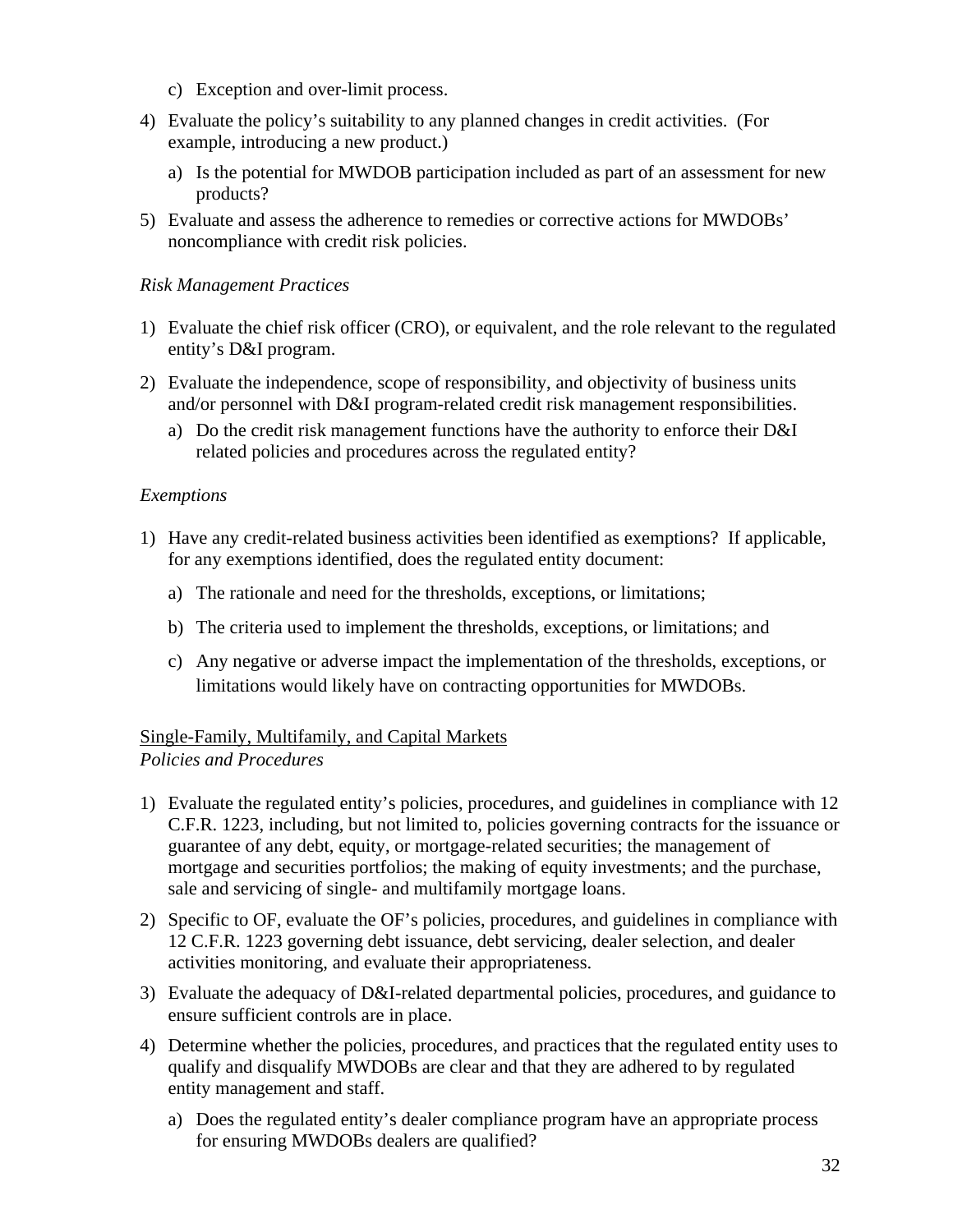c) Exception and over-limit process.

4) Evaluate the policy's suitability to any planned changes in credit activities. (For example, introducing a new product.)

   a) Is the potential for MWDOB participation included as part of an assessment for new products?

5) Evaluate and assess the adherence to remedies or corrective actions for MWDOBs' noncompliance with credit risk policies.

*Risk Management Practices*

1) Evaluate the chief risk officer (CRO), or equivalent, and the role relevant to the regulated entity's D&I program.

2) Evaluate the independence, scope of responsibility, and objectivity of business units and/or personnel with D&I program-related credit risk management responsibilities.

   a) Do the credit risk management functions have the authority to enforce their D&I related policies and procedures across the regulated entity?

*Exemptions*

1) Have any credit-related business activities been identified as exemptions? If applicable, for any exemptions identified, does the regulated entity document:

   a) The rationale and need for the thresholds, exceptions, or limitations;

   b) The criteria used to implement the thresholds, exceptions, or limitations; and

   c) Any negative or adverse impact the implementation of the thresholds, exceptions, or limitations would likely have on contracting opportunities for MWDOBs.

<u>Single-Family, Multifamily, and Capital Markets</u>
*Policies and Procedures*

1) Evaluate the regulated entity's policies, procedures, and guidelines in compliance with 12 C.F.R. 1223, including, but not limited to, policies governing contracts for the issuance or guarantee of any debt, equity, or mortgage-related securities; the management of mortgage and securities portfolios; the making of equity investments; and the purchase, sale and servicing of single- and multifamily mortgage loans.

2) Specific to OF, evaluate the OF's policies, procedures, and guidelines in compliance with 12 C.F.R. 1223 governing debt issuance, debt servicing, dealer selection, and dealer activities monitoring, and evaluate their appropriateness.

3) Evaluate the adequacy of D&I-related departmental policies, procedures, and guidance to ensure sufficient controls are in place.

4) Determine whether the policies, procedures, and practices that the regulated entity uses to qualify and disqualify MWDOBs are clear and that they are adhered to by regulated entity management and staff.

   a) Does the regulated entity's dealer compliance program have an appropriate process for ensuring MWDOBs dealers are qualified?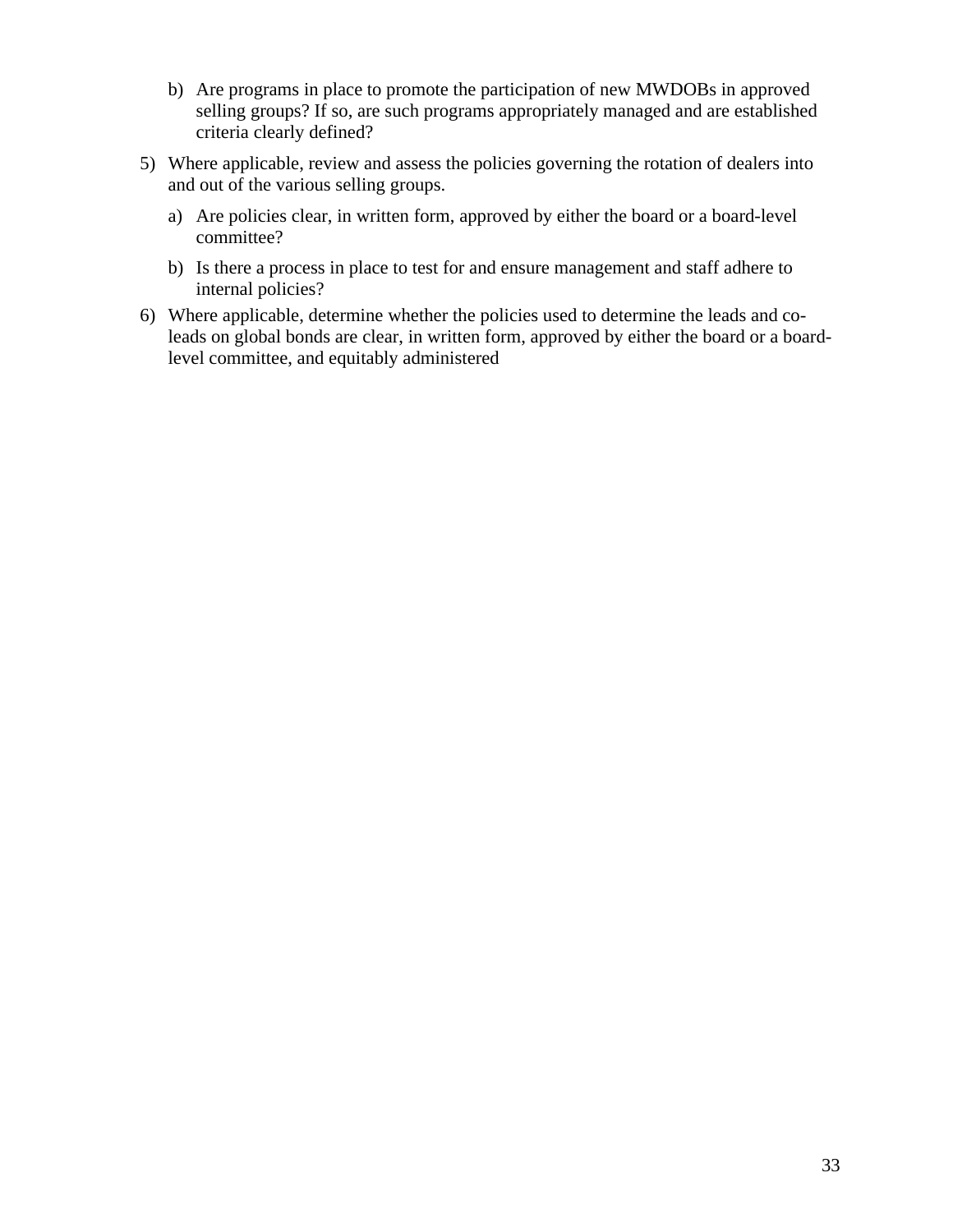b) Are programs in place to promote the participation of new MWDOBs in approved selling groups? If so, are such programs appropriately managed and are established criteria clearly defined?

5) Where applicable, review and assess the policies governing the rotation of dealers into and out of the various selling groups.

   a) Are policies clear, in written form, approved by either the board or a board-level committee?

   b) Is there a process in place to test for and ensure management and staff adhere to internal policies?

6) Where applicable, determine whether the policies used to determine the leads and co-leads on global bonds are clear, in written form, approved by either the board or a board-level committee, and equitably administered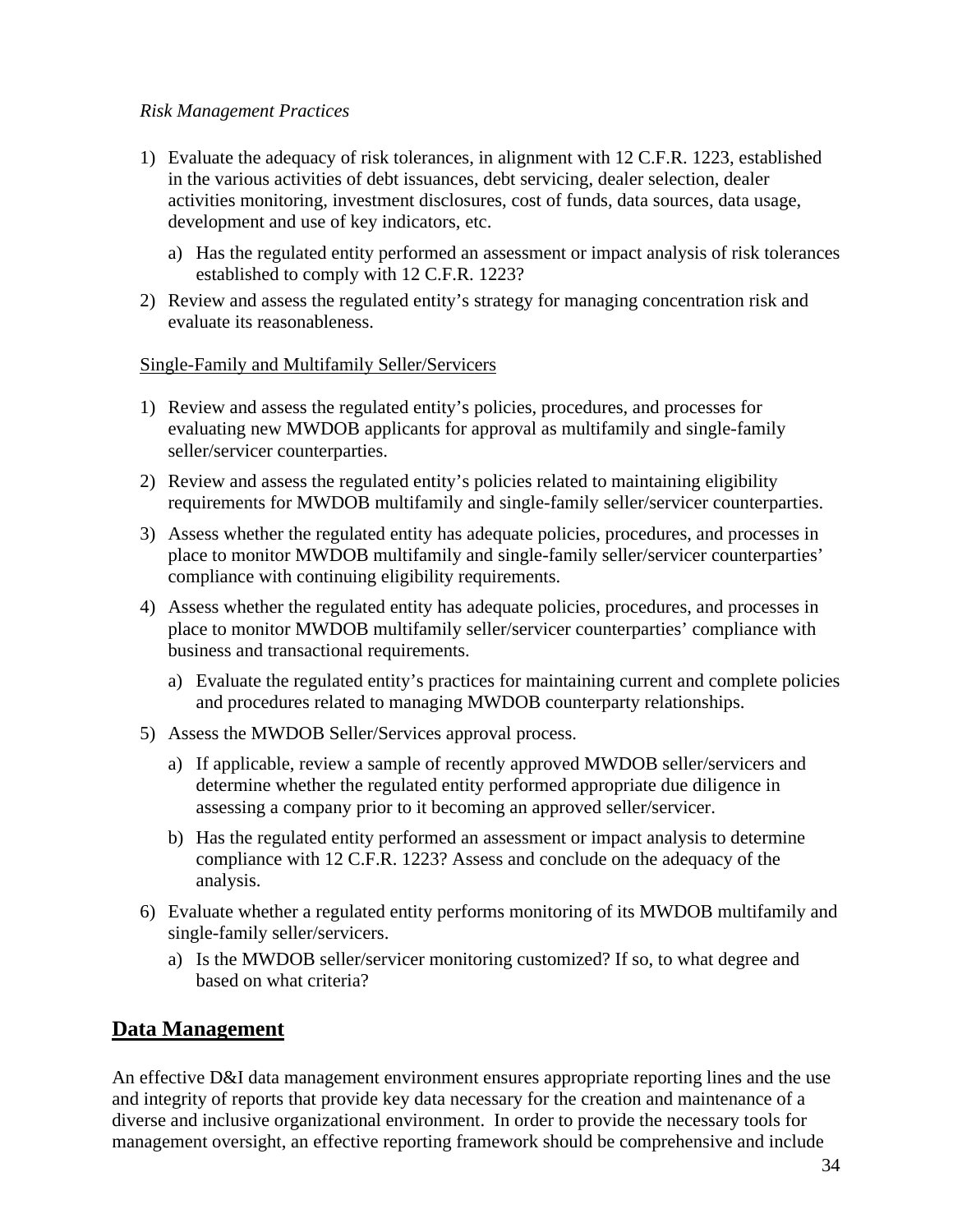*Risk Management Practices*

1) Evaluate the adequacy of risk tolerances, in alignment with 12 C.F.R. 1223, established in the various activities of debt issuances, debt servicing, dealer selection, dealer activities monitoring, investment disclosures, cost of funds, data sources, data usage, development and use of key indicators, etc.

   a) Has the regulated entity performed an assessment or impact analysis of risk tolerances established to comply with 12 C.F.R. 1223?

2) Review and assess the regulated entity's strategy for managing concentration risk and evaluate its reasonableness.

<u>Single-Family and Multifamily Seller/Servicers</u>

1) Review and assess the regulated entity's policies, procedures, and processes for evaluating new MWDOB applicants for approval as multifamily and single-family seller/servicer counterparties.

2) Review and assess the regulated entity's policies related to maintaining eligibility requirements for MWDOB multifamily and single-family seller/servicer counterparties.

3) Assess whether the regulated entity has adequate policies, procedures, and processes in place to monitor MWDOB multifamily and single-family seller/servicer counterparties' compliance with continuing eligibility requirements.

4) Assess whether the regulated entity has adequate policies, procedures, and processes in place to monitor MWDOB multifamily seller/servicer counterparties' compliance with business and transactional requirements.

   a) Evaluate the regulated entity's practices for maintaining current and complete policies and procedures related to managing MWDOB counterparty relationships.

5) Assess the MWDOB Seller/Services approval process.

   a) If applicable, review a sample of recently approved MWDOB seller/servicers and determine whether the regulated entity performed appropriate due diligence in assessing a company prior to it becoming an approved seller/servicer.

   b) Has the regulated entity performed an assessment or impact analysis to determine compliance with 12 C.F.R. 1223? Assess and conclude on the adequacy of the analysis.

6) Evaluate whether a regulated entity performs monitoring of its MWDOB multifamily and single-family seller/servicers.

   a) Is the MWDOB seller/servicer monitoring customized? If so, to what degree and based on what criteria?

## Data Management

An effective D&I data management environment ensures appropriate reporting lines and the use and integrity of reports that provide key data necessary for the creation and maintenance of a diverse and inclusive organizational environment. In order to provide the necessary tools for management oversight, an effective reporting framework should be comprehensive and include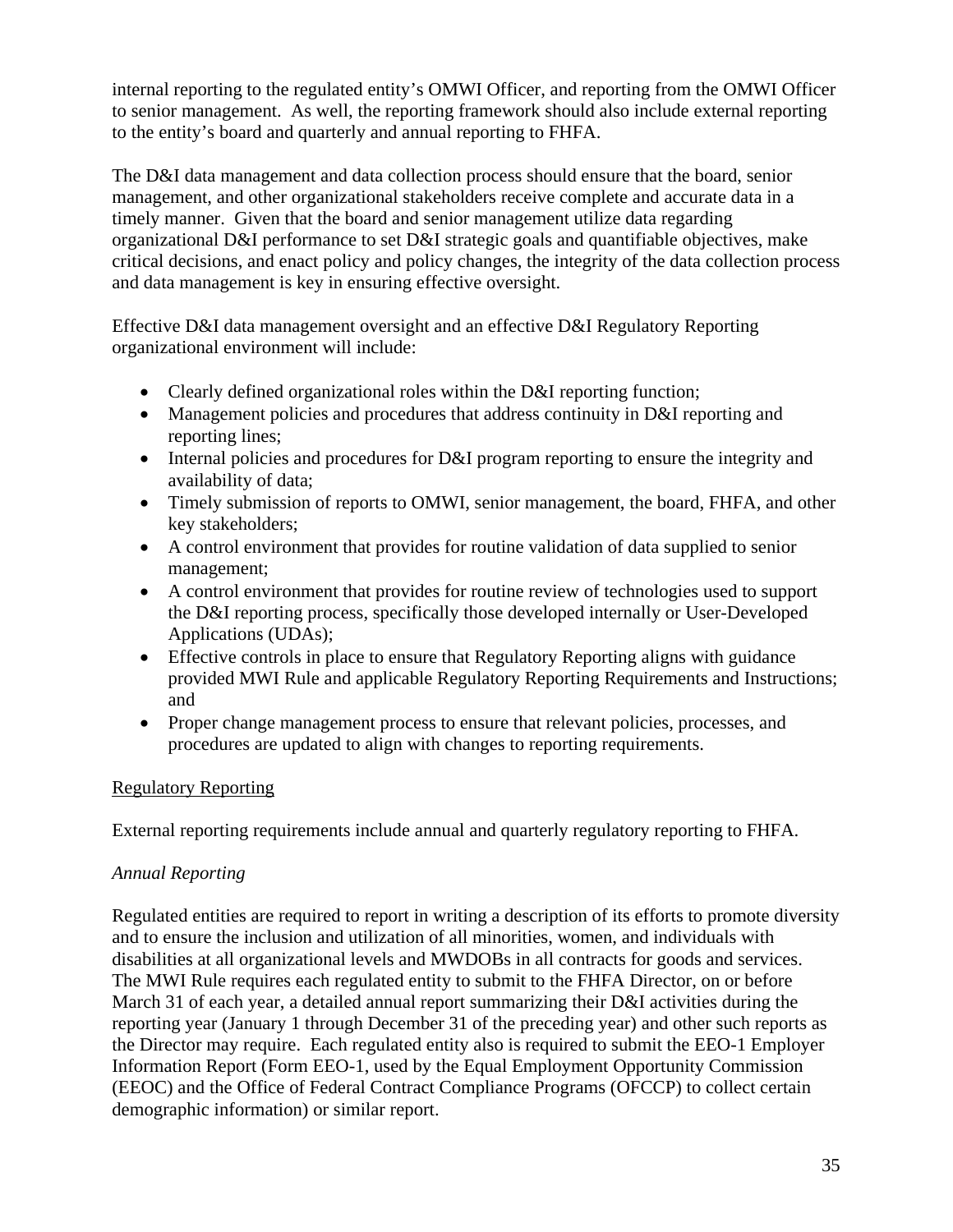internal reporting to the regulated entity's OMWI Officer, and reporting from the OMWI Officer to senior management. As well, the reporting framework should also include external reporting to the entity's board and quarterly and annual reporting to FHFA.

The D&I data management and data collection process should ensure that the board, senior management, and other organizational stakeholders receive complete and accurate data in a timely manner. Given that the board and senior management utilize data regarding organizational D&I performance to set D&I strategic goals and quantifiable objectives, make critical decisions, and enact policy and policy changes, the integrity of the data collection process and data management is key in ensuring effective oversight.

Effective D&I data management oversight and an effective D&I Regulatory Reporting organizational environment will include:

- Clearly defined organizational roles within the D&I reporting function;
- Management policies and procedures that address continuity in D&I reporting and reporting lines;
- Internal policies and procedures for D&I program reporting to ensure the integrity and availability of data;
- Timely submission of reports to OMWI, senior management, the board, FHFA, and other key stakeholders;
- A control environment that provides for routine validation of data supplied to senior management;
- A control environment that provides for routine review of technologies used to support the D&I reporting process, specifically those developed internally or User-Developed Applications (UDAs);
- Effective controls in place to ensure that Regulatory Reporting aligns with guidance provided MWI Rule and applicable Regulatory Reporting Requirements and Instructions; and
- Proper change management process to ensure that relevant policies, processes, and procedures are updated to align with changes to reporting requirements.

<u>Regulatory Reporting</u>

External reporting requirements include annual and quarterly regulatory reporting to FHFA.

*Annual Reporting*

Regulated entities are required to report in writing a description of its efforts to promote diversity and to ensure the inclusion and utilization of all minorities, women, and individuals with disabilities at all organizational levels and MWDOBs in all contracts for goods and services. The MWI Rule requires each regulated entity to submit to the FHFA Director, on or before March 31 of each year, a detailed annual report summarizing their D&I activities during the reporting year (January 1 through December 31 of the preceding year) and other such reports as the Director may require. Each regulated entity also is required to submit the EEO-1 Employer Information Report (Form EEO-1, used by the Equal Employment Opportunity Commission (EEOC) and the Office of Federal Contract Compliance Programs (OFCCP) to collect certain demographic information) or similar report.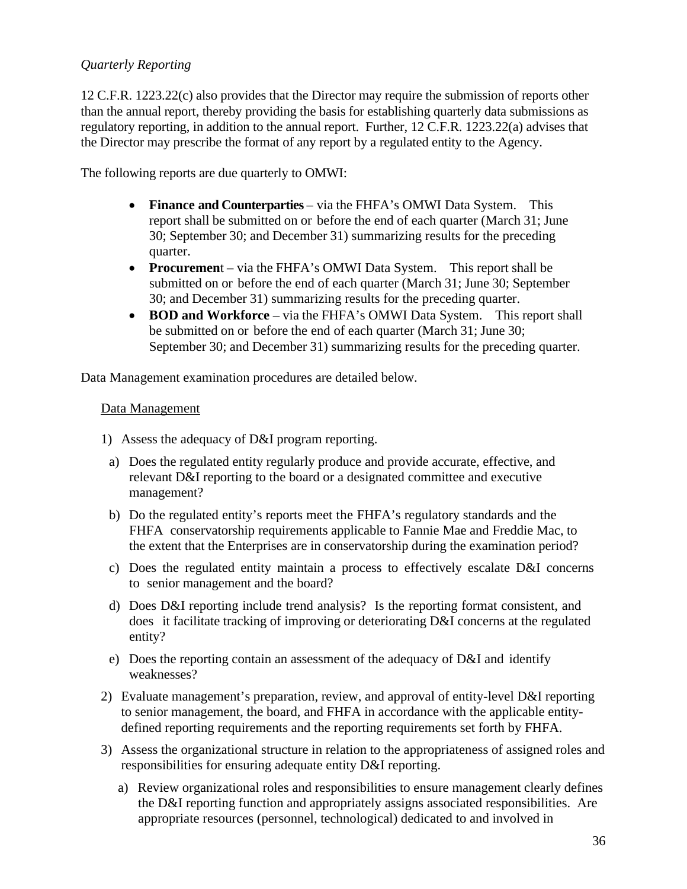*Quarterly Reporting*

12 C.F.R. 1223.22(c) also provides that the Director may require the submission of reports other than the annual report, thereby providing the basis for establishing quarterly data submissions as regulatory reporting, in addition to the annual report. Further, 12 C.F.R. 1223.22(a) advises that the Director may prescribe the format of any report by a regulated entity to the Agency.

The following reports are due quarterly to OMWI:

- **Finance and Counterparties** – via the FHFA's OMWI Data System. This report shall be submitted on or before the end of each quarter (March 31; June 30; September 30; and December 31) summarizing results for the preceding quarter.
- **Procurement** – via the FHFA's OMWI Data System. This report shall be submitted on or before the end of each quarter (March 31; June 30; September 30; and December 31) summarizing results for the preceding quarter.
- **BOD and Workforce** – via the FHFA's OMWI Data System. This report shall be submitted on or before the end of each quarter (March 31; June 30; September 30; and December 31) summarizing results for the preceding quarter.

Data Management examination procedures are detailed below.

Data Management

1) Assess the adequacy of D&I program reporting.
   a) Does the regulated entity regularly produce and provide accurate, effective, and relevant D&I reporting to the board or a designated committee and executive management?
   b) Do the regulated entity's reports meet the FHFA's regulatory standards and the FHFA conservatorship requirements applicable to Fannie Mae and Freddie Mac, to the extent that the Enterprises are in conservatorship during the examination period?
   c) Does the regulated entity maintain a process to effectively escalate D&I concerns to senior management and the board?
   d) Does D&I reporting include trend analysis? Is the reporting format consistent, and does it facilitate tracking of improving or deteriorating D&I concerns at the regulated entity?
   e) Does the reporting contain an assessment of the adequacy of D&I and identify weaknesses?
2) Evaluate management's preparation, review, and approval of entity-level D&I reporting to senior management, the board, and FHFA in accordance with the applicable entity-defined reporting requirements and the reporting requirements set forth by FHFA.
3) Assess the organizational structure in relation to the appropriateness of assigned roles and responsibilities for ensuring adequate entity D&I reporting.
   a) Review organizational roles and responsibilities to ensure management clearly defines the D&I reporting function and appropriately assigns associated responsibilities. Are appropriate resources (personnel, technological) dedicated to and involved in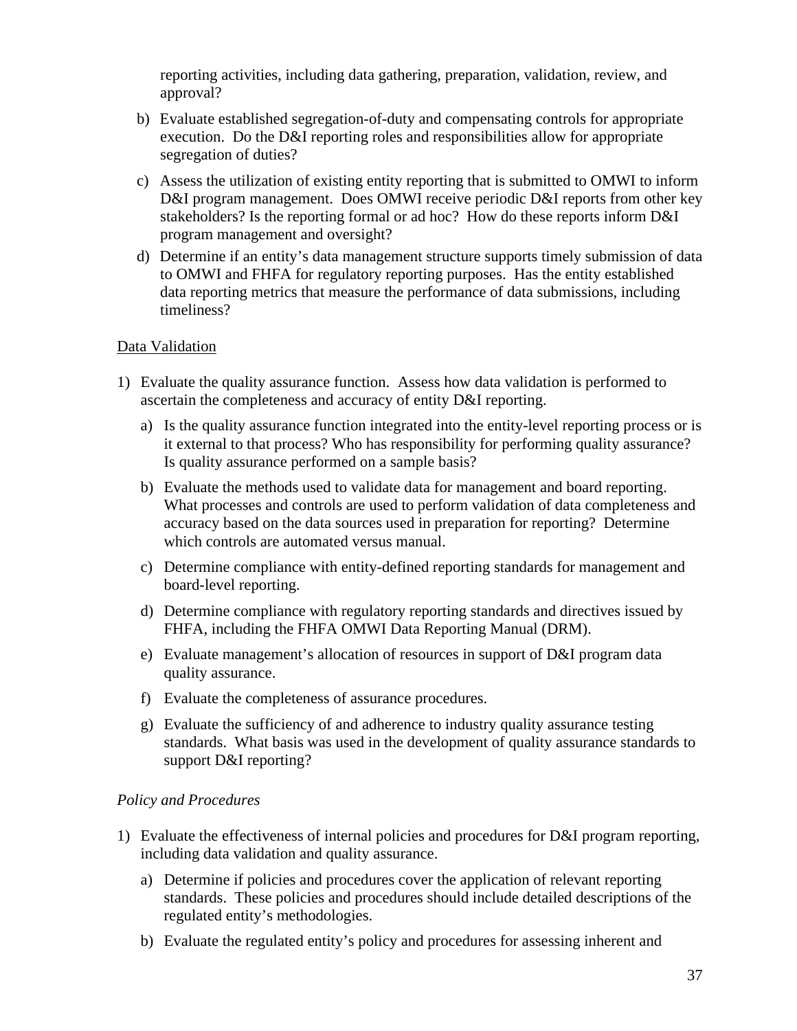reporting activities, including data gathering, preparation, validation, review, and approval?

b) Evaluate established segregation-of-duty and compensating controls for appropriate execution. Do the D&I reporting roles and responsibilities allow for appropriate segregation of duties?

c) Assess the utilization of existing entity reporting that is submitted to OMWI to inform D&I program management. Does OMWI receive periodic D&I reports from other key stakeholders? Is the reporting formal or ad hoc? How do these reports inform D&I program management and oversight?

d) Determine if an entity's data management structure supports timely submission of data to OMWI and FHFA for regulatory reporting purposes. Has the entity established data reporting metrics that measure the performance of data submissions, including timeliness?

<u>Data Validation</u>

1) Evaluate the quality assurance function. Assess how data validation is performed to ascertain the completeness and accuracy of entity D&I reporting.

   a) Is the quality assurance function integrated into the entity-level reporting process or is it external to that process? Who has responsibility for performing quality assurance? Is quality assurance performed on a sample basis?

   b) Evaluate the methods used to validate data for management and board reporting. What processes and controls are used to perform validation of data completeness and accuracy based on the data sources used in preparation for reporting? Determine which controls are automated versus manual.

   c) Determine compliance with entity-defined reporting standards for management and board-level reporting.

   d) Determine compliance with regulatory reporting standards and directives issued by FHFA, including the FHFA OMWI Data Reporting Manual (DRM).

   e) Evaluate management's allocation of resources in support of D&I program data quality assurance.

   f) Evaluate the completeness of assurance procedures.

   g) Evaluate the sufficiency of and adherence to industry quality assurance testing standards. What basis was used in the development of quality assurance standards to support D&I reporting?

*Policy and Procedures*

1) Evaluate the effectiveness of internal policies and procedures for D&I program reporting, including data validation and quality assurance.

   a) Determine if policies and procedures cover the application of relevant reporting standards. These policies and procedures should include detailed descriptions of the regulated entity's methodologies.

   b) Evaluate the regulated entity's policy and procedures for assessing inherent and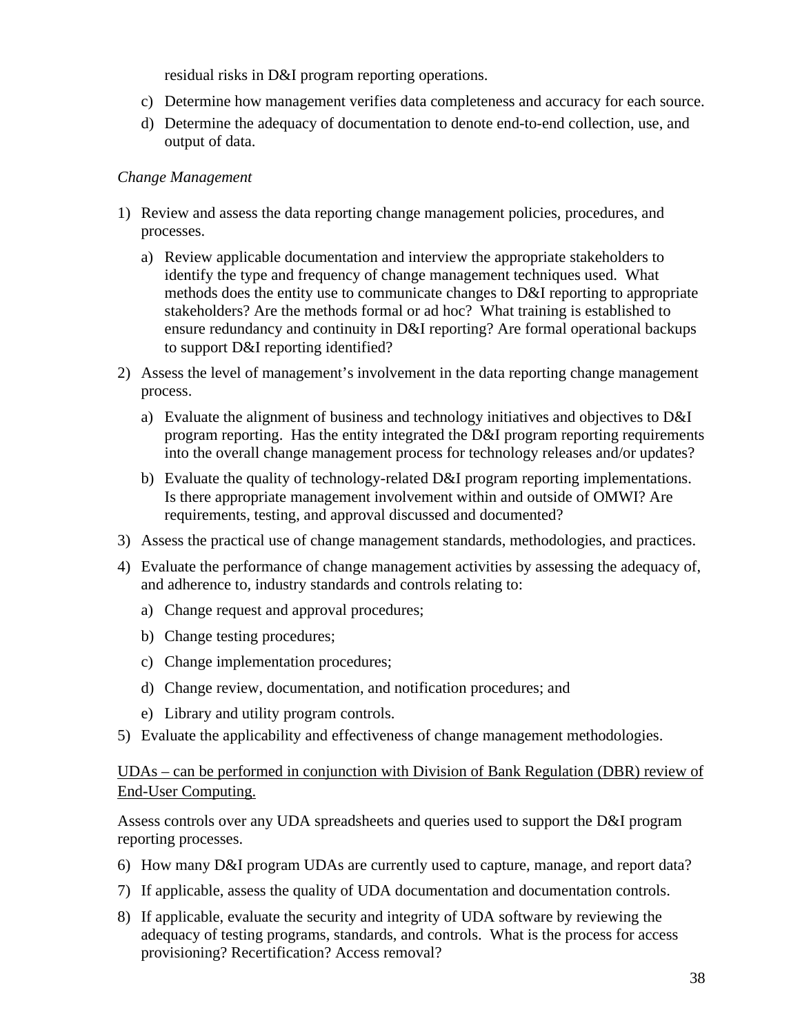residual risks in D&I program reporting operations.

c) Determine how management verifies data completeness and accuracy for each source.

d) Determine the adequacy of documentation to denote end-to-end collection, use, and output of data.

*Change Management*

1) Review and assess the data reporting change management policies, procedures, and processes.

   a) Review applicable documentation and interview the appropriate stakeholders to identify the type and frequency of change management techniques used. What methods does the entity use to communicate changes to D&I reporting to appropriate stakeholders? Are the methods formal or ad hoc? What training is established to ensure redundancy and continuity in D&I reporting? Are formal operational backups to support D&I reporting identified?

2) Assess the level of management's involvement in the data reporting change management process.

   a) Evaluate the alignment of business and technology initiatives and objectives to D&I program reporting. Has the entity integrated the D&I program reporting requirements into the overall change management process for technology releases and/or updates?

   b) Evaluate the quality of technology-related D&I program reporting implementations. Is there appropriate management involvement within and outside of OMWI? Are requirements, testing, and approval discussed and documented?

3) Assess the practical use of change management standards, methodologies, and practices.

4) Evaluate the performance of change management activities by assessing the adequacy of, and adherence to, industry standards and controls relating to:

   a) Change request and approval procedures;

   b) Change testing procedures;

   c) Change implementation procedures;

   d) Change review, documentation, and notification procedures; and

   e) Library and utility program controls.

5) Evaluate the applicability and effectiveness of change management methodologies.

<u>UDAs – can be performed in conjunction with Division of Bank Regulation (DBR) review of End-User Computing.</u>

Assess controls over any UDA spreadsheets and queries used to support the D&I program reporting processes.

6) How many D&I program UDAs are currently used to capture, manage, and report data?

7) If applicable, assess the quality of UDA documentation and documentation controls.

8) If applicable, evaluate the security and integrity of UDA software by reviewing the adequacy of testing programs, standards, and controls. What is the process for access provisioning? Recertification? Access removal?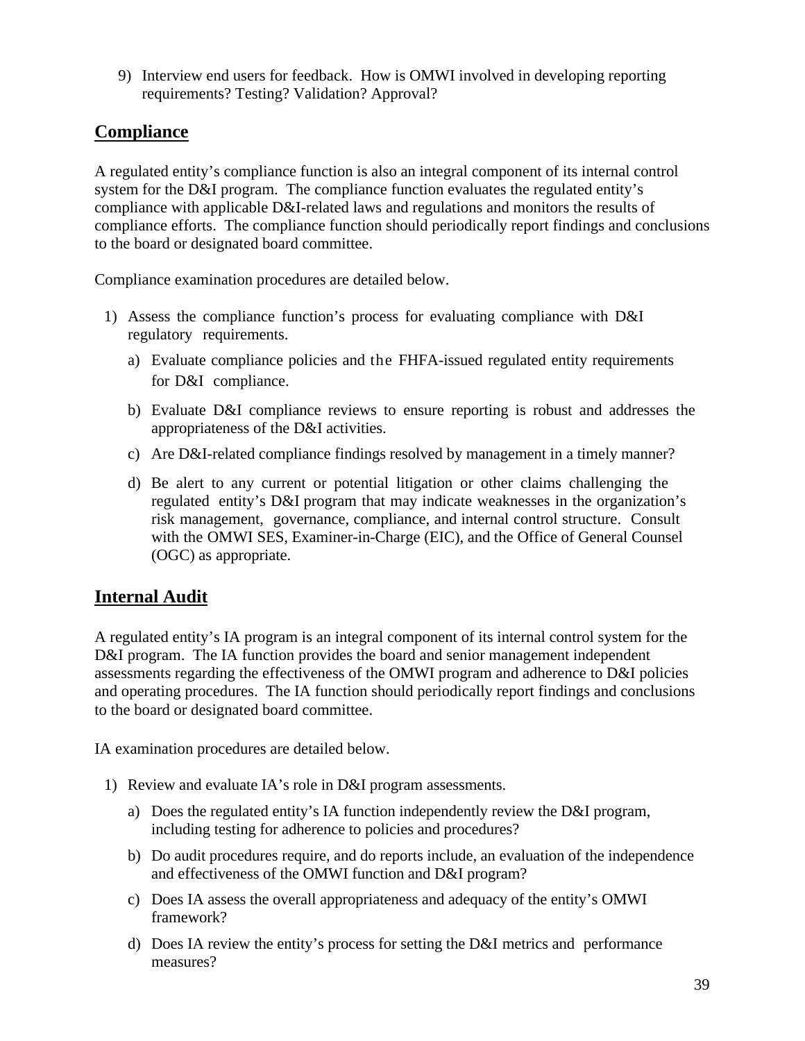9) Interview end users for feedback. How is OMWI involved in developing reporting requirements? Testing? Validation? Approval?

## Compliance

A regulated entity's compliance function is also an integral component of its internal control system for the D&I program. The compliance function evaluates the regulated entity's compliance with applicable D&I-related laws and regulations and monitors the results of compliance efforts. The compliance function should periodically report findings and conclusions to the board or designated board committee.

Compliance examination procedures are detailed below.

1) Assess the compliance function's process for evaluating compliance with D&I regulatory requirements.
   a) Evaluate compliance policies and the FHFA-issued regulated entity requirements for D&I compliance.
   b) Evaluate D&I compliance reviews to ensure reporting is robust and addresses the appropriateness of the D&I activities.
   c) Are D&I-related compliance findings resolved by management in a timely manner?
   d) Be alert to any current or potential litigation or other claims challenging the regulated entity's D&I program that may indicate weaknesses in the organization's risk management, governance, compliance, and internal control structure. Consult with the OMWI SES, Examiner-in-Charge (EIC), and the Office of General Counsel (OGC) as appropriate.

## Internal Audit

A regulated entity's IA program is an integral component of its internal control system for the D&I program. The IA function provides the board and senior management independent assessments regarding the effectiveness of the OMWI program and adherence to D&I policies and operating procedures. The IA function should periodically report findings and conclusions to the board or designated board committee.

IA examination procedures are detailed below.

1) Review and evaluate IA's role in D&I program assessments.
   a) Does the regulated entity's IA function independently review the D&I program, including testing for adherence to policies and procedures?
   b) Do audit procedures require, and do reports include, an evaluation of the independence and effectiveness of the OMWI function and D&I program?
   c) Does IA assess the overall appropriateness and adequacy of the entity's OMWI framework?
   d) Does IA review the entity's process for setting the D&I metrics and performance measures?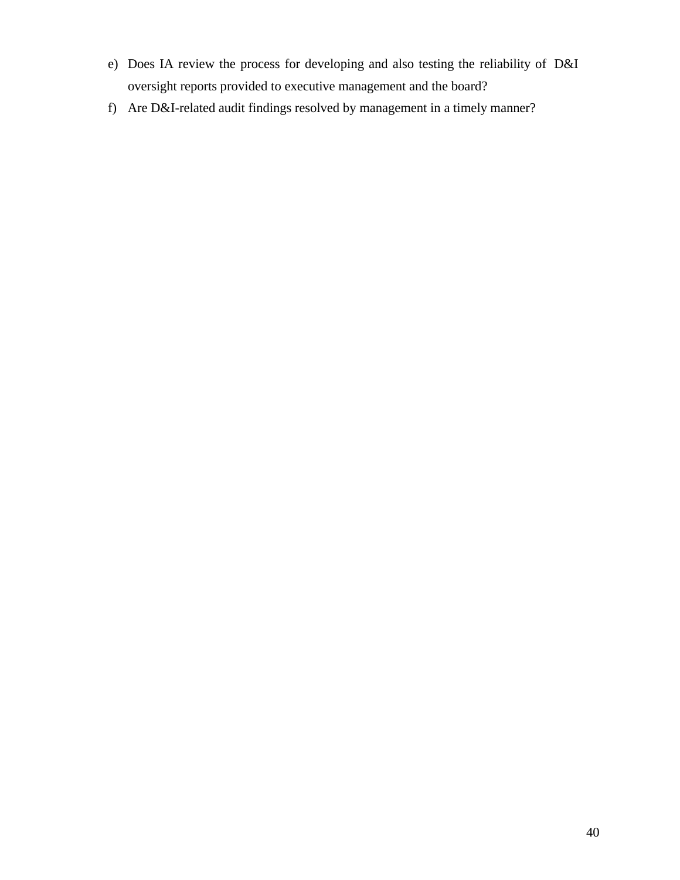e) Does IA review the process for developing and also testing the reliability of D&I oversight reports provided to executive management and the board?
f) Are D&I-related audit findings resolved by management in a timely manner?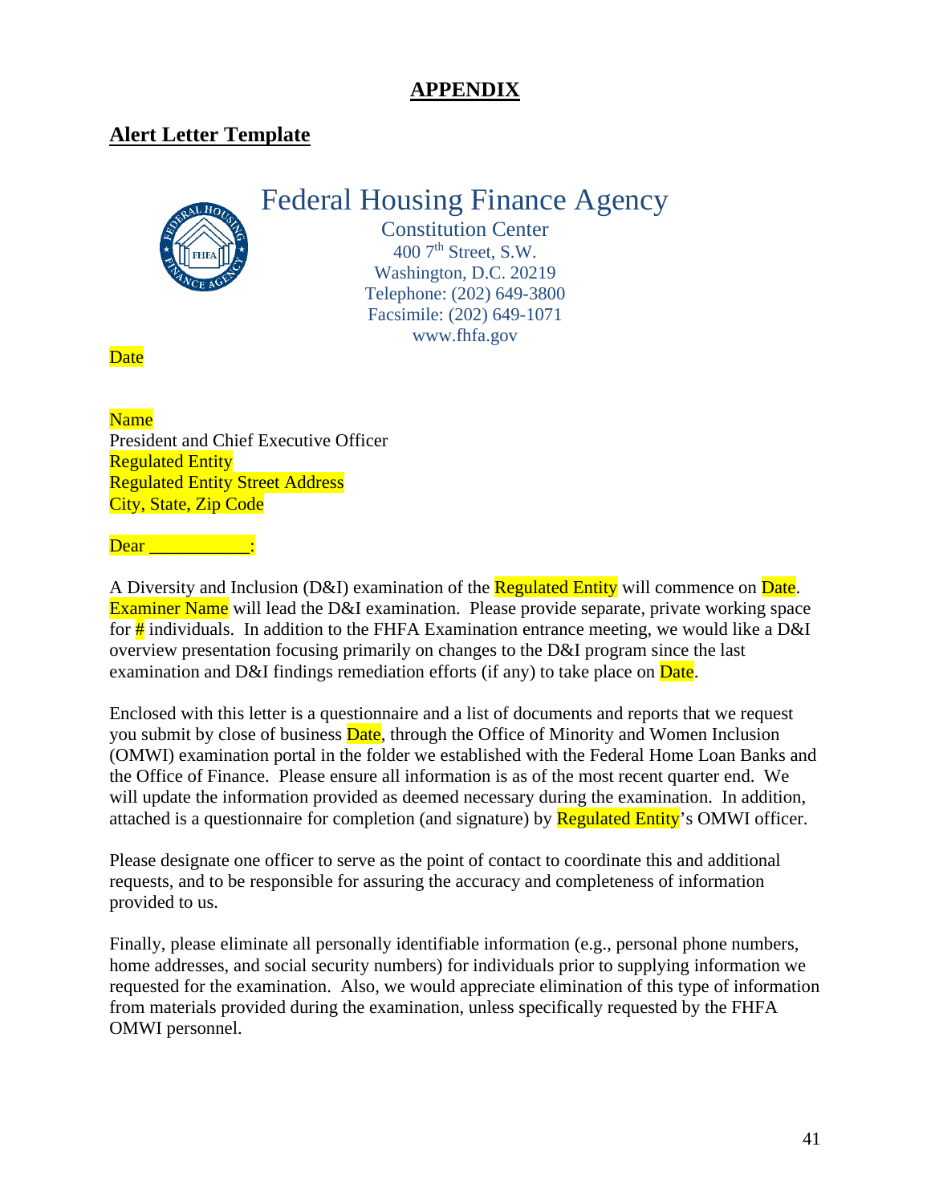## APPENDIX

## Alert Letter Template

Federal Housing Finance Agency
Constitution Center
400 7th Street, S.W.
Washington, D.C. 20219
Telephone: (202) 649-3800
Facsimile: (202) 649-1071
www.fhfa.gov

Date

Name
President and Chief Executive Officer
Regulated Entity
Regulated Entity Street Address
City, State, Zip Code

Dear ___________:

A Diversity and Inclusion (D&I) examination of the Regulated Entity will commence on Date. Examiner Name will lead the D&I examination. Please provide separate, private working space for # individuals. In addition to the FHFA Examination entrance meeting, we would like a D&I overview presentation focusing primarily on changes to the D&I program since the last examination and D&I findings remediation efforts (if any) to take place on Date.

Enclosed with this letter is a questionnaire and a list of documents and reports that we request you submit by close of business Date, through the Office of Minority and Women Inclusion (OMWI) examination portal in the folder we established with the Federal Home Loan Banks and the Office of Finance. Please ensure all information is as of the most recent quarter end. We will update the information provided as deemed necessary during the examination. In addition, attached is a questionnaire for completion (and signature) by Regulated Entity's OMWI officer.

Please designate one officer to serve as the point of contact to coordinate this and additional requests, and to be responsible for assuring the accuracy and completeness of information provided to us.

Finally, please eliminate all personally identifiable information (e.g., personal phone numbers, home addresses, and social security numbers) for individuals prior to supplying information we requested for the examination. Also, we would appreciate elimination of this type of information from materials provided during the examination, unless specifically requested by the FHFA OMWI personnel.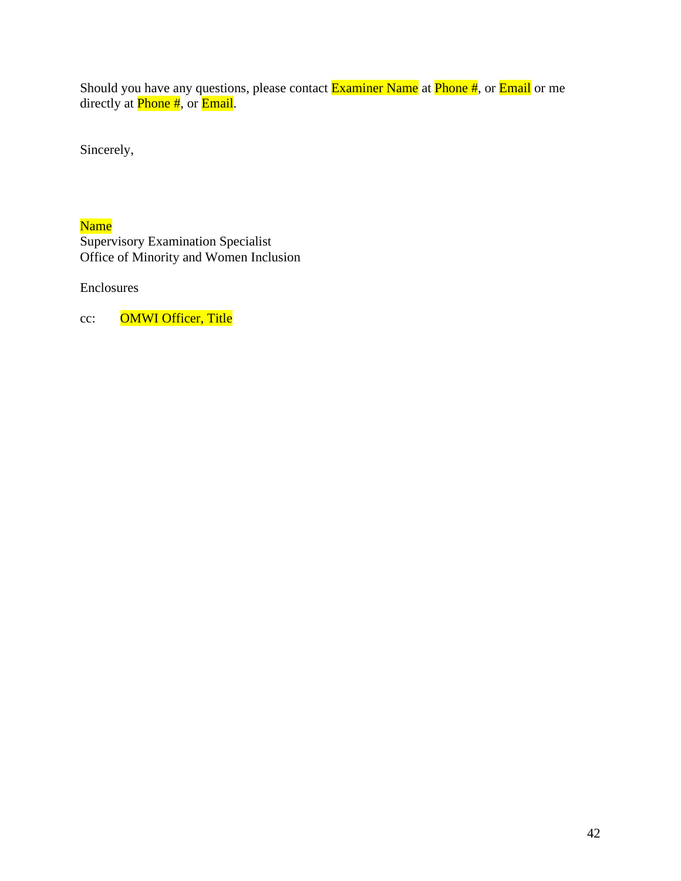Should you have any questions, please contact Examiner Name at Phone #, or Email or me directly at Phone #, or Email.

Sincerely,

Name  
Supervisory Examination Specialist  
Office of Minority and Women Inclusion

Enclosures

cc: OMWI Officer, Title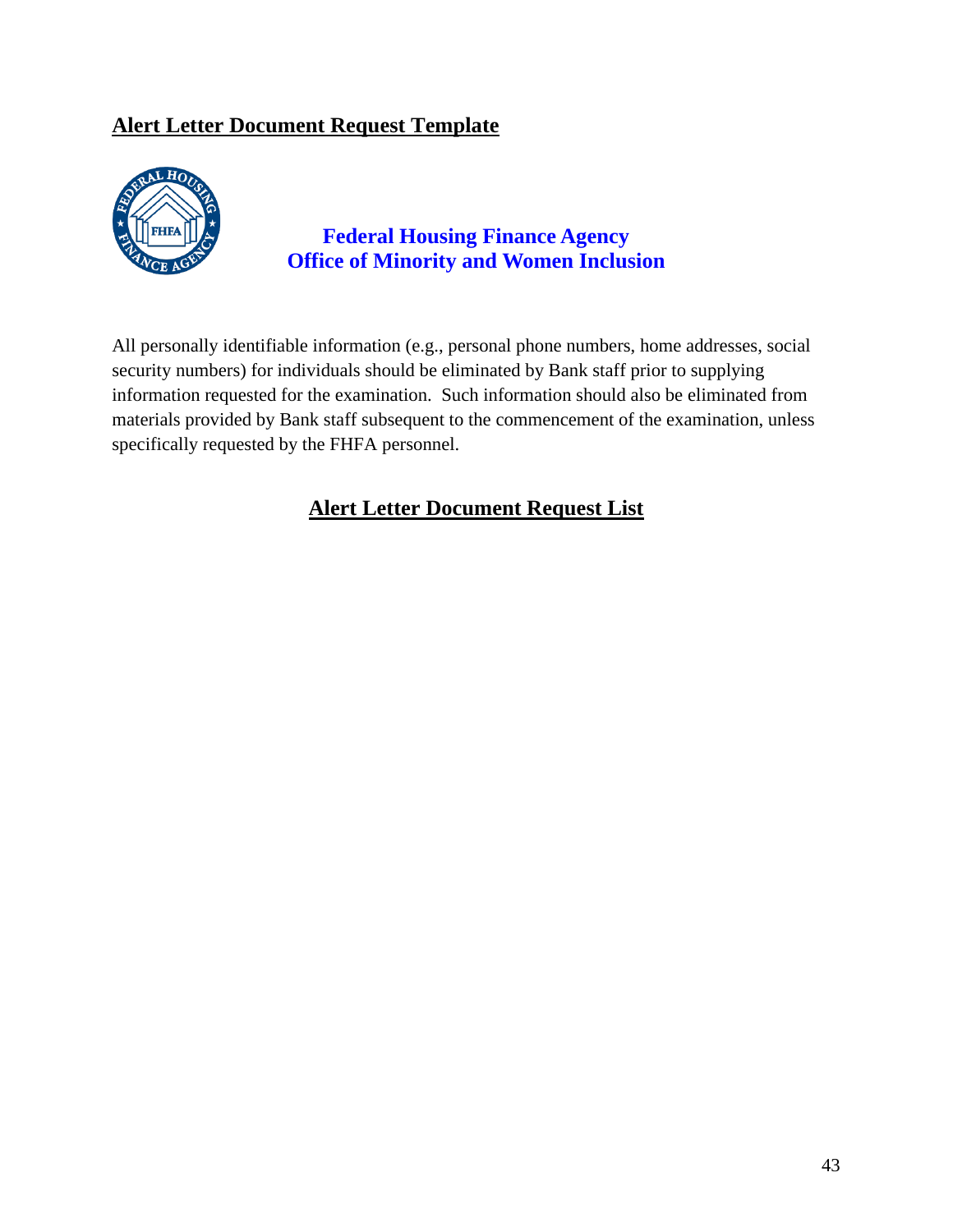## Alert Letter Document Request Template

**Federal Housing Finance Agency**
**Office of Minority and Women Inclusion**

All personally identifiable information (e.g., personal phone numbers, home addresses, social security numbers) for individuals should be eliminated by Bank staff prior to supplying information requested for the examination. Such information should also be eliminated from materials provided by Bank staff subsequent to the commencement of the examination, unless specifically requested by the FHFA personnel.

## Alert Letter Document Request List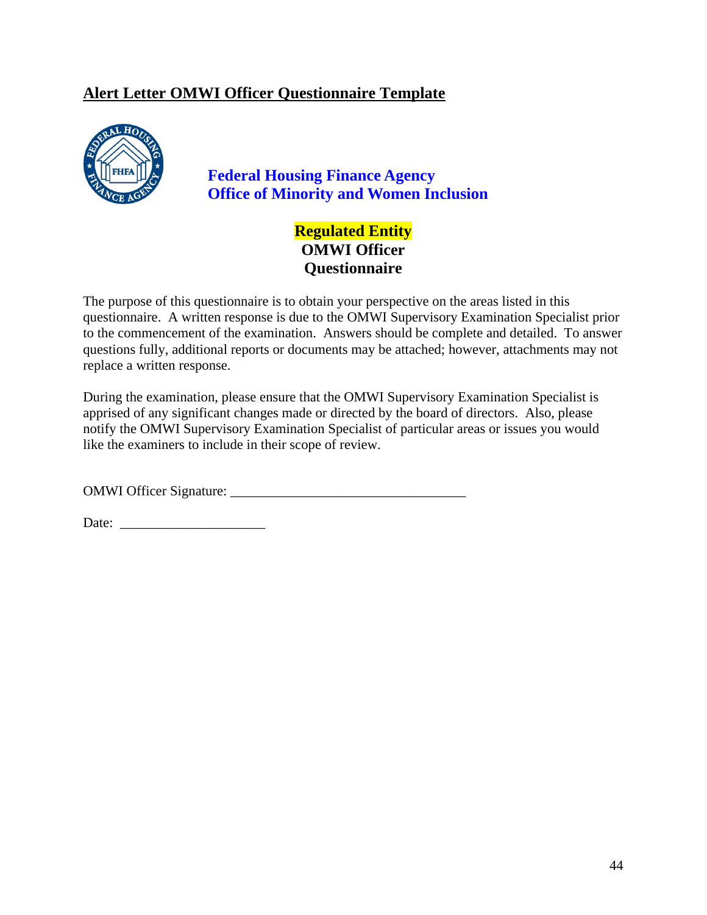## Alert Letter OMWI Officer Questionnaire Template

**Federal Housing Finance Agency**
**Office of Minority and Women Inclusion**

**Regulated Entity**
**OMWI Officer**
**Questionnaire**

The purpose of this questionnaire is to obtain your perspective on the areas listed in this questionnaire. A written response is due to the OMWI Supervisory Examination Specialist prior to the commencement of the examination. Answers should be complete and detailed. To answer questions fully, additional reports or documents may be attached; however, attachments may not replace a written response.

During the examination, please ensure that the OMWI Supervisory Examination Specialist is apprised of any significant changes made or directed by the board of directors. Also, please notify the OMWI Supervisory Examination Specialist of particular areas or issues you would like the examiners to include in their scope of review.

OMWI Officer Signature: ___________________________________

Date: ______________________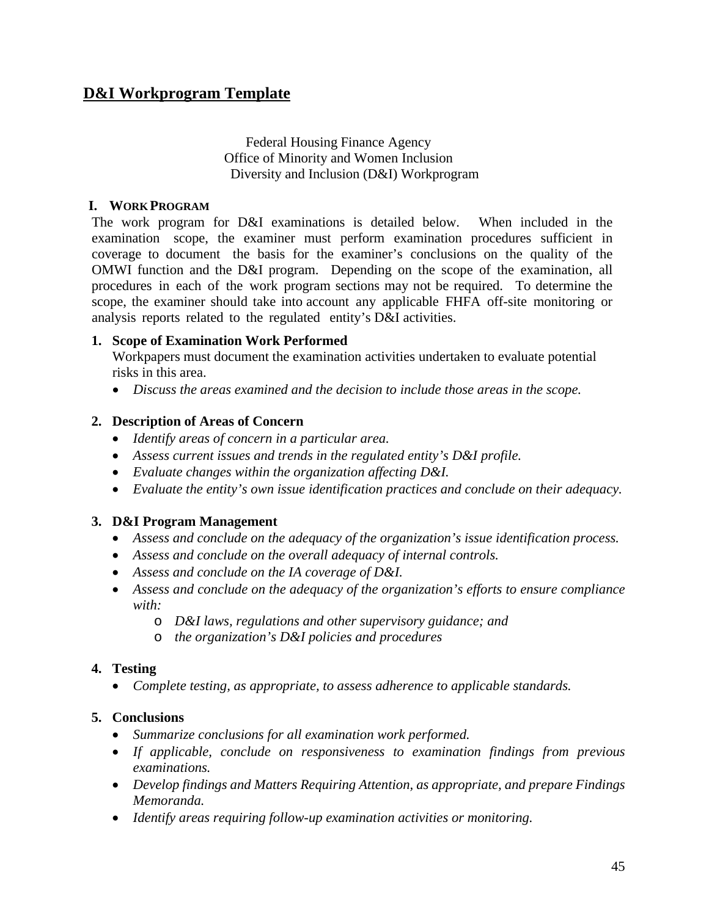## D&I Workprogram Template

Federal Housing Finance Agency
Office of Minority and Women Inclusion
Diversity and Inclusion (D&I) Workprogram

### I. WORK PROGRAM

The work program for D&I examinations is detailed below. When included in the examination scope, the examiner must perform examination procedures sufficient in coverage to document the basis for the examiner's conclusions on the quality of the OMWI function and the D&I program. Depending on the scope of the examination, all procedures in each of the work program sections may not be required. To determine the scope, the examiner should take into account any applicable FHFA off-site monitoring or analysis reports related to the regulated entity's D&I activities.

1. **Scope of Examination Work Performed**
   Workpapers must document the examination activities undertaken to evaluate potential risks in this area.
   - *Discuss the areas examined and the decision to include those areas in the scope.*

2. **Description of Areas of Concern**
   - *Identify areas of concern in a particular area.*
   - *Assess current issues and trends in the regulated entity's D&I profile.*
   - *Evaluate changes within the organization affecting D&I.*
   - *Evaluate the entity's own issue identification practices and conclude on their adequacy.*

3. **D&I Program Management**
   - *Assess and conclude on the adequacy of the organization's issue identification process.*
   - *Assess and conclude on the overall adequacy of internal controls.*
   - *Assess and conclude on the IA coverage of D&I.*
   - *Assess and conclude on the adequacy of the organization's efforts to ensure compliance with:*
     - *D&I laws, regulations and other supervisory guidance; and*
     - *the organization's D&I policies and procedures*

4. **Testing**
   - *Complete testing, as appropriate, to assess adherence to applicable standards.*

5. **Conclusions**
   - *Summarize conclusions for all examination work performed.*
   - *If applicable, conclude on responsiveness to examination findings from previous examinations.*
   - *Develop findings and Matters Requiring Attention, as appropriate, and prepare Findings Memoranda.*
   - *Identify areas requiring follow-up examination activities or monitoring.*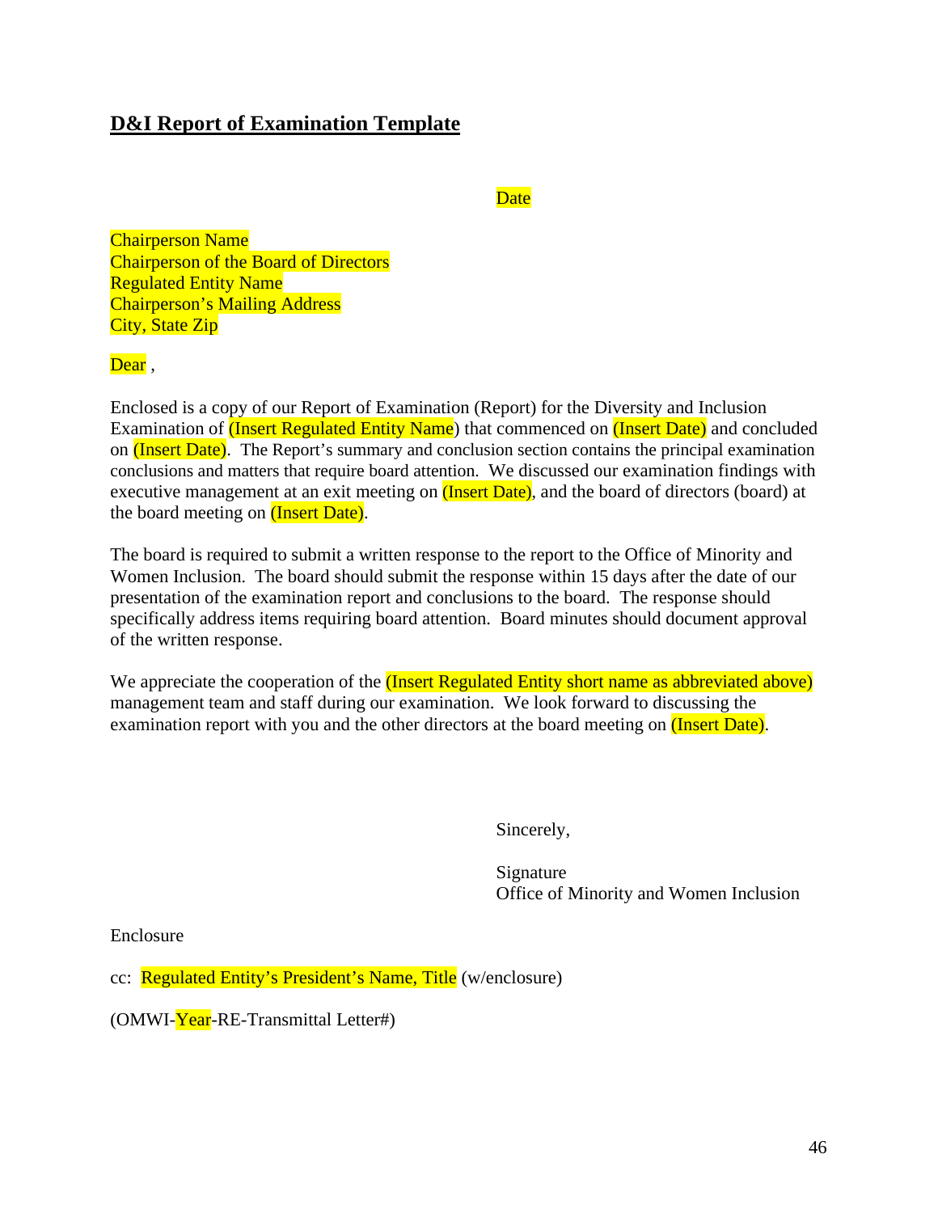**D&I Report of Examination Template**

Date

Chairperson Name
Chairperson of the Board of Directors
Regulated Entity Name
Chairperson's Mailing Address
City, State Zip

Dear ,

Enclosed is a copy of our Report of Examination (Report) for the Diversity and Inclusion Examination of (Insert Regulated Entity Name) that commenced on (Insert Date) and concluded on (Insert Date). The Report's summary and conclusion section contains the principal examination conclusions and matters that require board attention. We discussed our examination findings with executive management at an exit meeting on (Insert Date), and the board of directors (board) at the board meeting on (Insert Date).

The board is required to submit a written response to the report to the Office of Minority and Women Inclusion. The board should submit the response within 15 days after the date of our presentation of the examination report and conclusions to the board. The response should specifically address items requiring board attention. Board minutes should document approval of the written response.

We appreciate the cooperation of the (Insert Regulated Entity short name as abbreviated above) management team and staff during our examination. We look forward to discussing the examination report with you and the other directors at the board meeting on (Insert Date).

Sincerely,

Signature
Office of Minority and Women Inclusion

Enclosure

cc: Regulated Entity's President's Name, Title (w/enclosure)

(OMWI-Year-RE-Transmittal Letter#)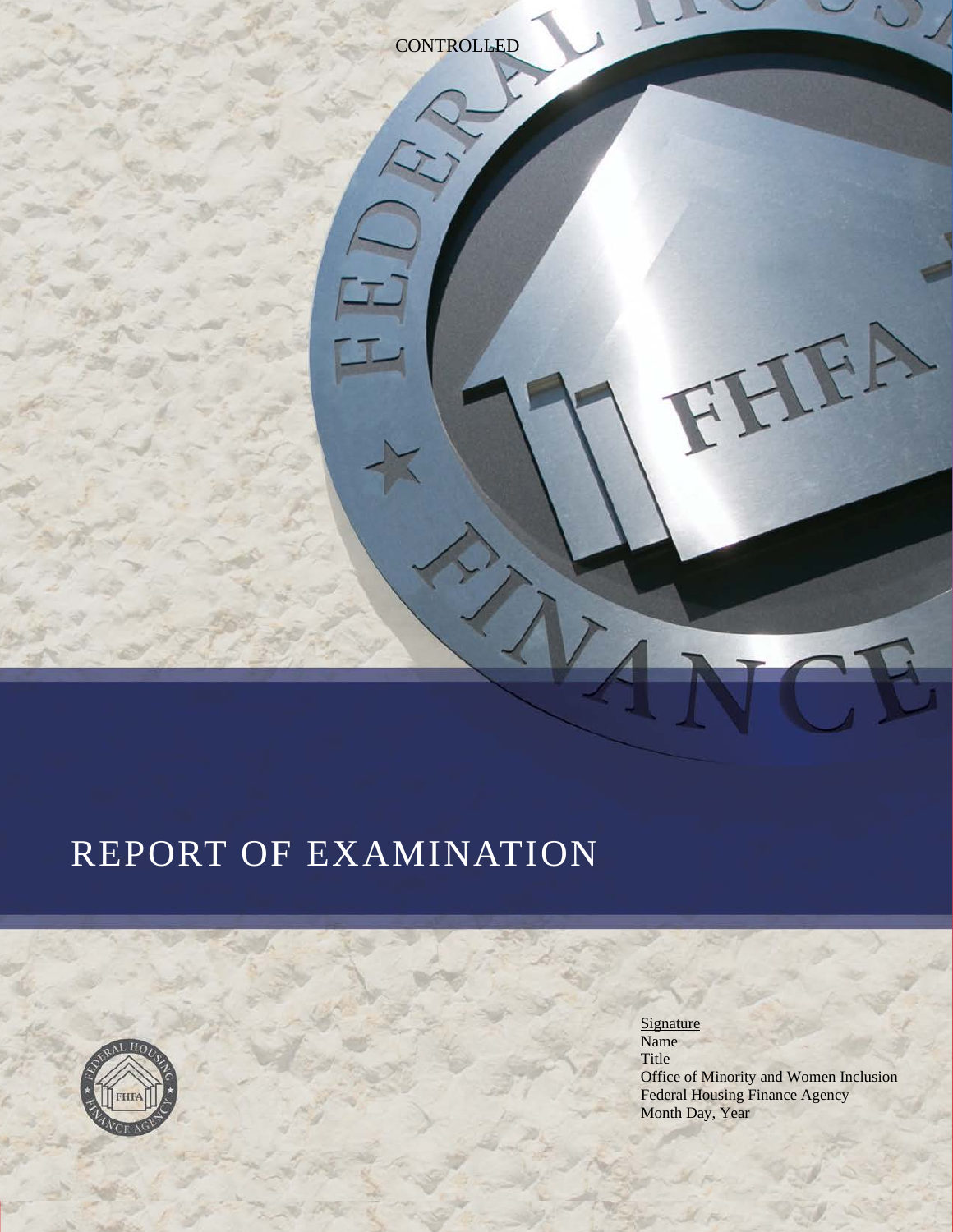CONTROLLED

# REPORT OF EXAMINATION

Signature
Name
Title
Office of Minority and Women Inclusion
Federal Housing Finance Agency
Month Day, Year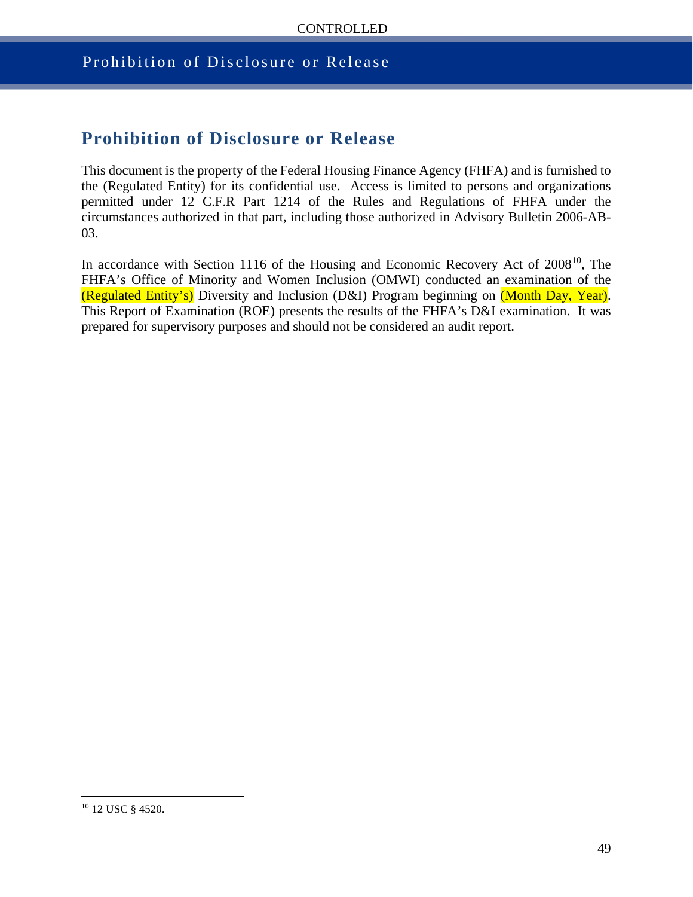## Prohibition of Disclosure or Release

This document is the property of the Federal Housing Finance Agency (FHFA) and is furnished to the (Regulated Entity) for its confidential use. Access is limited to persons and organizations permitted under 12 C.F.R Part 1214 of the Rules and Regulations of FHFA under the circumstances authorized in that part, including those authorized in Advisory Bulletin 2006-AB-03.

In accordance with Section 1116 of the Housing and Economic Recovery Act of 2008[10], The FHFA's Office of Minority and Women Inclusion (OMWI) conducted an examination of the (Regulated Entity's) Diversity and Inclusion (D&I) Program beginning on (Month Day, Year). This Report of Examination (ROE) presents the results of the FHFA's D&I examination. It was prepared for supervisory purposes and should not be considered an audit report.

[10] 12 USC § 4520.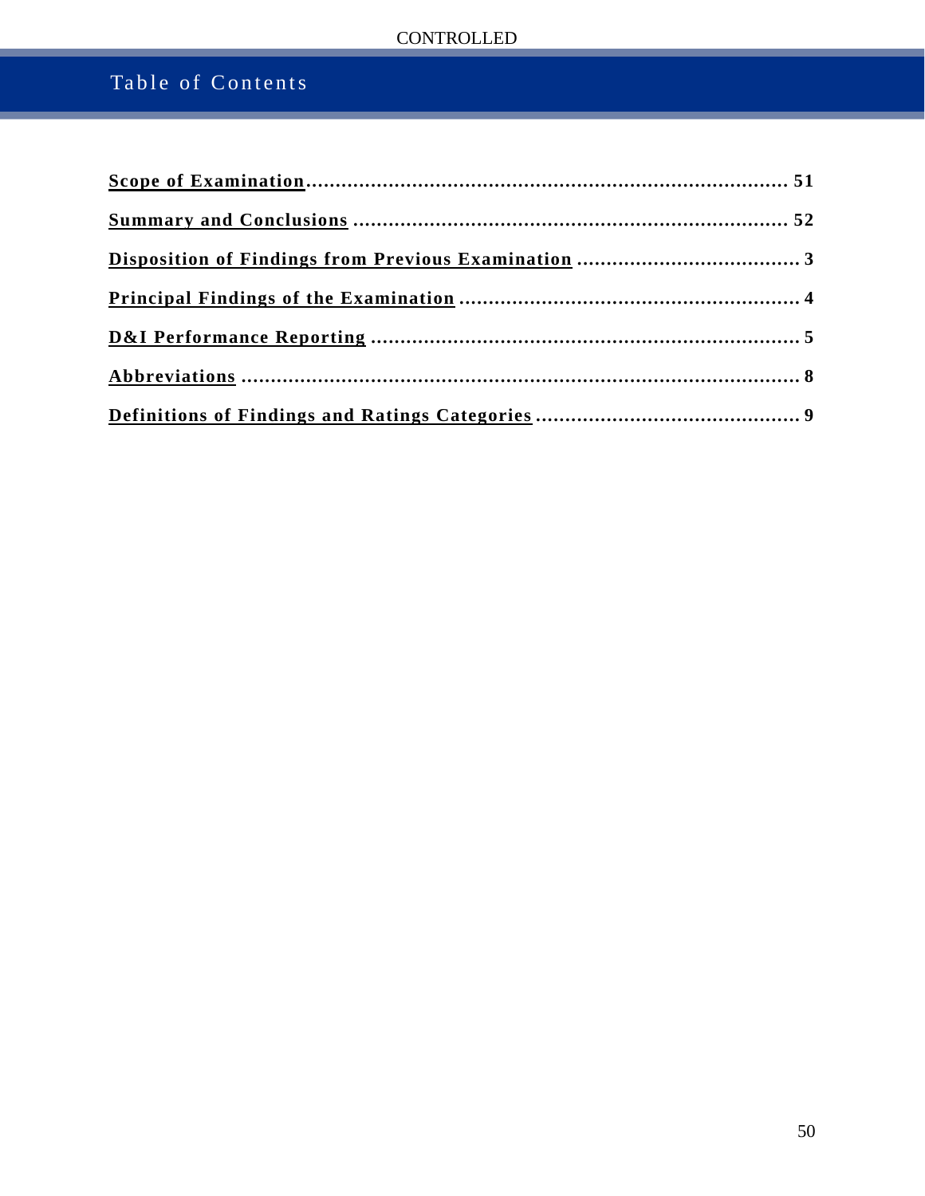# Table of Contents

**Scope of Examination** .......................................................................... **51**

**Summary and Conclusions** ...................................................................... **52**

**Disposition of Findings from Previous Examination** ...................................... **3**

**Principal Findings of the Examination** ........................................................ **4**

**D&I Performance Reporting** ....................................................................... **5**

**Abbreviations** ........................................................................................... **8**

**Definitions of Findings and Ratings Categories** ............................................ **9**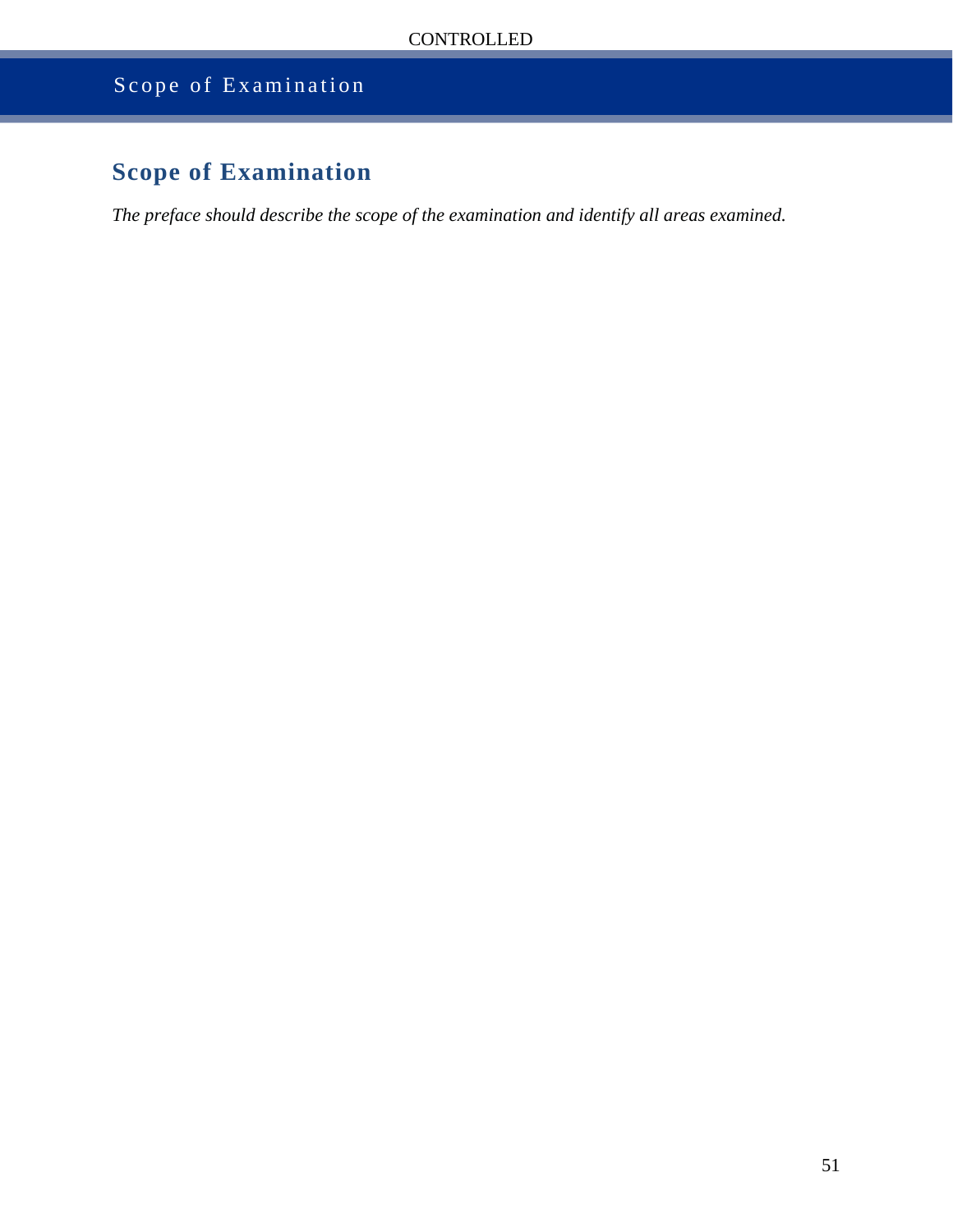## Scope of Examination

*The preface should describe the scope of the examination and identify all areas examined.*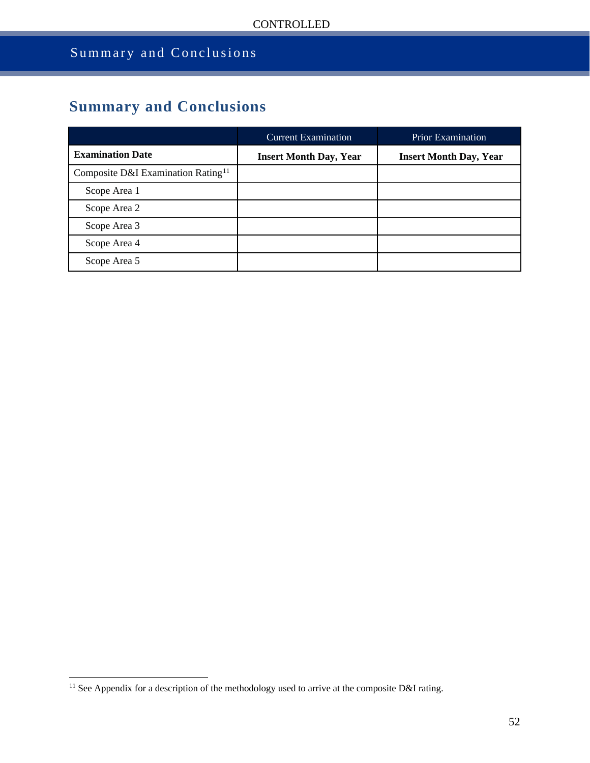# Summary and Conclusions

|  | Current Examination | Prior Examination |
|---|---|---|
| **Examination Date** | **Insert Month Day, Year** | **Insert Month Day, Year** |
| Composite D&I Examination Rating[11] |  |  |
| Scope Area 1 |  |  |
| Scope Area 2 |  |  |
| Scope Area 3 |  |  |
| Scope Area 4 |  |  |
| Scope Area 5 |  |  |

[11] See Appendix for a description of the methodology used to arrive at the composite D&I rating.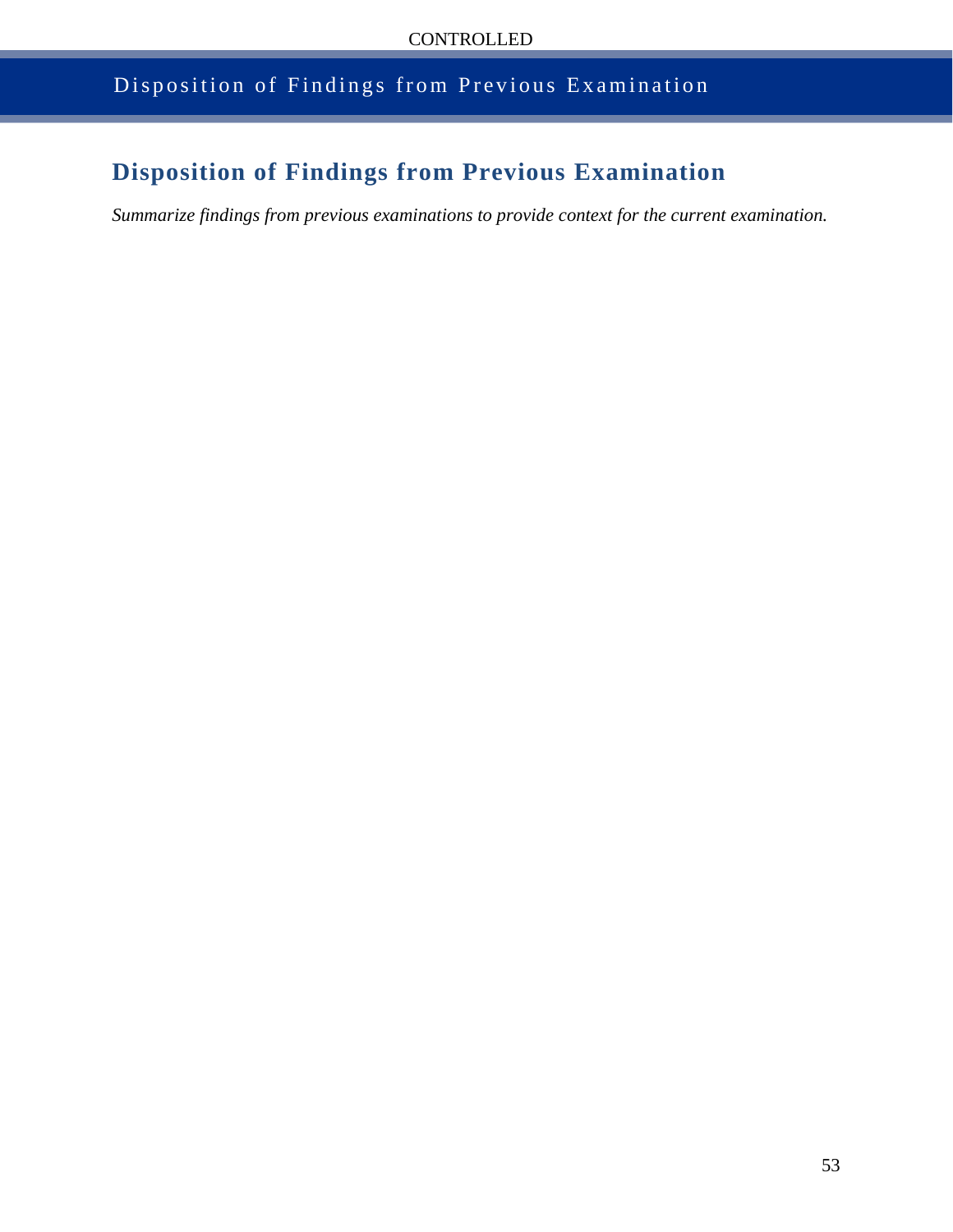## Disposition of Findings from Previous Examination

*Summarize findings from previous examinations to provide context for the current examination.*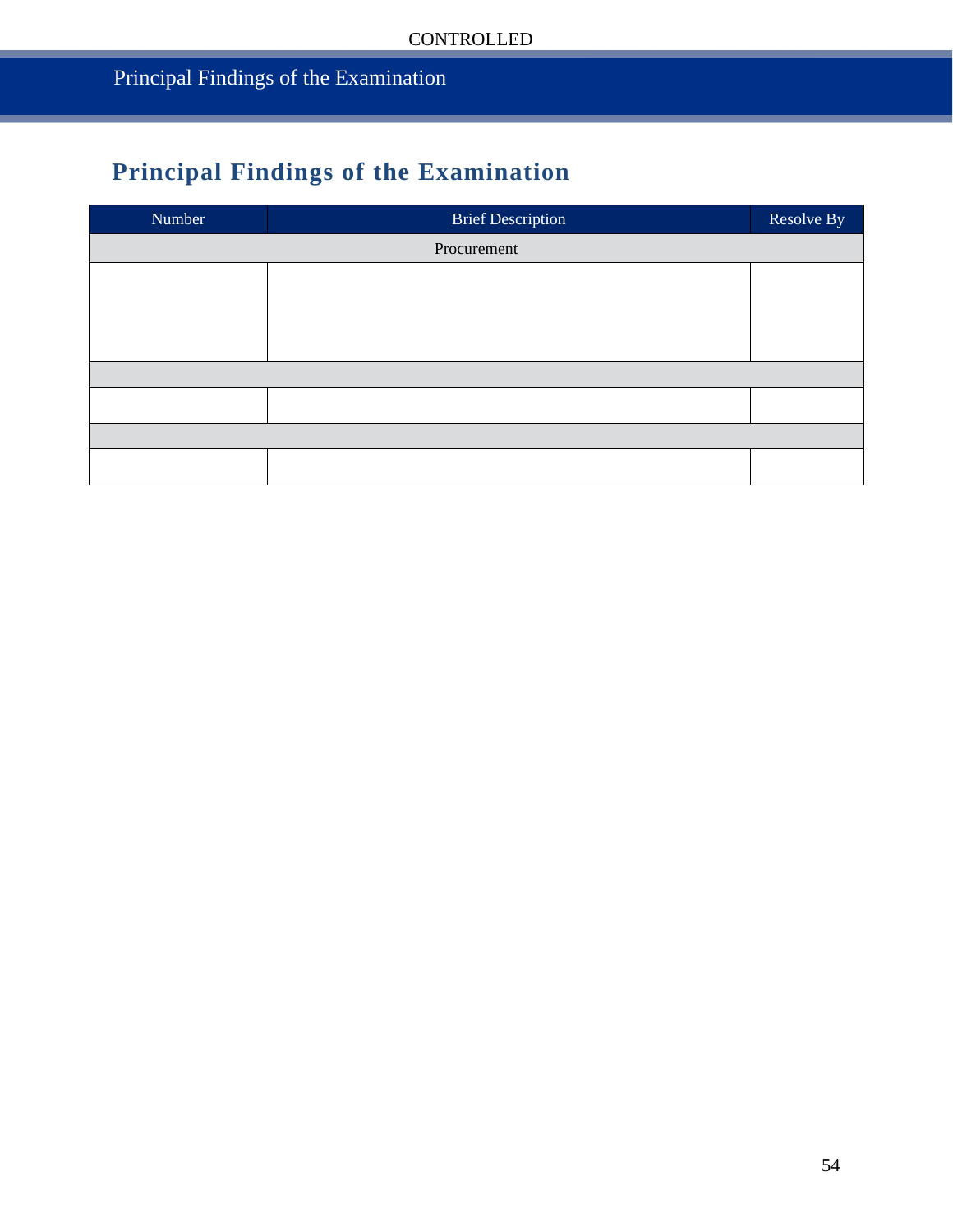## Principal Findings of the Examination

| Number | Brief Description | Resolve By |
| --- | --- | --- |
| Procurement | | |
| | | |
| | | |
| | | |
| | | |
| | | |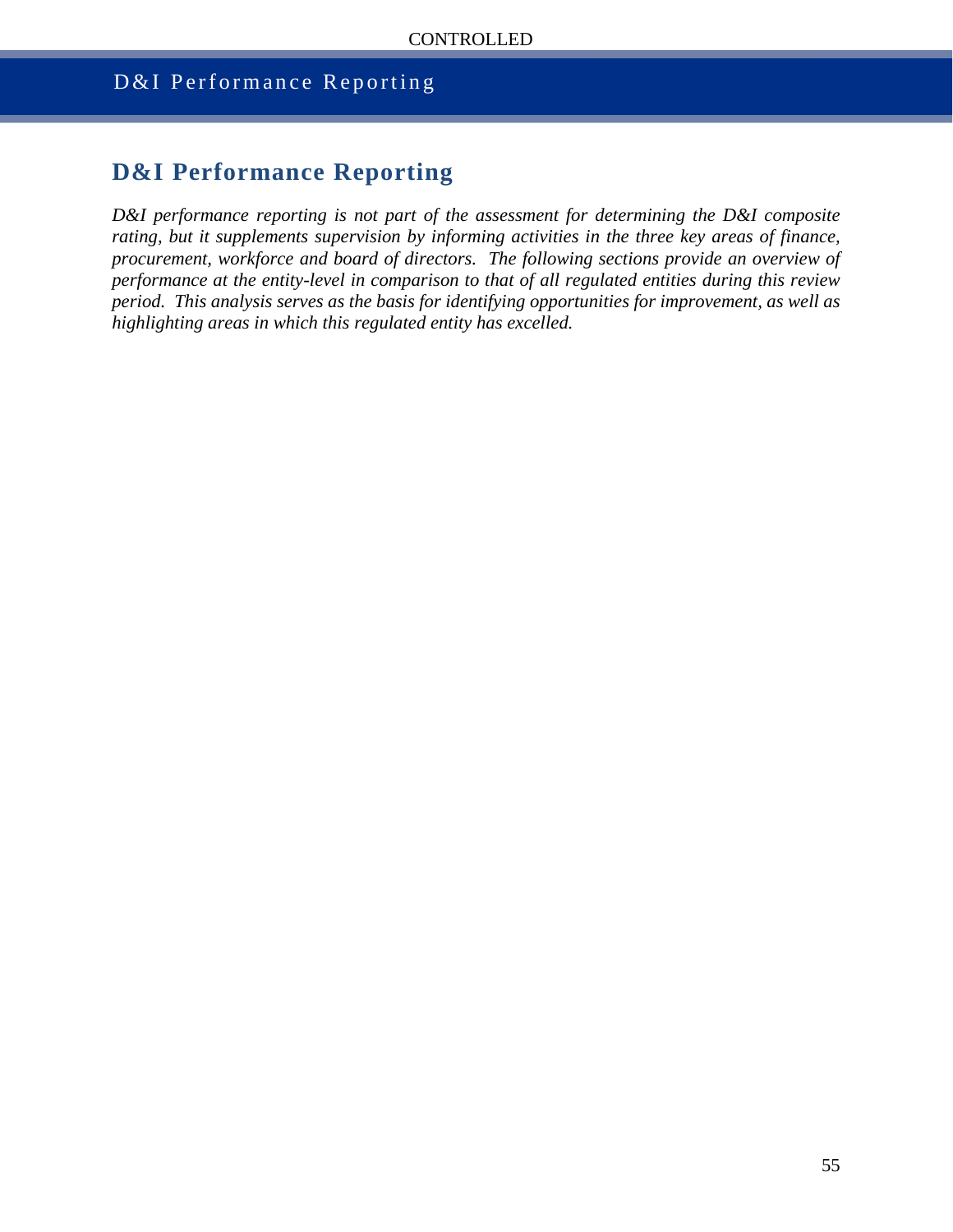# D&I Performance Reporting

*D&I performance reporting is not part of the assessment for determining the D&I composite rating, but it supplements supervision by informing activities in the three key areas of finance, procurement, workforce and board of directors. The following sections provide an overview of performance at the entity-level in comparison to that of all regulated entities during this review period. This analysis serves as the basis for identifying opportunities for improvement, as well as highlighting areas in which this regulated entity has excelled.*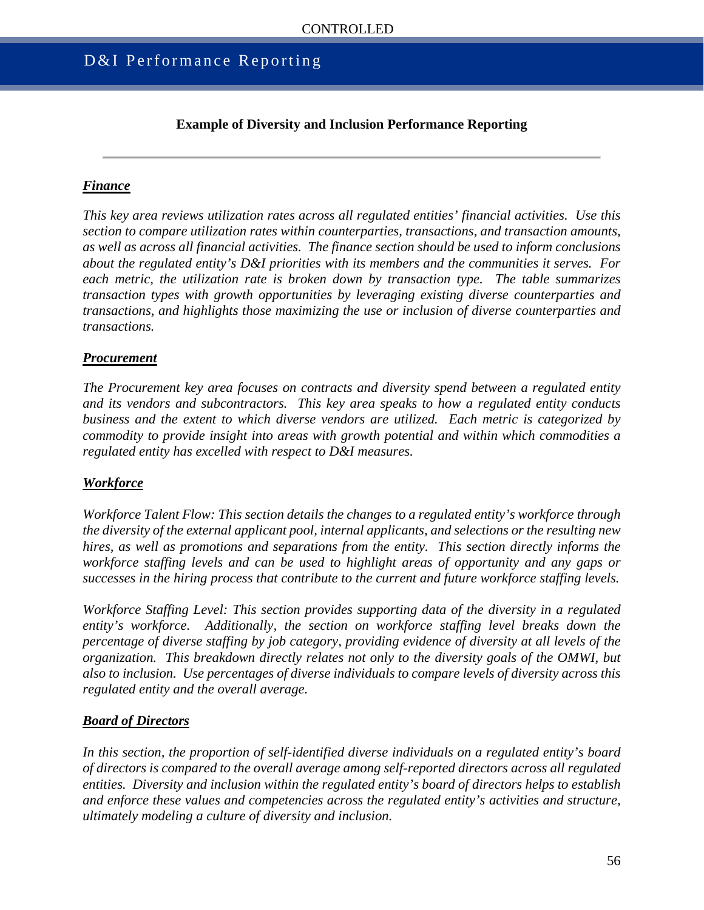**Example of Diversity and Inclusion Performance Reporting**

---

***Finance***

*This key area reviews utilization rates across all regulated entities' financial activities. Use this section to compare utilization rates within counterparties, transactions, and transaction amounts, as well as across all financial activities. The finance section should be used to inform conclusions about the regulated entity's D&I priorities with its members and the communities it serves. For each metric, the utilization rate is broken down by transaction type. The table summarizes transaction types with growth opportunities by leveraging existing diverse counterparties and transactions, and highlights those maximizing the use or inclusion of diverse counterparties and transactions.*

***Procurement***

*The Procurement key area focuses on contracts and diversity spend between a regulated entity and its vendors and subcontractors. This key area speaks to how a regulated entity conducts business and the extent to which diverse vendors are utilized. Each metric is categorized by commodity to provide insight into areas with growth potential and within which commodities a regulated entity has excelled with respect to D&I measures.*

***Workforce***

*Workforce Talent Flow: This section details the changes to a regulated entity's workforce through the diversity of the external applicant pool, internal applicants, and selections or the resulting new hires, as well as promotions and separations from the entity. This section directly informs the workforce staffing levels and can be used to highlight areas of opportunity and any gaps or successes in the hiring process that contribute to the current and future workforce staffing levels.*

*Workforce Staffing Level: This section provides supporting data of the diversity in a regulated entity's workforce. Additionally, the section on workforce staffing level breaks down the percentage of diverse staffing by job category, providing evidence of diversity at all levels of the organization. This breakdown directly relates not only to the diversity goals of the OMWI, but also to inclusion. Use percentages of diverse individuals to compare levels of diversity across this regulated entity and the overall average.*

***Board of Directors***

*In this section, the proportion of self-identified diverse individuals on a regulated entity's board of directors is compared to the overall average among self-reported directors across all regulated entities. Diversity and inclusion within the regulated entity's board of directors helps to establish and enforce these values and competencies across the regulated entity's activities and structure, ultimately modeling a culture of diversity and inclusion.*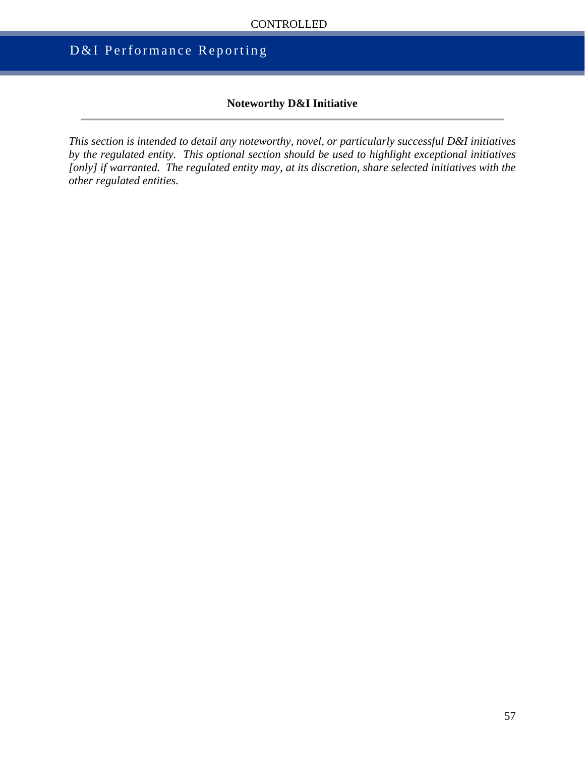## Noteworthy D&I Initiative

*This section is intended to detail any noteworthy, novel, or particularly successful D&I initiatives by the regulated entity. This optional section should be used to highlight exceptional initiatives [only] if warranted. The regulated entity may, at its discretion, share selected initiatives with the other regulated entities.*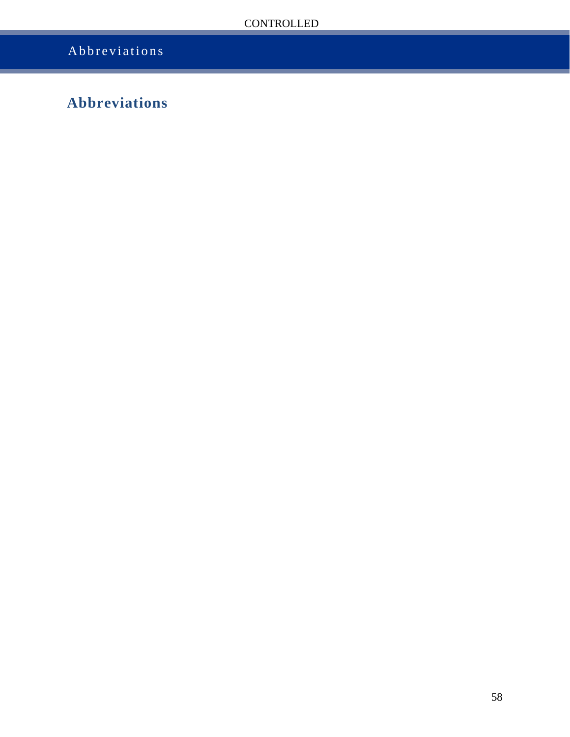# Abbreviations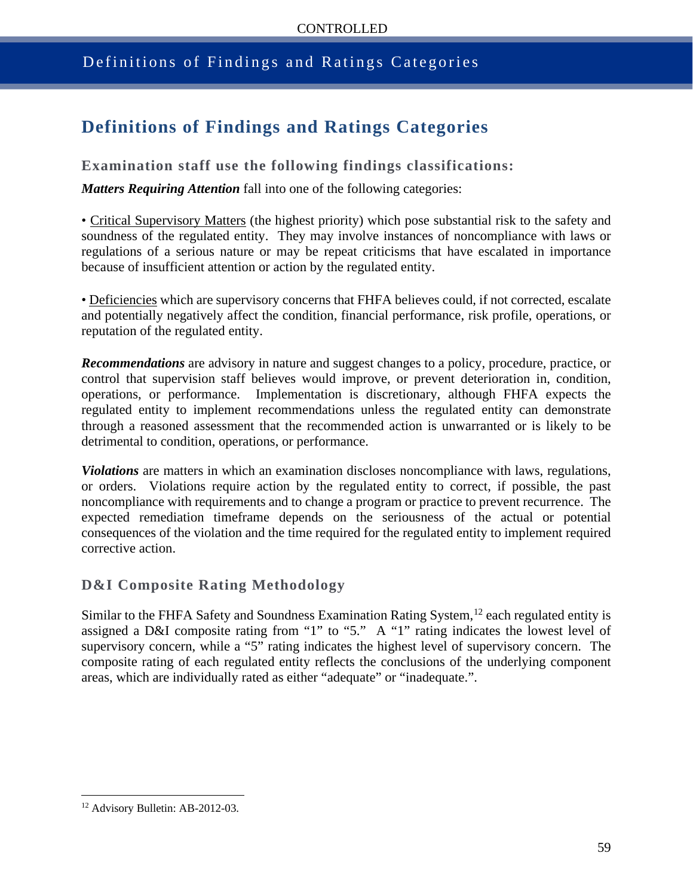# Definitions of Findings and Ratings Categories

### Examination staff use the following findings classifications:

***Matters Requiring Attention*** fall into one of the following categories:

• Critical Supervisory Matters (the highest priority) which pose substantial risk to the safety and soundness of the regulated entity. They may involve instances of noncompliance with laws or regulations of a serious nature or may be repeat criticisms that have escalated in importance because of insufficient attention or action by the regulated entity.

• Deficiencies which are supervisory concerns that FHFA believes could, if not corrected, escalate and potentially negatively affect the condition, financial performance, risk profile, operations, or reputation of the regulated entity.

***Recommendations*** are advisory in nature and suggest changes to a policy, procedure, practice, or control that supervision staff believes would improve, or prevent deterioration in, condition, operations, or performance. Implementation is discretionary, although FHFA expects the regulated entity to implement recommendations unless the regulated entity can demonstrate through a reasoned assessment that the recommended action is unwarranted or is likely to be detrimental to condition, operations, or performance.

***Violations*** are matters in which an examination discloses noncompliance with laws, regulations, or orders. Violations require action by the regulated entity to correct, if possible, the past noncompliance with requirements and to change a program or practice to prevent recurrence. The expected remediation timeframe depends on the seriousness of the actual or potential consequences of the violation and the time required for the regulated entity to implement required corrective action.

### D&I Composite Rating Methodology

Similar to the FHFA Safety and Soundness Examination Rating System,[12] each regulated entity is assigned a D&I composite rating from "1" to "5." A "1" rating indicates the lowest level of supervisory concern, while a "5" rating indicates the highest level of supervisory concern. The composite rating of each regulated entity reflects the conclusions of the underlying component areas, which are individually rated as either "adequate" or "inadequate.".

---

[12] Advisory Bulletin: AB-2012-03.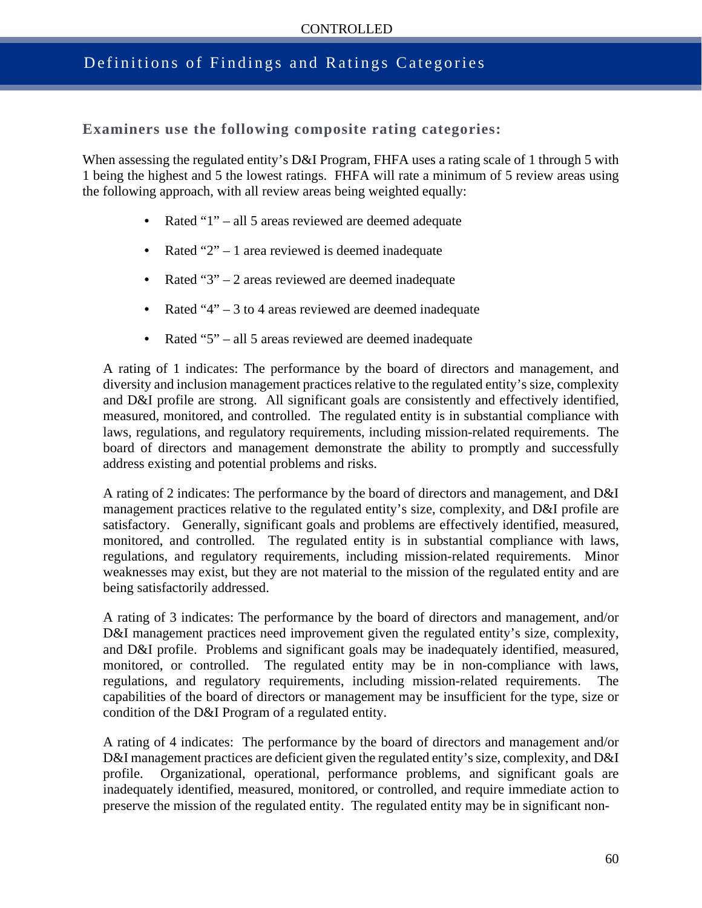# Definitions of Findings and Ratings Categories

### Examiners use the following composite rating categories:

When assessing the regulated entity's D&I Program, FHFA uses a rating scale of 1 through 5 with 1 being the highest and 5 the lowest ratings. FHFA will rate a minimum of 5 review areas using the following approach, with all review areas being weighted equally:

- Rated "1" – all 5 areas reviewed are deemed adequate
- Rated "2" – 1 area reviewed is deemed inadequate
- Rated "3" – 2 areas reviewed are deemed inadequate
- Rated "4" – 3 to 4 areas reviewed are deemed inadequate
- Rated "5" – all 5 areas reviewed are deemed inadequate

A rating of 1 indicates: The performance by the board of directors and management, and diversity and inclusion management practices relative to the regulated entity's size, complexity and D&I profile are strong. All significant goals are consistently and effectively identified, measured, monitored, and controlled. The regulated entity is in substantial compliance with laws, regulations, and regulatory requirements, including mission-related requirements. The board of directors and management demonstrate the ability to promptly and successfully address existing and potential problems and risks.

A rating of 2 indicates: The performance by the board of directors and management, and D&I management practices relative to the regulated entity's size, complexity, and D&I profile are satisfactory. Generally, significant goals and problems are effectively identified, measured, monitored, and controlled. The regulated entity is in substantial compliance with laws, regulations, and regulatory requirements, including mission-related requirements. Minor weaknesses may exist, but they are not material to the mission of the regulated entity and are being satisfactorily addressed.

A rating of 3 indicates: The performance by the board of directors and management, and/or D&I management practices need improvement given the regulated entity's size, complexity, and D&I profile. Problems and significant goals may be inadequately identified, measured, monitored, or controlled. The regulated entity may be in non-compliance with laws, regulations, and regulatory requirements, including mission-related requirements. The capabilities of the board of directors or management may be insufficient for the type, size or condition of the D&I Program of a regulated entity.

A rating of 4 indicates: The performance by the board of directors and management and/or D&I management practices are deficient given the regulated entity's size, complexity, and D&I profile. Organizational, operational, performance problems, and significant goals are inadequately identified, measured, monitored, or controlled, and require immediate action to preserve the mission of the regulated entity. The regulated entity may be in significant non-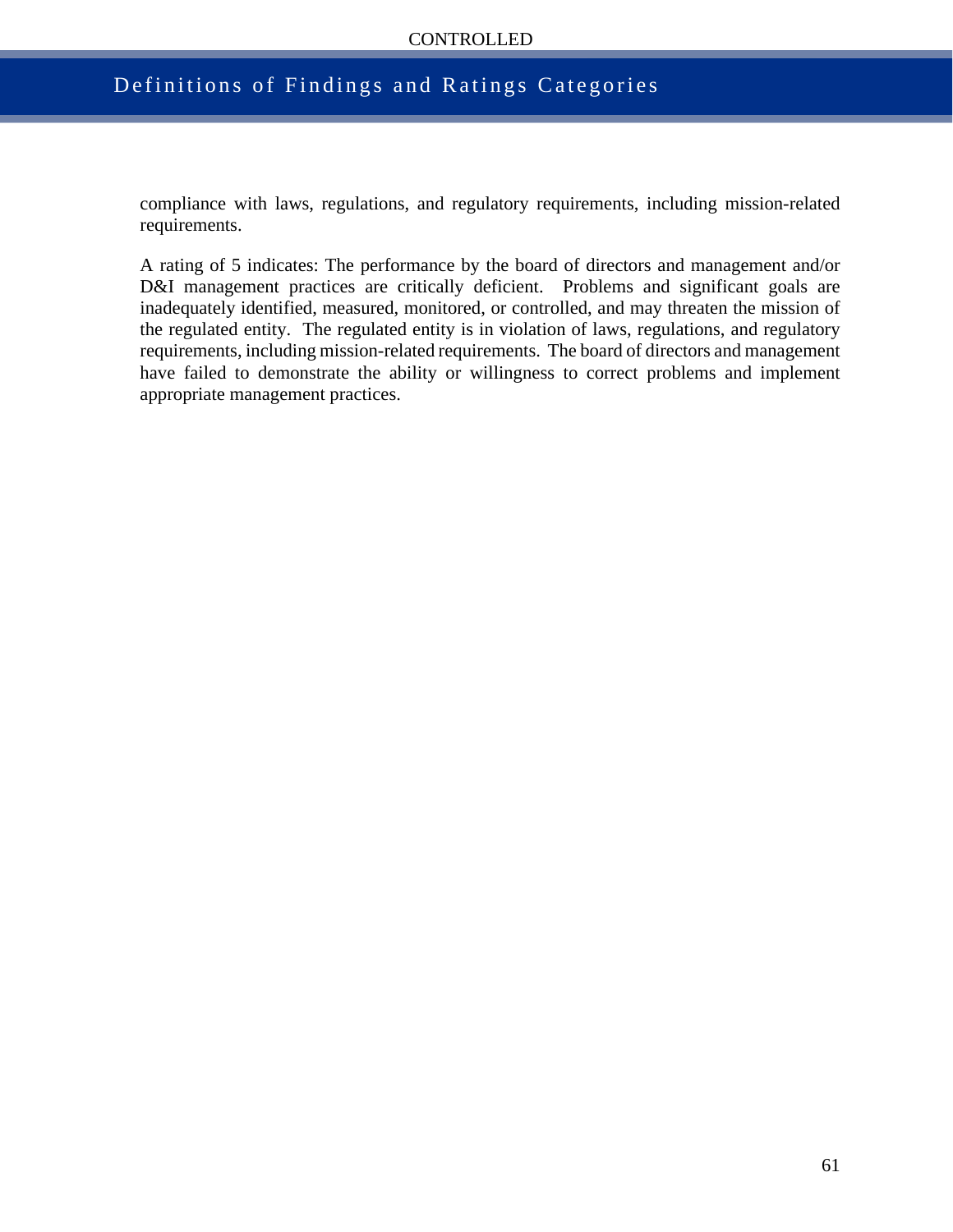compliance with laws, regulations, and regulatory requirements, including mission-related requirements.

A rating of 5 indicates: The performance by the board of directors and management and/or D&I management practices are critically deficient. Problems and significant goals are inadequately identified, measured, monitored, or controlled, and may threaten the mission of the regulated entity. The regulated entity is in violation of laws, regulations, and regulatory requirements, including mission-related requirements. The board of directors and management have failed to demonstrate the ability or willingness to correct problems and implement appropriate management practices.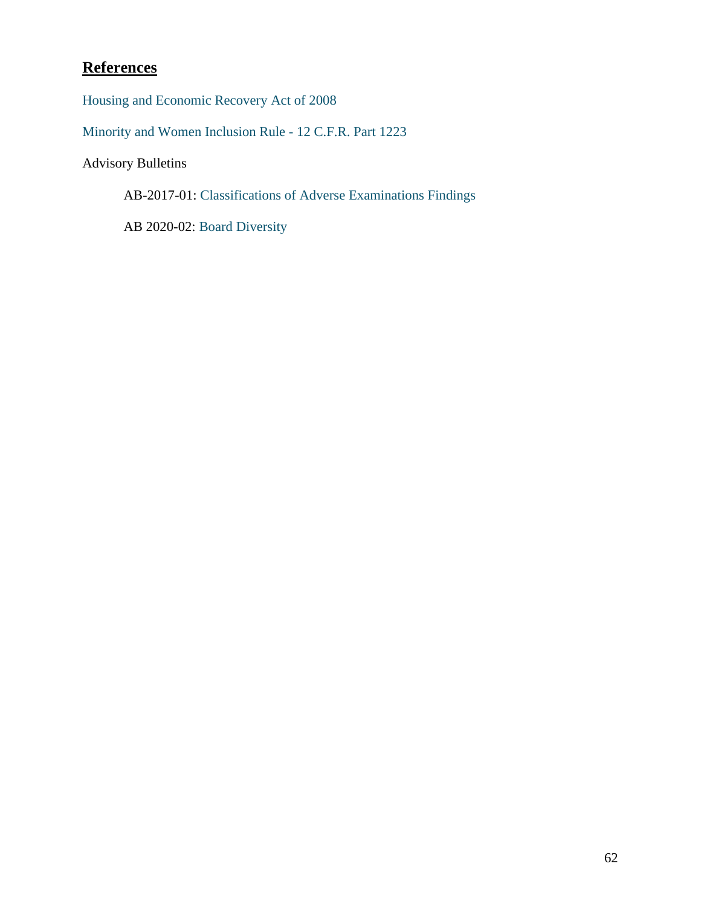## References

Housing and Economic Recovery Act of 2008

Minority and Women Inclusion Rule - 12 C.F.R. Part 1223

Advisory Bulletins

AB-2017-01: Classifications of Adverse Examinations Findings

AB 2020-02: Board Diversity